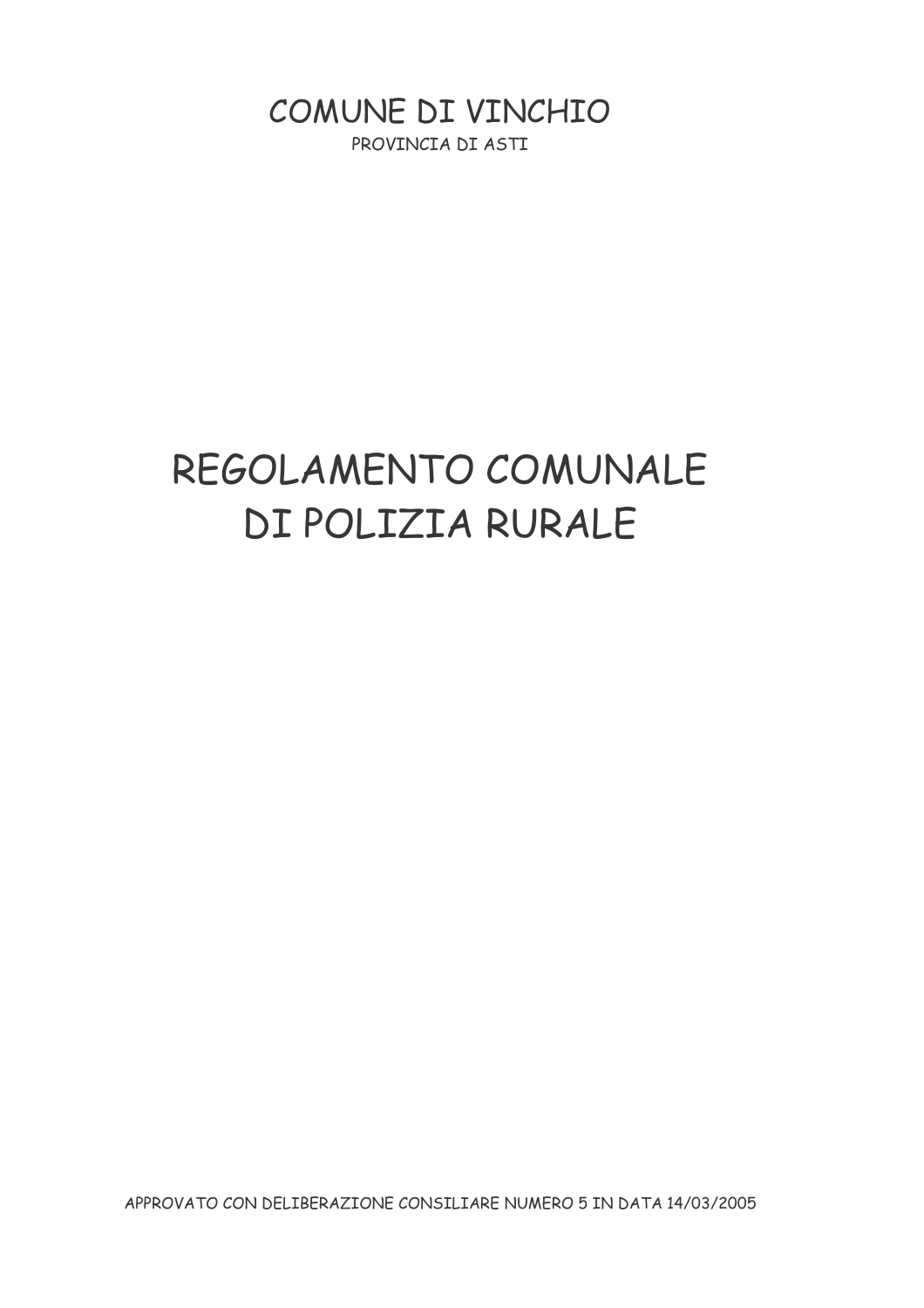COMUNE DI VINCHIO

PROVINCIA DI ASTI

# REGOLAMENTO COMUNALE DI POLIZIA RURALE

APPROVATO CON DELIBERAZIONE CONSILIARE NUMERO 5 IN DATA 14/03/2005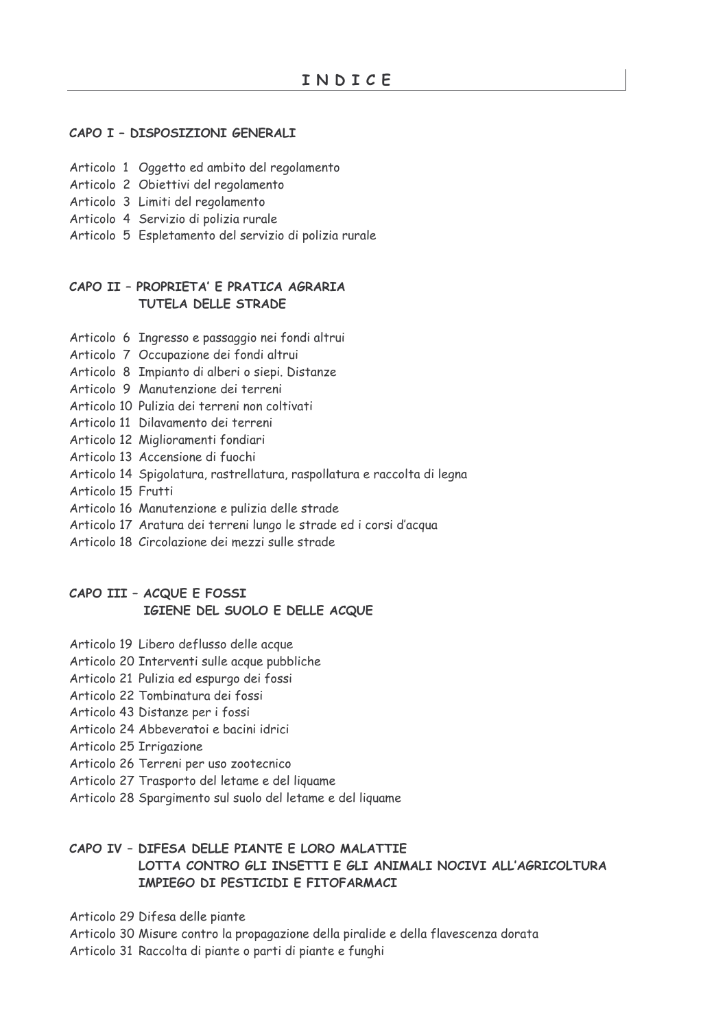# INDICE

## CAPO I – DISPOSIZIONI GENERALI

Articolo 1 Oggetto ed ambito del regolamento
Articolo 2 Obiettivi del regolamento
Articolo 3 Limiti del regolamento
Articolo 4 Servizio di polizia rurale
Articolo 5 Espletamento del servizio di polizia rurale

## CAPO II – PROPRIETA' E PRATICA AGRARIA TUTELA DELLE STRADE

Articolo 6 Ingresso e passaggio nei fondi altrui
Articolo 7 Occupazione dei fondi altrui
Articolo 8 Impianto di alberi o siepi. Distanze
Articolo 9 Manutenzione dei terreni
Articolo 10 Pulizia dei terreni non coltivati
Articolo 11 Dilavamento dei terreni
Articolo 12 Miglioramenti fondiari
Articolo 13 Accensione di fuochi
Articolo 14 Spigolatura, rastrellatura, raspollatura e raccolta di legna
Articolo 15 Frutti
Articolo 16 Manutenzione e pulizia delle strade
Articolo 17 Aratura dei terreni lungo le strade ed i corsi d'acqua
Articolo 18 Circolazione dei mezzi sulle strade

## CAPO III – ACQUE E FOSSI IGIENE DEL SUOLO E DELLE ACQUE

Articolo 19 Libero deflusso delle acque
Articolo 20 Interventi sulle acque pubbliche
Articolo 21 Pulizia ed espurgo dei fossi
Articolo 22 Tombinatura dei fossi
Articolo 43 Distanze per i fossi
Articolo 24 Abbeveratoi e bacini idrici
Articolo 25 Irrigazione
Articolo 26 Terreni per uso zootecnico
Articolo 27 Trasporto del letame e del liquame
Articolo 28 Spargimento sul suolo del letame e del liquame

## CAPO IV – DIFESA DELLE PIANTE E LORO MALATTIE LOTTA CONTRO GLI INSETTI E GLI ANIMALI NOCIVI ALL'AGRICOLTURA IMPIEGO DI PESTICIDI E FITOFARMACI

Articolo 29 Difesa delle piante
Articolo 30 Misure contro la propagazione della piralide e della flavescenza dorata
Articolo 31 Raccolta di piante o parti di piante e funghi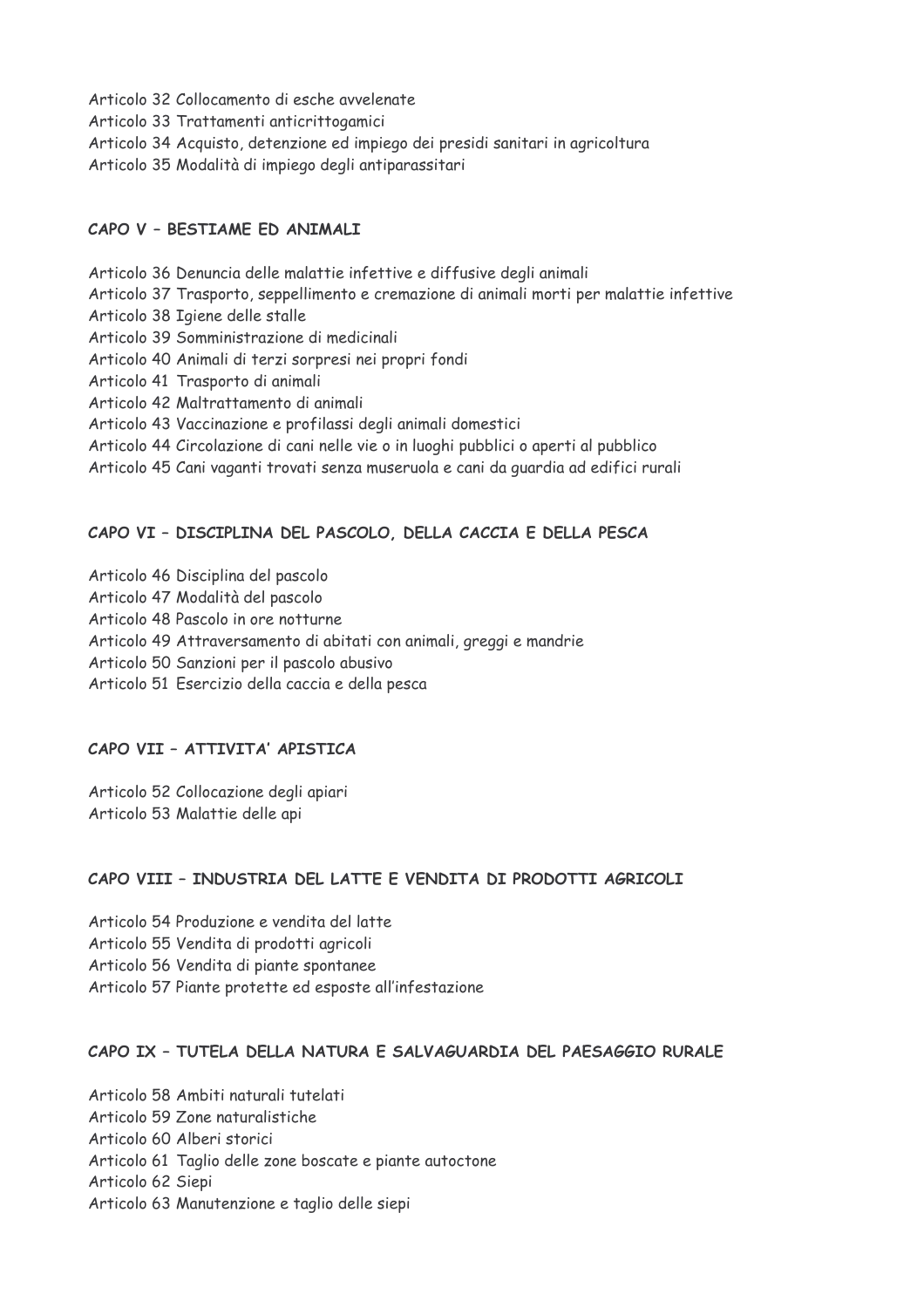Articolo 32 Collocamento di esche avvelenate
Articolo 33 Trattamenti anticrittogamici
Articolo 34 Acquisto, detenzione ed impiego dei presidi sanitari in agricoltura
Articolo 35 Modalità di impiego degli antiparassitari

## CAPO V – BESTIAME ED ANIMALI

Articolo 36 Denuncia delle malattie infettive e diffusive degli animali
Articolo 37 Trasporto, seppellimento e cremazione di animali morti per malattie infettive
Articolo 38 Igiene delle stalle
Articolo 39 Somministrazione di medicinali
Articolo 40 Animali di terzi sorpresi nei propri fondi
Articolo 41 Trasporto di animali
Articolo 42 Maltrattamento di animali
Articolo 43 Vaccinazione e profilassi degli animali domestici
Articolo 44 Circolazione di cani nelle vie o in luoghi pubblici o aperti al pubblico
Articolo 45 Cani vaganti trovati senza museruola e cani da guardia ad edifici rurali

## CAPO VI – DISCIPLINA DEL PASCOLO, DELLA CACCIA E DELLA PESCA

Articolo 46 Disciplina del pascolo
Articolo 47 Modalità del pascolo
Articolo 48 Pascolo in ore notturne
Articolo 49 Attraversamento di abitati con animali, greggi e mandrie
Articolo 50 Sanzioni per il pascolo abusivo
Articolo 51 Esercizio della caccia e della pesca

## CAPO VII – ATTIVITA' APISTICA

Articolo 52 Collocazione degli apiari
Articolo 53 Malattie delle api

## CAPO VIII – INDUSTRIA DEL LATTE E VENDITA DI PRODOTTI AGRICOLI

Articolo 54 Produzione e vendita del latte
Articolo 55 Vendita di prodotti agricoli
Articolo 56 Vendita di piante spontanee
Articolo 57 Piante protette ed esposte all'infestazione

## CAPO IX – TUTELA DELLA NATURA E SALVAGUARDIA DEL PAESAGGIO RURALE

Articolo 58 Ambiti naturali tutelati
Articolo 59 Zone naturalistiche
Articolo 60 Alberi storici
Articolo 61 Taglio delle zone boscate e piante autoctone
Articolo 62 Siepi
Articolo 63 Manutenzione e taglio delle siepi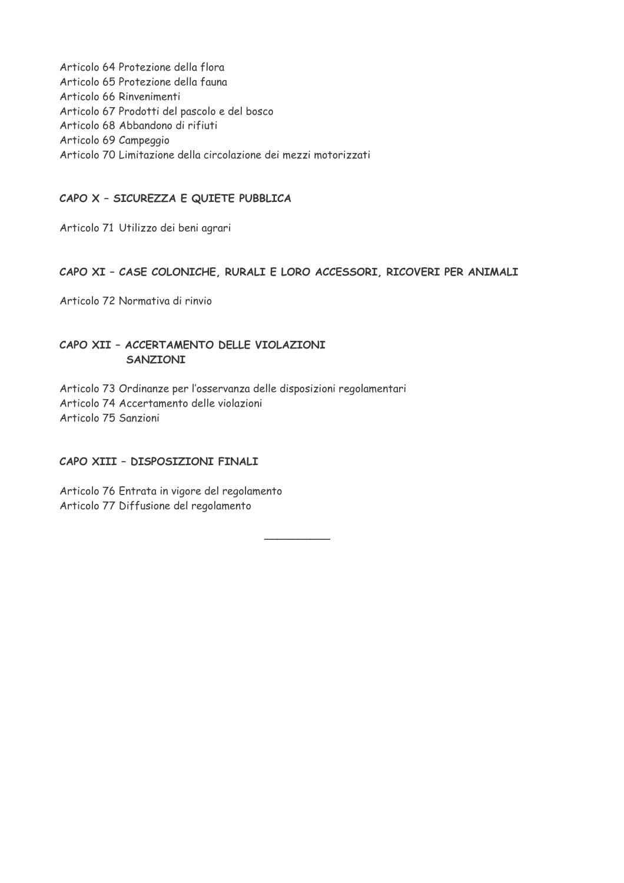Articolo 64 Protezione della flora
Articolo 65 Protezione della fauna
Articolo 66 Rinvenimenti
Articolo 67 Prodotti del pascolo e del bosco
Articolo 68 Abbandono di rifiuti
Articolo 69 Campeggio
Articolo 70 Limitazione della circolazione dei mezzi motorizzati

**CAPO X – SICUREZZA E QUIETE PUBBLICA**

Articolo 71 Utilizzo dei beni agrari

**CAPO XI – CASE COLONICHE, RURALI E LORO ACCESSORI, RICOVERI PER ANIMALI**

Articolo 72 Normativa di rinvio

**CAPO XII – ACCERTAMENTO DELLE VIOLAZIONI
SANZIONI**

Articolo 73 Ordinanze per l'osservanza delle disposizioni regolamentari
Articolo 74 Accertamento delle violazioni
Articolo 75 Sanzioni

**CAPO XIII – DISPOSIZIONI FINALI**

Articolo 76 Entrata in vigore del regolamento
Articolo 77 Diffusione del regolamento

__________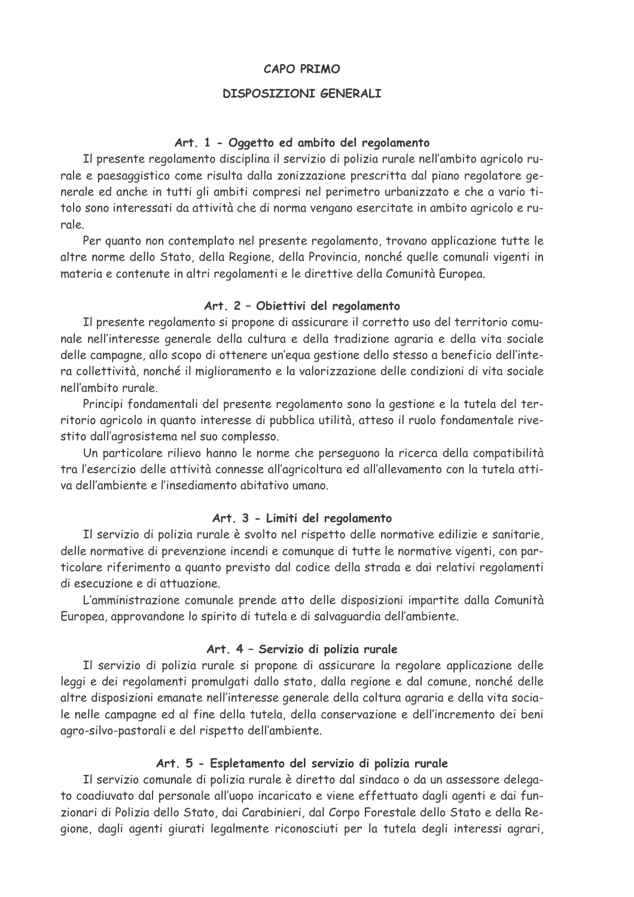# CAPO PRIMO

# DISPOSIZIONI GENERALI

### Art. 1 - Oggetto ed ambito del regolamento

Il presente regolamento disciplina il servizio di polizia rurale nell'ambito agricolo rurale e paesaggistico come risulta dalla zonizzazione prescritta dal piano regolatore generale ed anche in tutti gli ambiti compresi nel perimetro urbanizzato e che a vario titolo sono interessati da attività che di norma vengano esercitate in ambito agricolo e rurale.

Per quanto non contemplato nel presente regolamento, trovano applicazione tutte le altre norme dello Stato, della Regione, della Provincia, nonché quelle comunali vigenti in materia e contenute in altri regolamenti e le direttive della Comunità Europea.

### Art. 2 – Obiettivi del regolamento

Il presente regolamento si propone di assicurare il corretto uso del territorio comunale nell'interesse generale della cultura e della tradizione agraria e della vita sociale delle campagne, allo scopo di ottenere un'equa gestione dello stesso a beneficio dell'intera collettività, nonché il miglioramento e la valorizzazione delle condizioni di vita sociale nell'ambito rurale.

Principi fondamentali del presente regolamento sono la gestione e la tutela del territorio agricolo in quanto interesse di pubblica utilità, atteso il ruolo fondamentale rivestito dall'agrosistema nel suo complesso.

Un particolare rilievo hanno le norme che perseguono la ricerca della compatibilità tra l'esercizio delle attività connesse all'agricoltura ed all'allevamento con la tutela attiva dell'ambiente e l'insediamento abitativo umano.

### Art. 3 - Limiti del regolamento

Il servizio di polizia rurale è svolto nel rispetto delle normative edilizie e sanitarie, delle normative di prevenzione incendi e comunque di tutte le normative vigenti, con particolare riferimento a quanto previsto dal codice della strada e dai relativi regolamenti di esecuzione e di attuazione.

L'amministrazione comunale prende atto delle disposizioni impartite dalla Comunità Europea, approvandone lo spirito di tutela e di salvaguardia dell'ambiente.

### Art. 4 – Servizio di polizia rurale

Il servizio di polizia rurale si propone di assicurare la regolare applicazione delle leggi e dei regolamenti promulgati dallo stato, dalla regione e dal comune, nonché delle altre disposizioni emanate nell'interesse generale della coltura agraria e della vita sociale nelle campagne ed al fine della tutela, della conservazione e dell'incremento dei beni agro-silvo-pastorali e del rispetto dell'ambiente.

### Art. 5 - Espletamento del servizio di polizia rurale

Il servizio comunale di polizia rurale è diretto dal sindaco o da un assessore delegato coadiuvato dal personale all'uopo incaricato e viene effettuato dagli agenti e dai funzionari di Polizia dello Stato, dai Carabinieri, dal Corpo Forestale dello Stato e della Regione, dagli agenti giurati legalmente riconosciuti per la tutela degli interessi agrari,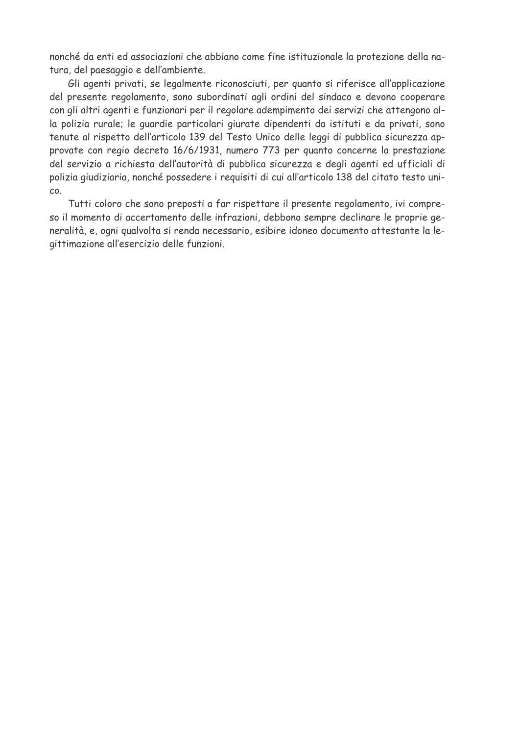nonché da enti ed associazioni che abbiano come fine istituzionale la protezione della natura, del paesaggio e dell'ambiente.

Gli agenti privati, se legalmente riconosciuti, per quanto si riferisce all'applicazione del presente regolamento, sono subordinati agli ordini del sindaco e devono cooperare con gli altri agenti e funzionari per il regolare adempimento dei servizi che attengono alla polizia rurale; le guardie particolari giurate dipendenti da istituti e da privati, sono tenute al rispetto dell'articolo 139 del Testo Unico delle leggi di pubblica sicurezza approvate con regio decreto 16/6/1931, numero 773 per quanto concerne la prestazione del servizio a richiesta dell'autorità di pubblica sicurezza e degli agenti ed ufficiali di polizia giudiziaria, nonché possedere i requisiti di cui all'articolo 138 del citato testo unico.

Tutti coloro che sono preposti a far rispettare il presente regolamento, ivi compreso il momento di accertamento delle infrazioni, debbono sempre declinare le proprie generalità, e, ogni qualvolta si renda necessario, esibire idoneo documento attestante la legittimazione all'esercizio delle funzioni.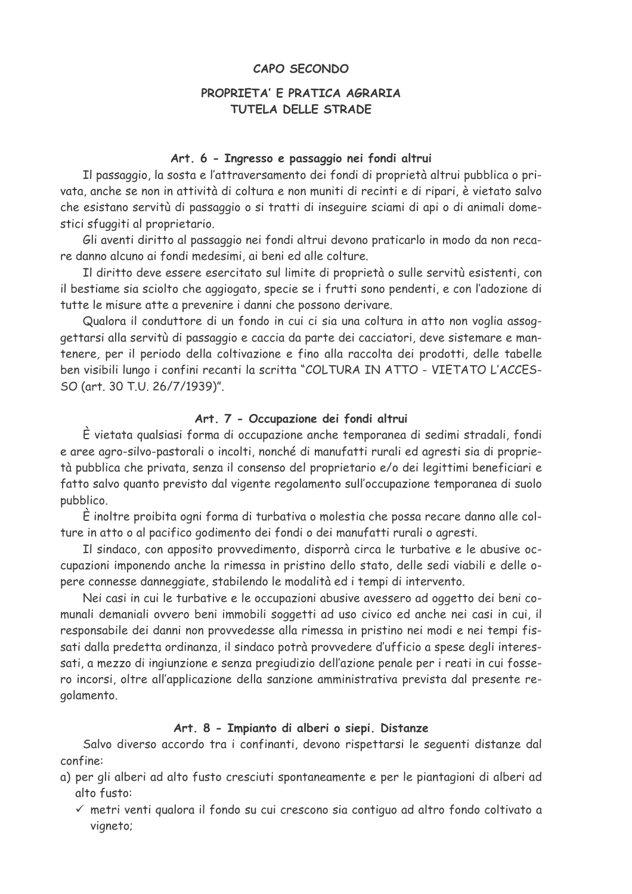## CAPO SECONDO

## PROPRIETA' E PRATICA AGRARIA TUTELA DELLE STRADE

### Art. 6 - Ingresso e passaggio nei fondi altrui

Il passaggio, la sosta e l'attraversamento dei fondi di proprietà altrui pubblica o privata, anche se non in attività di coltura e non muniti di recinti e di ripari, è vietato salvo che esistano servitù di passaggio o si tratti di inseguire sciami di api o di animali domestici sfuggiti al proprietario.

Gli aventi diritto al passaggio nei fondi altrui devono praticarlo in modo da non recare danno alcuno ai fondi medesimi, ai beni ed alle colture.

Il diritto deve essere esercitato sul limite di proprietà o sulle servitù esistenti, con il bestiame sia sciolto che aggiogato, specie se i frutti sono pendenti, e con l'adozione di tutte le misure atte a prevenire i danni che possono derivare.

Qualora il conduttore di un fondo in cui ci sia una coltura in atto non voglia assoggettarsi alla servitù di passaggio e caccia da parte dei cacciatori, deve sistemare e mantenere, per il periodo della coltivazione e fino alla raccolta dei prodotti, delle tabelle ben visibili lungo i confini recanti la scritta "COLTURA IN ATTO - VIETATO L'ACCESSO (art. 30 T.U. 26/7/1939)".

### Art. 7 - Occupazione dei fondi altrui

È vietata qualsiasi forma di occupazione anche temporanea di sedimi stradali, fondi e aree agro-silvo-pastorali o incolti, nonché di manufatti rurali ed agresti sia di proprietà pubblica che privata, senza il consenso del proprietario e/o dei legittimi beneficiari e fatto salvo quanto previsto dal vigente regolamento sull'occupazione temporanea di suolo pubblico.

È inoltre proibita ogni forma di turbativa o molestia che possa recare danno alle colture in atto o al pacifico godimento dei fondi o dei manufatti rurali o agresti.

Il sindaco, con apposito provvedimento, disporrà circa le turbative e le abusive occupazioni imponendo anche la rimessa in pristino dello stato, delle sedi viabili e delle opere connesse danneggiate, stabilendo le modalità ed i tempi di intervento.

Nei casi in cui le turbative e le occupazioni abusive avessero ad oggetto dei beni comunali demaniali ovvero beni immobili soggetti ad uso civico ed anche nei casi in cui, il responsabile dei danni non provvedesse alla rimessa in pristino nei modi e nei tempi fissati dalla predetta ordinanza, il sindaco potrà provvedere d'ufficio a spese degli interessati, a mezzo di ingiunzione e senza pregiudizio dell'azione penale per i reati in cui fossero incorsi, oltre all'applicazione della sanzione amministrativa prevista dal presente regolamento.

### Art. 8 - Impianto di alberi o siepi. Distanze

Salvo diverso accordo tra i confinanti, devono rispettarsi le seguenti distanze dal confine:

a) per gli alberi ad alto fusto cresciuti spontaneamente e per le piantagioni di alberi ad alto fusto:
   - ✓ metri venti qualora il fondo su cui crescono sia contiguo ad altro fondo coltivato a vigneto;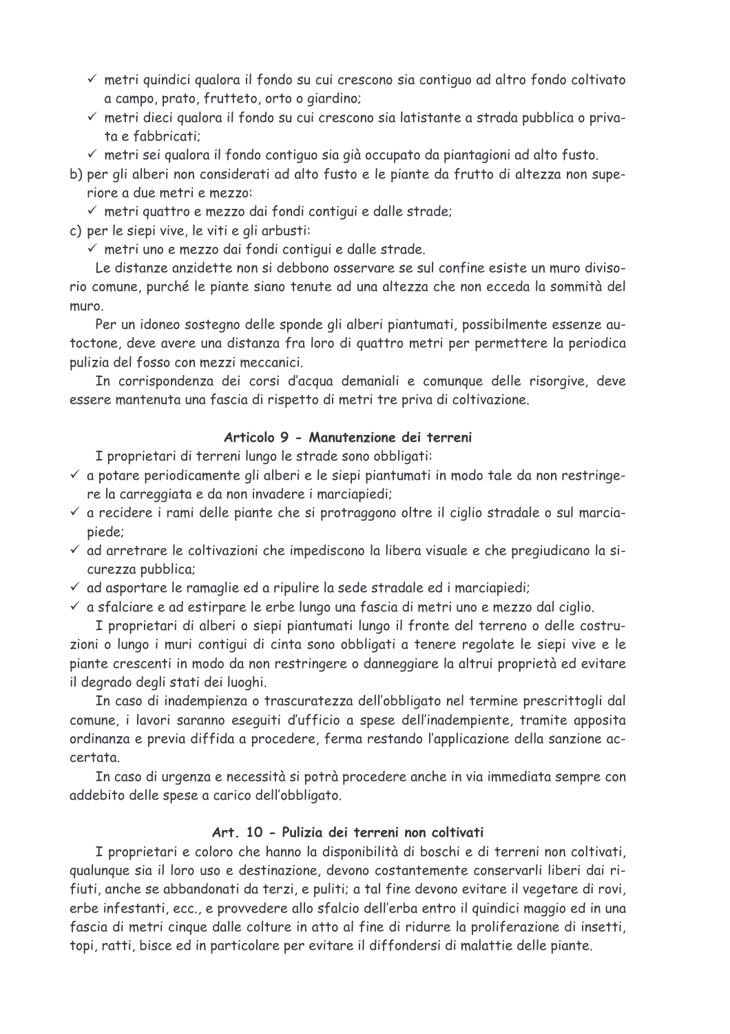- ✓ metri quindici qualora il fondo su cui crescono sia contiguo ad altro fondo coltivato a campo, prato, frutteto, orto o giardino;
- ✓ metri dieci qualora il fondo su cui crescono sia latistante a strada pubblica o privata e fabbricati;
- ✓ metri sei qualora il fondo contiguo sia già occupato da piantagioni ad alto fusto.

b) per gli alberi non considerati ad alto fusto e le piante da frutto di altezza non superiore a due metri e mezzo:
   - ✓ metri quattro e mezzo dai fondi contigui e dalle strade;

c) per le siepi vive, le viti e gli arbusti:
   - ✓ metri uno e mezzo dai fondi contigui e dalle strade.

Le distanze anzidette non si debbono osservare se sul confine esiste un muro divisorio comune, purché le piante siano tenute ad una altezza che non ecceda la sommità del muro.

Per un idoneo sostegno delle sponde gli alberi piantumati, possibilmente essenze autoctone, deve avere una distanza fra loro di quattro metri per permettere la periodica pulizia del fosso con mezzi meccanici.

In corrispondenza dei corsi d'acqua demaniali e comunque delle risorgive, deve essere mantenuta una fascia di rispetto di metri tre priva di coltivazione.

### Articolo 9 - Manutenzione dei terreni

I proprietari di terreni lungo le strade sono obbligati:

- ✓ a potare periodicamente gli alberi e le siepi piantumati in modo tale da non restringere la carreggiata e da non invadere i marciapiedi;
- ✓ a recidere i rami delle piante che si protraggono oltre il ciglio stradale o sul marciapiede;
- ✓ ad arretrare le coltivazioni che impediscono la libera visuale e che pregiudicano la sicurezza pubblica;
- ✓ ad asportare le ramaglie ed a ripulire la sede stradale ed i marciapiedi;
- ✓ a sfalciare e ad estirpare le erbe lungo una fascia di metri uno e mezzo dal ciglio.

I proprietari di alberi o siepi piantumati lungo il fronte del terreno o delle costruzioni o lungo i muri contigui di cinta sono obbligati a tenere regolate le siepi vive e le piante crescenti in modo da non restringere o danneggiare la altrui proprietà ed evitare il degrado degli stati dei luoghi.

In caso di inadempienza o trascuratezza dell'obbligato nel termine prescrittogli dal comune, i lavori saranno eseguiti d'ufficio a spese dell'inadempiente, tramite apposita ordinanza e previa diffida a procedere, ferma restando l'applicazione della sanzione accertata.

In caso di urgenza e necessità si potrà procedere anche in via immediata sempre con addebito delle spese a carico dell'obbligato.

### Art. 10 - Pulizia dei terreni non coltivati

I proprietari e coloro che hanno la disponibilità di boschi e di terreni non coltivati, qualunque sia il loro uso e destinazione, devono costantemente conservarli liberi dai rifiuti, anche se abbandonati da terzi, e puliti; a tal fine devono evitare il vegetare di rovi, erbe infestanti, ecc., e provvedere allo sfalcio dell'erba entro il quindici maggio ed in una fascia di metri cinque dalle colture in atto al fine di ridurre la proliferazione di insetti, topi, ratti, bisce ed in particolare per evitare il diffondersi di malattie delle piante.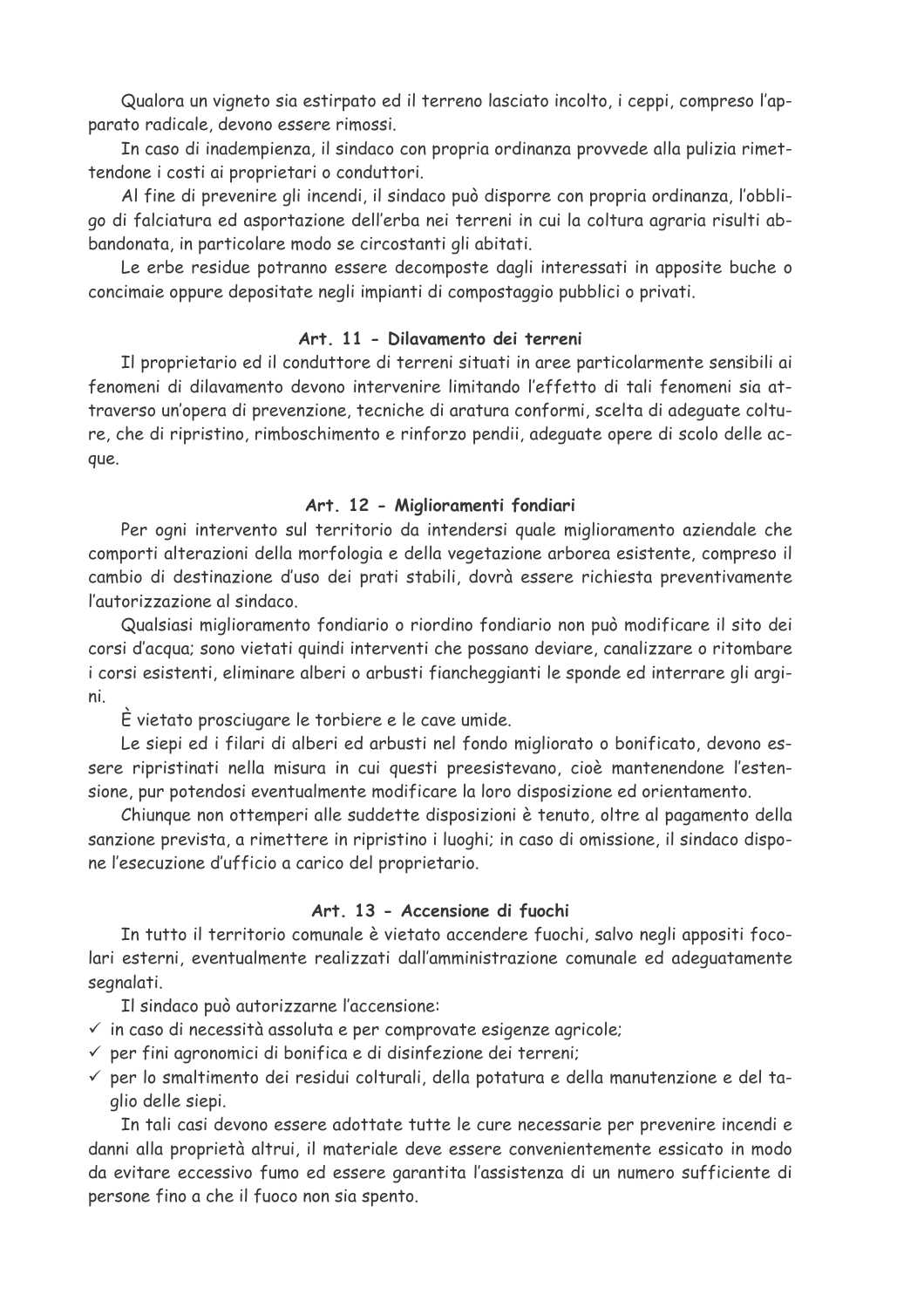Qualora un vigneto sia estirpato ed il terreno lasciato incolto, i ceppi, compreso l'apparato radicale, devono essere rimossi.

In caso di inadempienza, il sindaco con propria ordinanza provvede alla pulizia rimettendone i costi ai proprietari o conduttori.

Al fine di prevenire gli incendi, il sindaco può disporre con propria ordinanza, l'obbligo di falciatura ed asportazione dell'erba nei terreni in cui la coltura agraria risulti abbandonata, in particolare modo se circostanti gli abitati.

Le erbe residue potranno essere decomposte dagli interessati in apposite buche o concimaie oppure depositate negli impianti di compostaggio pubblici o privati.

### Art. 11 - Dilavamento dei terreni

Il proprietario ed il conduttore di terreni situati in aree particolarmente sensibili ai fenomeni di dilavamento devono intervenire limitando l'effetto di tali fenomeni sia attraverso un'opera di prevenzione, tecniche di aratura conformi, scelta di adeguate colture, che di ripristino, rimboschimento e rinforzo pendii, adeguate opere di scolo delle acque.

### Art. 12 - Miglioramenti fondiari

Per ogni intervento sul territorio da intendersi quale miglioramento aziendale che comporti alterazioni della morfologia e della vegetazione arborea esistente, compreso il cambio di destinazione d'uso dei prati stabili, dovrà essere richiesta preventivamente l'autorizzazione al sindaco.

Qualsiasi miglioramento fondiario o riordino fondiario non può modificare il sito dei corsi d'acqua; sono vietati quindi interventi che possano deviare, canalizzare o ritombare i corsi esistenti, eliminare alberi o arbusti fiancheggianti le sponde ed interrare gli argini.

È vietato prosciugare le torbiere e le cave umide.

Le siepi ed i filari di alberi ed arbusti nel fondo migliorato o bonificato, devono essere ripristinati nella misura in cui questi preesistevano, cioè mantenendone l'estensione, pur potendosi eventualmente modificare la loro disposizione ed orientamento.

Chiunque non ottemperi alle suddette disposizioni è tenuto, oltre al pagamento della sanzione prevista, a rimettere in ripristino i luoghi; in caso di omissione, il sindaco dispone l'esecuzione d'ufficio a carico del proprietario.

### Art. 13 - Accensione di fuochi

In tutto il territorio comunale è vietato accendere fuochi, salvo negli appositi focolari esterni, eventualmente realizzati dall'amministrazione comunale ed adeguatamente segnalati.

Il sindaco può autorizzarne l'accensione:

- ✓ in caso di necessità assoluta e per comprovate esigenze agricole;
- ✓ per fini agronomici di bonifica e di disinfezione dei terreni;
- ✓ per lo smaltimento dei residui colturali, della potatura e della manutenzione e del taglio delle siepi.

In tali casi devono essere adottate tutte le cure necessarie per prevenire incendi e danni alla proprietà altrui, il materiale deve essere convenientemente essicato in modo da evitare eccessivo fumo ed essere garantita l'assistenza di un numero sufficiente di persone fino a che il fuoco non sia spento.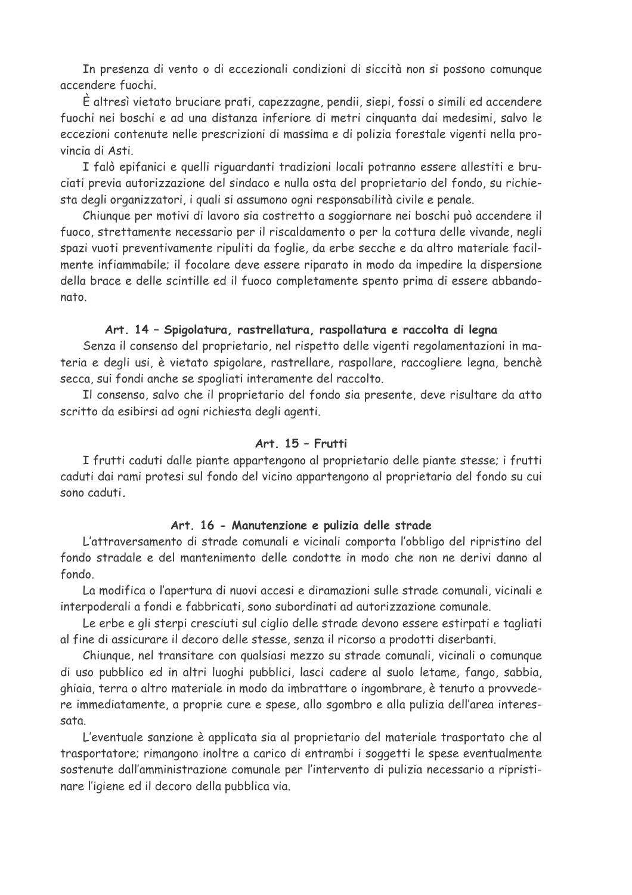In presenza di vento o di eccezionali condizioni di siccità non si possono comunque accendere fuochi.

È altresì vietato bruciare prati, capezzagne, pendii, siepi, fossi o simili ed accendere fuochi nei boschi e ad una distanza inferiore di metri cinquanta dai medesimi, salvo le eccezioni contenute nelle prescrizioni di massima e di polizia forestale vigenti nella provincia di Asti.

I falò epifanici e quelli riguardanti tradizioni locali potranno essere allestiti e bruciati previa autorizzazione del sindaco e nulla osta del proprietario del fondo, su richiesta degli organizzatori, i quali si assumono ogni responsabilità civile e penale.

Chiunque per motivi di lavoro sia costretto a soggiornare nei boschi può accendere il fuoco, strettamente necessario per il riscaldamento o per la cottura delle vivande, negli spazi vuoti preventivamente ripuliti da foglie, da erbe secche e da altro materiale facilmente infiammabile; il focolare deve essere riparato in modo da impedire la dispersione della brace e delle scintille ed il fuoco completamente spento prima di essere abbandonato.

### Art. 14 – Spigolatura, rastrellatura, raspollatura e raccolta di legna

Senza il consenso del proprietario, nel rispetto delle vigenti regolamentazioni in materia e degli usi, è vietato spigolare, rastrellare, raspollare, raccogliere legna, benchè secca, sui fondi anche se spogliati interamente del raccolto.

Il consenso, salvo che il proprietario del fondo sia presente, deve risultare da atto scritto da esibirsi ad ogni richiesta degli agenti.

### Art. 15 – Frutti

I frutti caduti dalle piante appartengono al proprietario delle piante stesse; i frutti caduti dai rami protesi sul fondo del vicino appartengono al proprietario del fondo su cui sono caduti.

### Art. 16 - Manutenzione e pulizia delle strade

L'attraversamento di strade comunali e vicinali comporta l'obbligo del ripristino del fondo stradale e del mantenimento delle condotte in modo che non ne derivi danno al fondo.

La modifica o l'apertura di nuovi accesi e diramazioni sulle strade comunali, vicinali e interpoderali a fondi e fabbricati, sono subordinati ad autorizzazione comunale.

Le erbe e gli sterpi cresciuti sul ciglio delle strade devono essere estirpati e tagliati al fine di assicurare il decoro delle stesse, senza il ricorso a prodotti diserbanti.

Chiunque, nel transitare con qualsiasi mezzo su strade comunali, vicinali o comunque di uso pubblico ed in altri luoghi pubblici, lasci cadere al suolo letame, fango, sabbia, ghiaia, terra o altro materiale in modo da imbrattare o ingombrare, è tenuto a provvedere immediatamente, a proprie cure e spese, allo sgombro e alla pulizia dell'area interessata.

L'eventuale sanzione è applicata sia al proprietario del materiale trasportato che al trasportatore; rimangono inoltre a carico di entrambi i soggetti le spese eventualmente sostenute dall'amministrazione comunale per l'intervento di pulizia necessario a ripristinare l'igiene ed il decoro della pubblica via.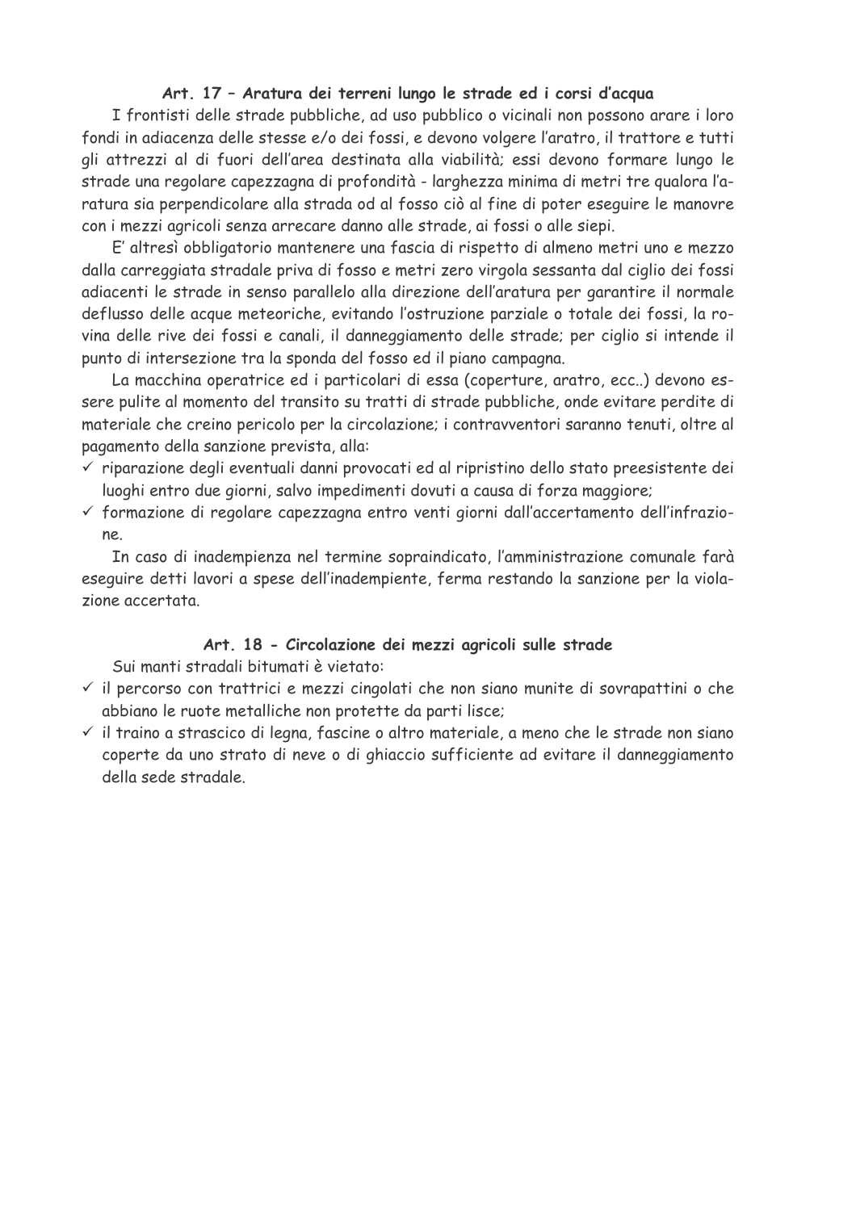### Art. 17 – Aratura dei terreni lungo le strade ed i corsi d'acqua

I frontisti delle strade pubbliche, ad uso pubblico o vicinali non possono arare i loro fondi in adiacenza delle stesse e/o dei fossi, e devono volgere l'aratro, il trattore e tutti gli attrezzi al di fuori dell'area destinata alla viabilità; essi devono formare lungo le strade una regolare capezzagna di profondità - larghezza minima di metri tre qualora l'aratura sia perpendicolare alla strada od al fosso ciò al fine di poter eseguire le manovre con i mezzi agricoli senza arrecare danno alle strade, ai fossi o alle siepi.

E' altresì obbligatorio mantenere una fascia di rispetto di almeno metri uno e mezzo dalla carreggiata stradale priva di fosso e metri zero virgola sessanta dal ciglio dei fossi adiacenti le strade in senso parallelo alla direzione dell'aratura per garantire il normale deflusso delle acque meteoriche, evitando l'ostruzione parziale o totale dei fossi, la rovina delle rive dei fossi e canali, il danneggiamento delle strade; per ciglio si intende il punto di intersezione tra la sponda del fosso ed il piano campagna.

La macchina operatrice ed i particolari di essa (coperture, aratro, ecc..) devono essere pulite al momento del transito su tratti di strade pubbliche, onde evitare perdite di materiale che creino pericolo per la circolazione; i contravventori saranno tenuti, oltre al pagamento della sanzione prevista, alla:

- ✓ riparazione degli eventuali danni provocati ed al ripristino dello stato preesistente dei luoghi entro due giorni, salvo impedimenti dovuti a causa di forza maggiore;
- ✓ formazione di regolare capezzagna entro venti giorni dall'accertamento dell'infrazione.

In caso di inadempienza nel termine sopraindicato, l'amministrazione comunale farà eseguire detti lavori a spese dell'inadempiente, ferma restando la sanzione per la violazione accertata.

### Art. 18 - Circolazione dei mezzi agricoli sulle strade

Sui manti stradali bitumati è vietato:

- ✓ il percorso con trattrici e mezzi cingolati che non siano munite di sovrapattini o che abbiano le ruote metalliche non protette da parti lisce;
- ✓ il traino a strascico di legna, fascine o altro materiale, a meno che le strade non siano coperte da uno strato di neve o di ghiaccio sufficiente ad evitare il danneggiamento della sede stradale.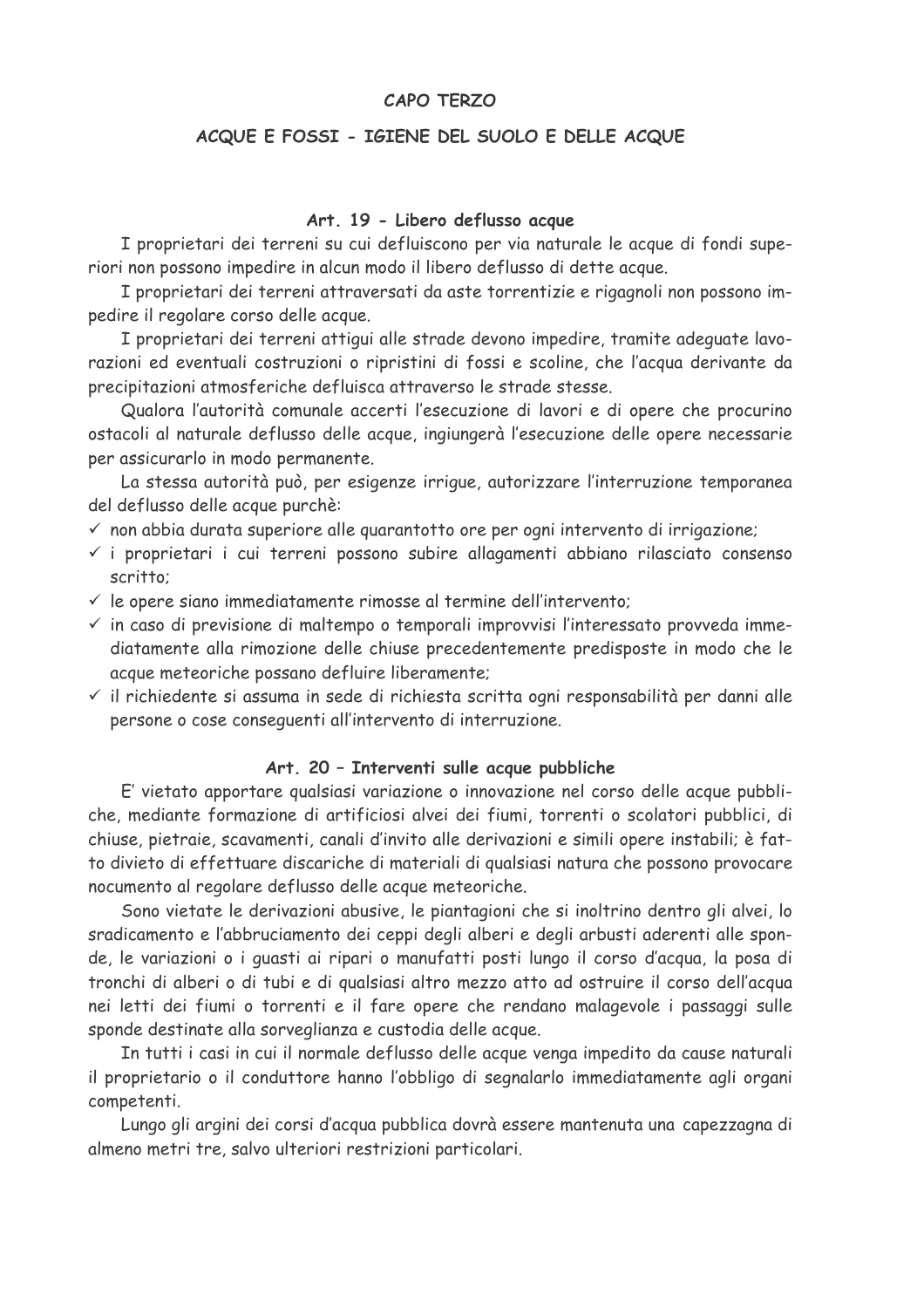## CAPO TERZO

## ACQUE E FOSSI - IGIENE DEL SUOLO E DELLE ACQUE

### Art. 19 - Libero deflusso acque

I proprietari dei terreni su cui defluiscono per via naturale le acque di fondi superiori non possono impedire in alcun modo il libero deflusso di dette acque.

I proprietari dei terreni attraversati da aste torrentizie e rigagnoli non possono impedire il regolare corso delle acque.

I proprietari dei terreni attigui alle strade devono impedire, tramite adeguate lavorazioni ed eventuali costruzioni o ripristini di fossi e scoline, che l'acqua derivante da precipitazioni atmosferiche defluisca attraverso le strade stesse.

Qualora l'autorità comunale accerti l'esecuzione di lavori e di opere che procurino ostacoli al naturale deflusso delle acque, ingiungerà l'esecuzione delle opere necessarie per assicurarlo in modo permanente.

La stessa autorità può, per esigenze irrigue, autorizzare l'interruzione temporanea del deflusso delle acque purchè:

- ✓ non abbia durata superiore alle quarantotto ore per ogni intervento di irrigazione;
- ✓ i proprietari i cui terreni possono subire allagamenti abbiano rilasciato consenso scritto;
- ✓ le opere siano immediatamente rimosse al termine dell'intervento;
- ✓ in caso di previsione di maltempo o temporali improvvisi l'interessato provveda immediatamente alla rimozione delle chiuse precedentemente predisposte in modo che le acque meteoriche possano defluire liberamente;
- ✓ il richiedente si assuma in sede di richiesta scritta ogni responsabilità per danni alle persone o cose conseguenti all'intervento di interruzione.

### Art. 20 – Interventi sulle acque pubbliche

E' vietato apportare qualsiasi variazione o innovazione nel corso delle acque pubbliche, mediante formazione di artificiosi alvei dei fiumi, torrenti o scolatori pubblici, di chiuse, pietraie, scavamenti, canali d'invito alle derivazioni e simili opere instabili; è fatto divieto di effettuare discariche di materiali di qualsiasi natura che possono provocare nocumento al regolare deflusso delle acque meteoriche.

Sono vietate le derivazioni abusive, le piantagioni che si inoltrino dentro gli alvei, lo sradicamento e l'abbruciamento dei ceppi degli alberi e degli arbusti aderenti alle sponde, le variazioni o i guasti ai ripari o manufatti posti lungo il corso d'acqua, la posa di tronchi di alberi o di tubi e di qualsiasi altro mezzo atto ad ostruire il corso dell'acqua nei letti dei fiumi o torrenti e il fare opere che rendano malagevole i passaggi sulle sponde destinate alla sorveglianza e custodia delle acque.

In tutti i casi in cui il normale deflusso delle acque venga impedito da cause naturali il proprietario o il conduttore hanno l'obbligo di segnalarlo immediatamente agli organi competenti.

Lungo gli argini dei corsi d'acqua pubblica dovrà essere mantenuta una capezzagna di almeno metri tre, salvo ulteriori restrizioni particolari.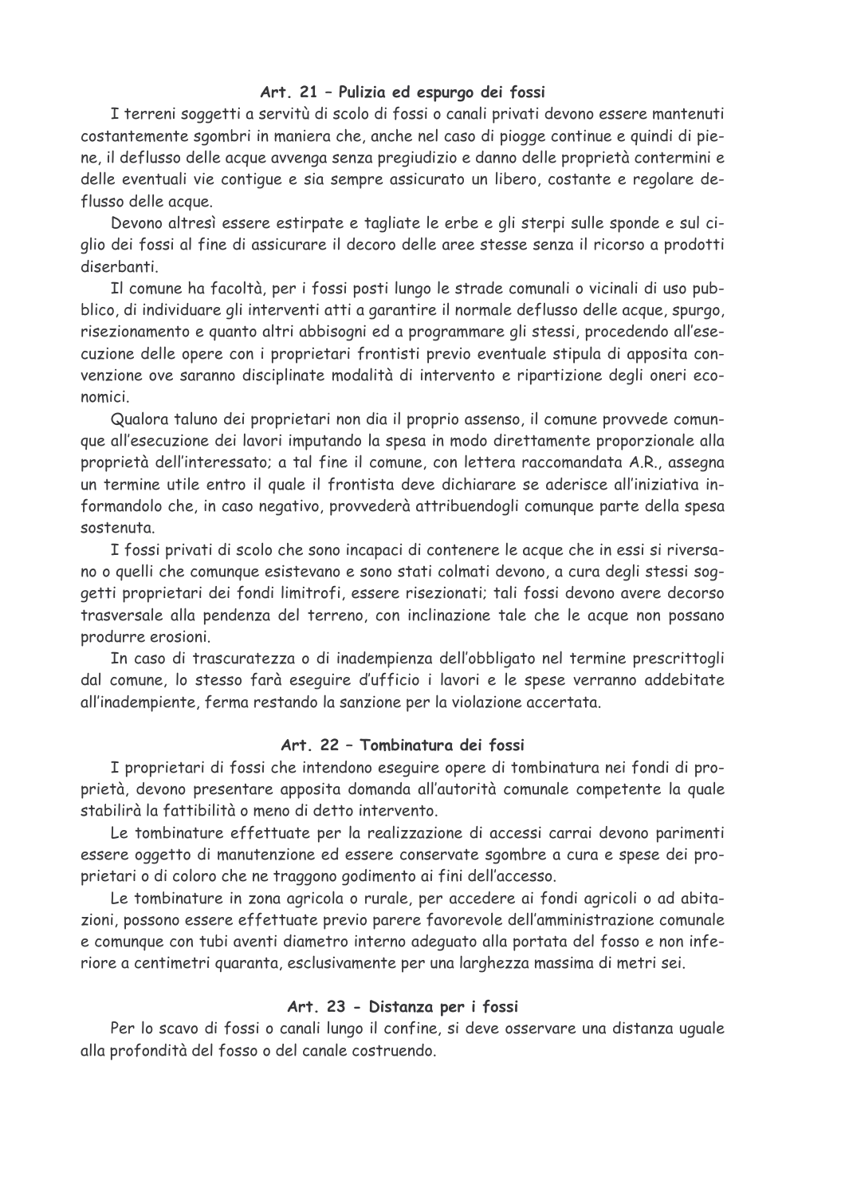### Art. 21 – Pulizia ed espurgo dei fossi

I terreni soggetti a servitù di scolo di fossi o canali privati devono essere mantenuti costantemente sgombri in maniera che, anche nel caso di piogge continue e quindi di piene, il deflusso delle acque avvenga senza pregiudizio e danno delle proprietà contermini e delle eventuali vie contigue e sia sempre assicurato un libero, costante e regolare deflusso delle acque.

Devono altresì essere estirpate e tagliate le erbe e gli sterpi sulle sponde e sul ciglio dei fossi al fine di assicurare il decoro delle aree stesse senza il ricorso a prodotti diserbanti.

Il comune ha facoltà, per i fossi posti lungo le strade comunali o vicinali di uso pubblico, di individuare gli interventi atti a garantire il normale deflusso delle acque, spurgo, risezionamento e quanto altri abbisogni ed a programmare gli stessi, procedendo all'esecuzione delle opere con i proprietari frontisti previo eventuale stipula di apposita convenzione ove saranno disciplinate modalità di intervento e ripartizione degli oneri economici.

Qualora taluno dei proprietari non dia il proprio assenso, il comune provvede comunque all'esecuzione dei lavori imputando la spesa in modo direttamente proporzionale alla proprietà dell'interessato; a tal fine il comune, con lettera raccomandata A.R., assegna un termine utile entro il quale il frontista deve dichiarare se aderisce all'iniziativa informandolo che, in caso negativo, provvederà attribuendogli comunque parte della spesa sostenuta.

I fossi privati di scolo che sono incapaci di contenere le acque che in essi si riversano o quelli che comunque esistevano e sono stati colmati devono, a cura degli stessi soggetti proprietari dei fondi limitrofi, essere risezionati; tali fossi devono avere decorso trasversale alla pendenza del terreno, con inclinazione tale che le acque non possano produrre erosioni.

In caso di trascuratezza o di inadempienza dell'obbligato nel termine prescrittogli dal comune, lo stesso farà eseguire d'ufficio i lavori e le spese verranno addebitate all'inadempiente, ferma restando la sanzione per la violazione accertata.

### Art. 22 – Tombinatura dei fossi

I proprietari di fossi che intendono eseguire opere di tombinatura nei fondi di proprietà, devono presentare apposita domanda all'autorità comunale competente la quale stabilirà la fattibilità o meno di detto intervento.

Le tombinature effettuate per la realizzazione di accessi carrai devono parimenti essere oggetto di manutenzione ed essere conservate sgombre a cura e spese dei proprietari o di coloro che ne traggono godimento ai fini dell'accesso.

Le tombinature in zona agricola o rurale, per accedere ai fondi agricoli o ad abitazioni, possono essere effettuate previo parere favorevole dell'amministrazione comunale e comunque con tubi aventi diametro interno adeguato alla portata del fosso e non inferiore a centimetri quaranta, esclusivamente per una larghezza massima di metri sei.

### Art. 23 - Distanza per i fossi

Per lo scavo di fossi o canali lungo il confine, si deve osservare una distanza uguale alla profondità del fosso o del canale costruendo.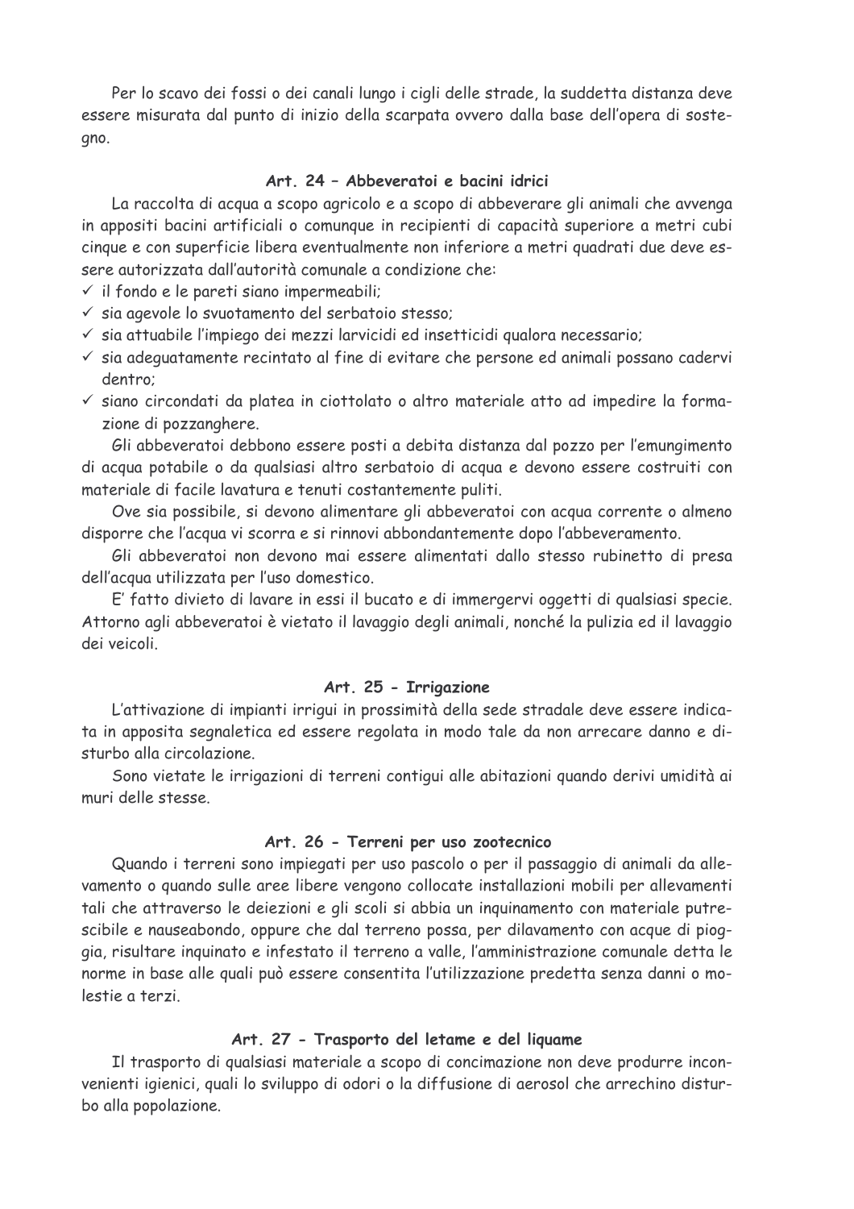Per lo scavo dei fossi o dei canali lungo i cigli delle strade, la suddetta distanza deve essere misurata dal punto di inizio della scarpata ovvero dalla base dell'opera di sostegno.

### Art. 24 – Abbeveratoi e bacini idrici

La raccolta di acqua a scopo agricolo e a scopo di abbeverare gli animali che avvenga in appositi bacini artificiali o comunque in recipienti di capacità superiore a metri cubi cinque e con superficie libera eventualmente non inferiore a metri quadrati due deve essere autorizzata dall'autorità comunale a condizione che:

- ✓ il fondo e le pareti siano impermeabili;
- ✓ sia agevole lo svuotamento del serbatoio stesso;
- ✓ sia attuabile l'impiego dei mezzi larvicidi ed insetticidi qualora necessario;
- ✓ sia adeguatamente recintato al fine di evitare che persone ed animali possano cadervi dentro;
- ✓ siano circondati da platea in ciottolato o altro materiale atto ad impedire la formazione di pozzanghere.

Gli abbeveratoi debbono essere posti a debita distanza dal pozzo per l'emungimento di acqua potabile o da qualsiasi altro serbatoio di acqua e devono essere costruiti con materiale di facile lavatura e tenuti costantemente puliti.

Ove sia possibile, si devono alimentare gli abbeveratoi con acqua corrente o almeno disporre che l'acqua vi scorra e si rinnovi abbondantemente dopo l'abbeveramento.

Gli abbeveratoi non devono mai essere alimentati dallo stesso rubinetto di presa dell'acqua utilizzata per l'uso domestico.

E' fatto divieto di lavare in essi il bucato e di immergervi oggetti di qualsiasi specie. Attorno agli abbeveratoi è vietato il lavaggio degli animali, nonché la pulizia ed il lavaggio dei veicoli.

### Art. 25 - Irrigazione

L'attivazione di impianti irrigui in prossimità della sede stradale deve essere indicata in apposita segnaletica ed essere regolata in modo tale da non arrecare danno e disturbo alla circolazione.

Sono vietate le irrigazioni di terreni contigui alle abitazioni quando derivi umidità ai muri delle stesse.

### Art. 26 - Terreni per uso zootecnico

Quando i terreni sono impiegati per uso pascolo o per il passaggio di animali da allevamento o quando sulle aree libere vengono collocate installazioni mobili per allevamenti tali che attraverso le deiezioni e gli scoli si abbia un inquinamento con materiale putrescibile e nauseabondo, oppure che dal terreno possa, per dilavamento con acque di pioggia, risultare inquinato e infestato il terreno a valle, l'amministrazione comunale detta le norme in base alle quali può essere consentita l'utilizzazione predetta senza danni o molestie a terzi.

### Art. 27 - Trasporto del letame e del liquame

Il trasporto di qualsiasi materiale a scopo di concimazione non deve produrre inconvenienti igienici, quali lo sviluppo di odori o la diffusione di aerosol che arrechino disturbo alla popolazione.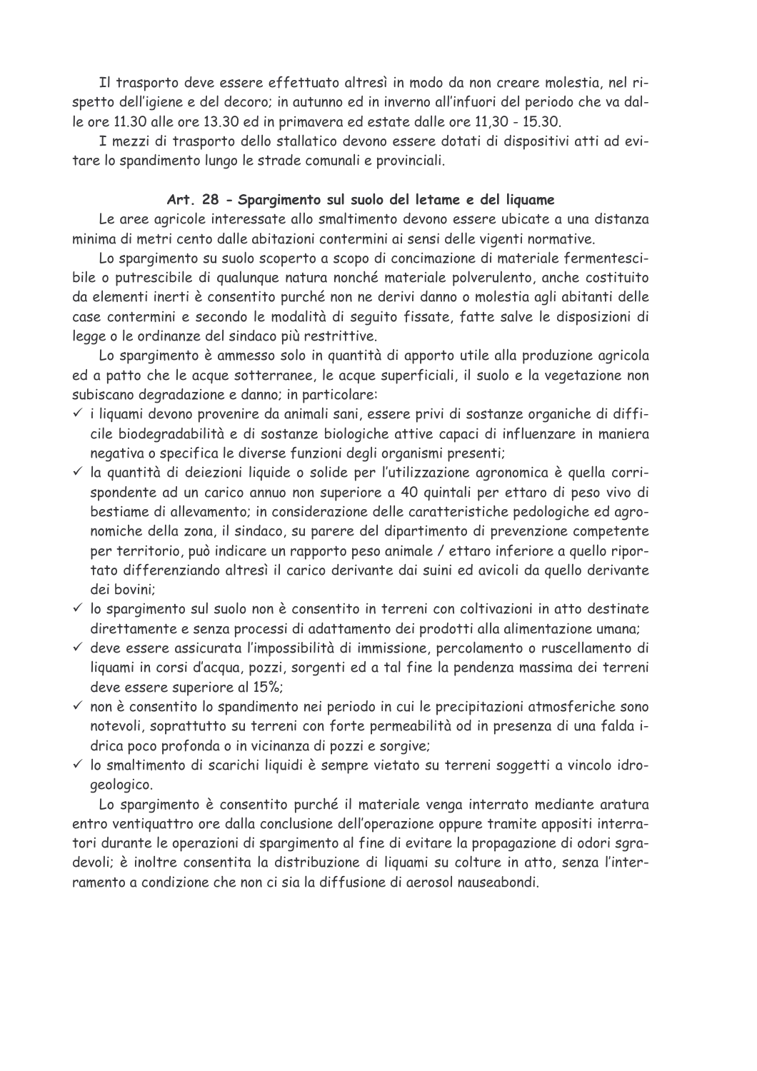Il trasporto deve essere effettuato altresì in modo da non creare molestia, nel rispetto dell'igiene e del decoro; in autunno ed in inverno all'infuori del periodo che va dalle ore 11.30 alle ore 13.30 ed in primavera ed estate dalle ore 11,30 - 15.30.

I mezzi di trasporto dello stallatico devono essere dotati di dispositivi atti ad evitare lo spandimento lungo le strade comunali e provinciali.

### Art. 28 - Spargimento sul suolo del letame e del liquame

Le aree agricole interessate allo smaltimento devono essere ubicate a una distanza minima di metri cento dalle abitazioni contermini ai sensi delle vigenti normative.

Lo spargimento su suolo scoperto a scopo di concimazione di materiale fermentescibile o putrescibile di qualunque natura nonché materiale polverulento, anche costituito da elementi inerti è consentito purché non ne derivi danno o molestia agli abitanti delle case contermini e secondo le modalità di seguito fissate, fatte salve le disposizioni di legge o le ordinanze del sindaco più restrittive.

Lo spargimento è ammesso solo in quantità di apporto utile alla produzione agricola ed a patto che le acque sotterranee, le acque superficiali, il suolo e la vegetazione non subiscano degradazione e danno; in particolare:

- ✓ i liquami devono provenire da animali sani, essere privi di sostanze organiche di difficile biodegradabilità e di sostanze biologiche attive capaci di influenzare in maniera negativa o specifica le diverse funzioni degli organismi presenti;
- ✓ la quantità di deiezioni liquide o solide per l'utilizzazione agronomica è quella corrispondente ad un carico annuo non superiore a 40 quintali per ettaro di peso vivo di bestiame di allevamento; in considerazione delle caratteristiche pedologiche ed agronomiche della zona, il sindaco, su parere del dipartimento di prevenzione competente per territorio, può indicare un rapporto peso animale / ettaro inferiore a quello riportato differenziando altresì il carico derivante dai suini ed avicoli da quello derivante dei bovini;
- ✓ lo spargimento sul suolo non è consentito in terreni con coltivazioni in atto destinate direttamente e senza processi di adattamento dei prodotti alla alimentazione umana;
- ✓ deve essere assicurata l'impossibilità di immissione, percolamento o ruscellamento di liquami in corsi d'acqua, pozzi, sorgenti ed a tal fine la pendenza massima dei terreni deve essere superiore al 15%;
- ✓ non è consentito lo spandimento nei periodo in cui le precipitazioni atmosferiche sono notevoli, soprattutto su terreni con forte permeabilità od in presenza di una falda idrica poco profonda o in vicinanza di pozzi e sorgive;
- ✓ lo smaltimento di scarichi liquidi è sempre vietato su terreni soggetti a vincolo idrogeologico.

Lo spargimento è consentito purché il materiale venga interrato mediante aratura entro ventiquattro ore dalla conclusione dell'operazione oppure tramite appositi interratori durante le operazioni di spargimento al fine di evitare la propagazione di odori sgradevoli; è inoltre consentita la distribuzione di liquami su colture in atto, senza l'interramento a condizione che non ci sia la diffusione di aerosol nauseabondi.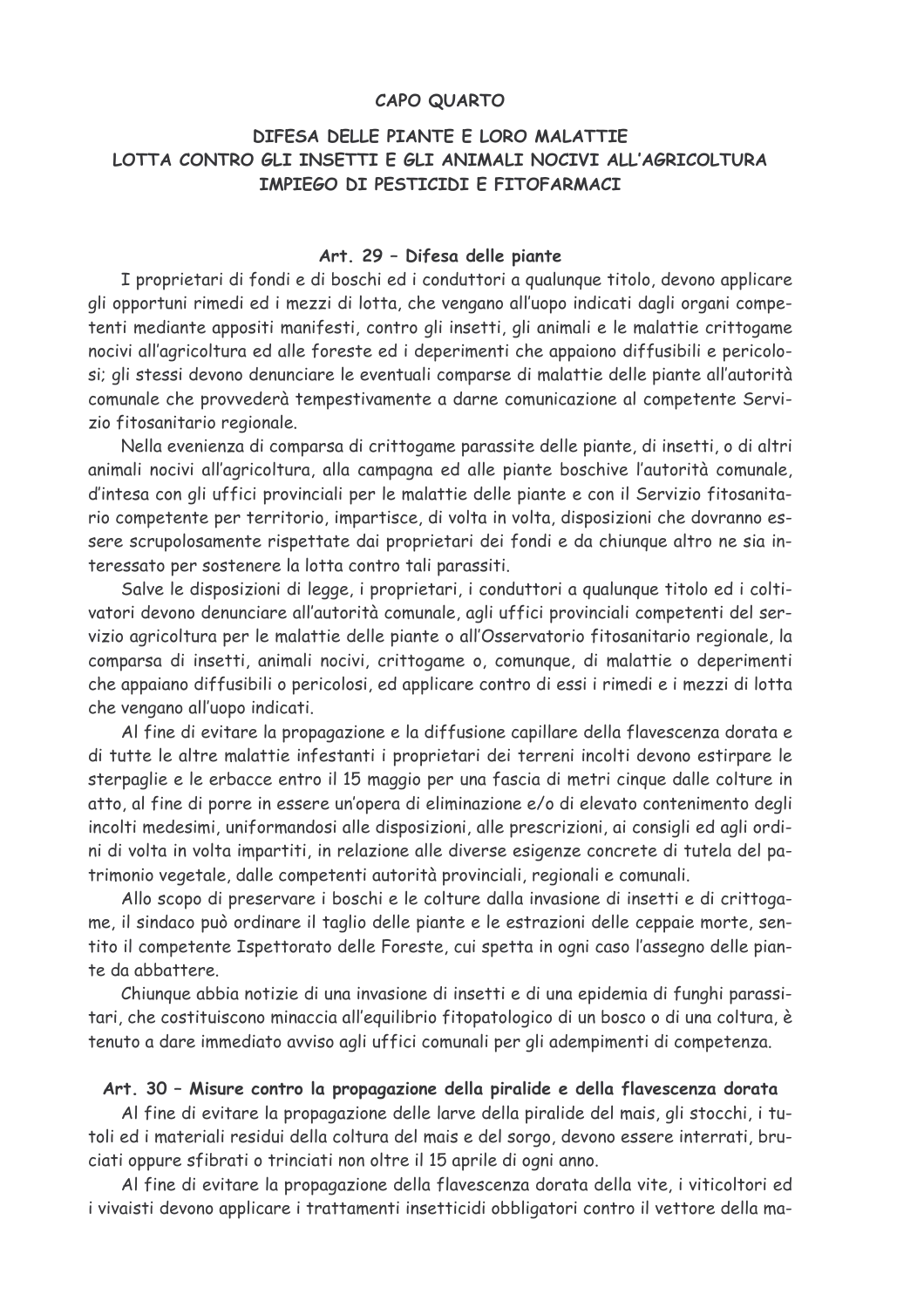## CAPO QUARTO

## DIFESA DELLE PIANTE E LORO MALATTIE
## LOTTA CONTRO GLI INSETTI E GLI ANIMALI NOCIVI ALL'AGRICOLTURA
## IMPIEGO DI PESTICIDI E FITOFARMACI

### Art. 29 – Difesa delle piante

I proprietari di fondi e di boschi ed i conduttori a qualunque titolo, devono applicare gli opportuni rimedi ed i mezzi di lotta, che vengano all'uopo indicati dagli organi competenti mediante appositi manifesti, contro gli insetti, gli animali e le malattie crittogame nocivi all'agricoltura ed alle foreste ed i deperimenti che appaiono diffusibili e pericolosi; gli stessi devono denunciare le eventuali comparse di malattie delle piante all'autorità comunale che provvederà tempestivamente a darne comunicazione al competente Servizio fitosanitario regionale.

Nella evenienza di comparsa di crittogame parassite delle piante, di insetti, o di altri animali nocivi all'agricoltura, alla campagna ed alle piante boschive l'autorità comunale, d'intesa con gli uffici provinciali per le malattie delle piante e con il Servizio fitosanitario competente per territorio, impartisce, di volta in volta, disposizioni che dovranno essere scrupolosamente rispettate dai proprietari dei fondi e da chiunque altro ne sia interessato per sostenere la lotta contro tali parassiti.

Salve le disposizioni di legge, i proprietari, i conduttori a qualunque titolo ed i coltivatori devono denunciare all'autorità comunale, agli uffici provinciali competenti del servizio agricoltura per le malattie delle piante o all'Osservatorio fitosanitario regionale, la comparsa di insetti, animali nocivi, crittogame o, comunque, di malattie o deperimenti che appaiano diffusibili o pericolosi, ed applicare contro di essi i rimedi e i mezzi di lotta che vengano all'uopo indicati.

Al fine di evitare la propagazione e la diffusione capillare della flavescenza dorata e di tutte le altre malattie infestanti i proprietari dei terreni incolti devono estirpare le sterpaglie e le erbacce entro il 15 maggio per una fascia di metri cinque dalle colture in atto, al fine di porre in essere un'opera di eliminazione e/o di elevato contenimento degli incolti medesimi, uniformandosi alle disposizioni, alle prescrizioni, ai consigli ed agli ordini di volta in volta impartiti, in relazione alle diverse esigenze concrete di tutela del patrimonio vegetale, dalle competenti autorità provinciali, regionali e comunali.

Allo scopo di preservare i boschi e le colture dalla invasione di insetti e di crittogame, il sindaco può ordinare il taglio delle piante e le estrazioni delle ceppaie morte, sentito il competente Ispettorato delle Foreste, cui spetta in ogni caso l'assegno delle piante da abbattere.

Chiunque abbia notizie di una invasione di insetti e di una epidemia di funghi parassitari, che costituiscono minaccia all'equilibrio fitopatologico di un bosco o di una coltura, è tenuto a dare immediato avviso agli uffici comunali per gli adempimenti di competenza.

### Art. 30 – Misure contro la propagazione della piralide e della flavescenza dorata

Al fine di evitare la propagazione delle larve della piralide del mais, gli stocchi, i tutoli ed i materiali residui della coltura del mais e del sorgo, devono essere interrati, bruciati oppure sfibrati o trinciati non oltre il 15 aprile di ogni anno.

Al fine di evitare la propagazione della flavescenza dorata della vite, i viticoltori ed i vivaisti devono applicare i trattamenti insetticidi obbligatori contro il vettore della ma-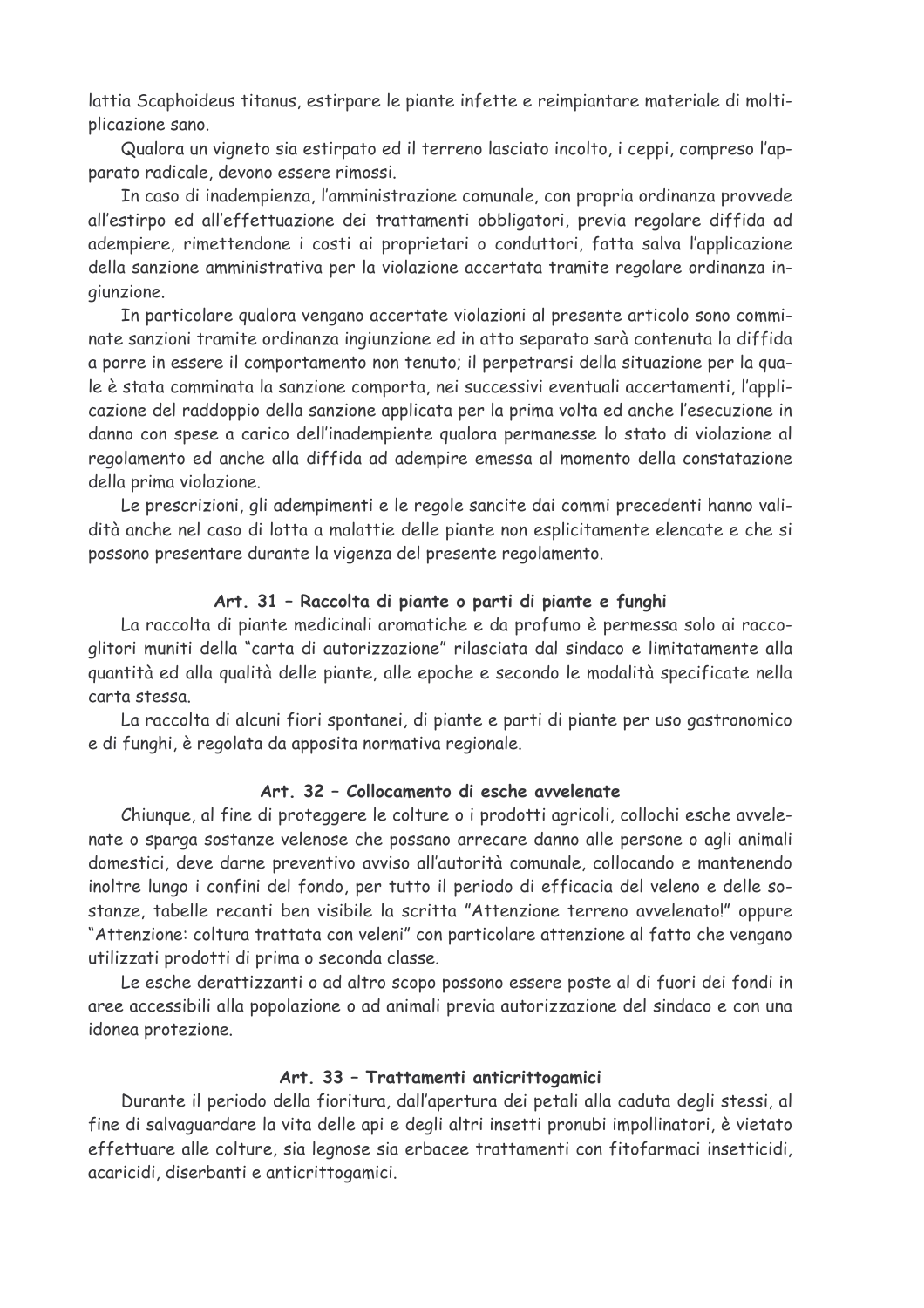lattia Scaphoideus titanus, estirpare le piante infette e reimpiantare materiale di moltiplicazione sano.

Qualora un vigneto sia estirpato ed il terreno lasciato incolto, i ceppi, compreso l'apparato radicale, devono essere rimossi.

In caso di inadempienza, l'amministrazione comunale, con propria ordinanza provvede all'estirpo ed all'effettuazione dei trattamenti obbligatori, previa regolare diffida ad adempiere, rimettendone i costi ai proprietari o conduttori, fatta salva l'applicazione della sanzione amministrativa per la violazione accertata tramite regolare ordinanza ingiunzione.

In particolare qualora vengano accertate violazioni al presente articolo sono comminate sanzioni tramite ordinanza ingiunzione ed in atto separato sarà contenuta la diffida a porre in essere il comportamento non tenuto; il perpetrarsi della situazione per la quale è stata comminata la sanzione comporta, nei successivi eventuali accertamenti, l'applicazione del raddoppio della sanzione applicata per la prima volta ed anche l'esecuzione in danno con spese a carico dell'inadempiente qualora permanesse lo stato di violazione al regolamento ed anche alla diffida ad adempire emessa al momento della constatazione della prima violazione.

Le prescrizioni, gli adempimenti e le regole sancite dai commi precedenti hanno validità anche nel caso di lotta a malattie delle piante non esplicitamente elencate e che si possono presentare durante la vigenza del presente regolamento.

### Art. 31 – Raccolta di piante o parti di piante e funghi

La raccolta di piante medicinali aromatiche e da profumo è permessa solo ai raccoglitori muniti della "carta di autorizzazione" rilasciata dal sindaco e limitatamente alla quantità ed alla qualità delle piante, alle epoche e secondo le modalità specificate nella carta stessa.

La raccolta di alcuni fiori spontanei, di piante e parti di piante per uso gastronomico e di funghi, è regolata da apposita normativa regionale.

### Art. 32 – Collocamento di esche avvelenate

Chiunque, al fine di proteggere le colture o i prodotti agricoli, collochi esche avvelenate o sparga sostanze velenose che possano arrecare danno alle persone o agli animali domestici, deve darne preventivo avviso all'autorità comunale, collocando e mantenendo inoltre lungo i confini del fondo, per tutto il periodo di efficacia del veleno e delle sostanze, tabelle recanti ben visibile la scritta "Attenzione terreno avvelenato!" oppure "Attenzione: coltura trattata con veleni" con particolare attenzione al fatto che vengano utilizzati prodotti di prima o seconda classe.

Le esche derattizzanti o ad altro scopo possono essere poste al di fuori dei fondi in aree accessibili alla popolazione o ad animali previa autorizzazione del sindaco e con una idonea protezione.

### Art. 33 – Trattamenti anticrittogamici

Durante il periodo della fioritura, dall'apertura dei petali alla caduta degli stessi, al fine di salvaguardare la vita delle api e degli altri insetti pronubi impollinatori, è vietato effettuare alle colture, sia legnose sia erbacee trattamenti con fitofarmaci insetticidi, acaricidi, diserbanti e anticrittogamici.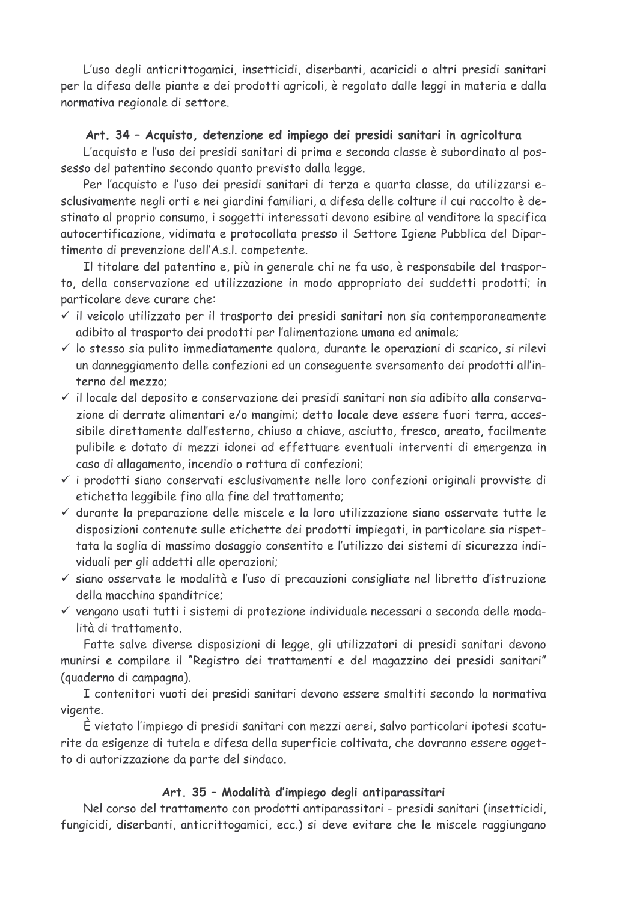L'uso degli anticrittogamici, insetticidi, diserbanti, acaricidi o altri presidi sanitari per la difesa delle piante e dei prodotti agricoli, è regolato dalle leggi in materia e dalla normativa regionale di settore.

### Art. 34 – Acquisto, detenzione ed impiego dei presidi sanitari in agricoltura

L'acquisto e l'uso dei presidi sanitari di prima e seconda classe è subordinato al possesso del patentino secondo quanto previsto dalla legge.

Per l'acquisto e l'uso dei presidi sanitari di terza e quarta classe, da utilizzarsi esclusivamente negli orti e nei giardini familiari, a difesa delle colture il cui raccolto è destinato al proprio consumo, i soggetti interessati devono esibire al venditore la specifica autocertificazione, vidimata e protocollata presso il Settore Igiene Pubblica del Dipartimento di prevenzione dell'A.s.l. competente.

Il titolare del patentino e, più in generale chi ne fa uso, è responsabile del trasporto, della conservazione ed utilizzazione in modo appropriato dei suddetti prodotti; in particolare deve curare che:

- ✓ il veicolo utilizzato per il trasporto dei presidi sanitari non sia contemporaneamente adibito al trasporto dei prodotti per l'alimentazione umana ed animale;
- ✓ lo stesso sia pulito immediatamente qualora, durante le operazioni di scarico, si rilevi un danneggiamento delle confezioni ed un conseguente sversamento dei prodotti all'interno del mezzo;
- ✓ il locale del deposito e conservazione dei presidi sanitari non sia adibito alla conservazione di derrate alimentari e/o mangimi; detto locale deve essere fuori terra, accessibile direttamente dall'esterno, chiuso a chiave, asciutto, fresco, areato, facilmente pulibile e dotato di mezzi idonei ad effettuare eventuali interventi di emergenza in caso di allagamento, incendio o rottura di confezioni;
- ✓ i prodotti siano conservati esclusivamente nelle loro confezioni originali provviste di etichetta leggibile fino alla fine del trattamento;
- ✓ durante la preparazione delle miscele e la loro utilizzazione siano osservate tutte le disposizioni contenute sulle etichette dei prodotti impiegati, in particolare sia rispettata la soglia di massimo dosaggio consentito e l'utilizzo dei sistemi di sicurezza individuali per gli addetti alle operazioni;
- ✓ siano osservate le modalità e l'uso di precauzioni consigliate nel libretto d'istruzione della macchina spanditrice;
- ✓ vengano usati tutti i sistemi di protezione individuale necessari a seconda delle modalità di trattamento.

Fatte salve diverse disposizioni di legge, gli utilizzatori di presidi sanitari devono munirsi e compilare il "Registro dei trattamenti e del magazzino dei presidi sanitari" (quaderno di campagna).

I contenitori vuoti dei presidi sanitari devono essere smaltiti secondo la normativa vigente.

È vietato l'impiego di presidi sanitari con mezzi aerei, salvo particolari ipotesi scaturite da esigenze di tutela e difesa della superficie coltivata, che dovranno essere oggetto di autorizzazione da parte del sindaco.

### Art. 35 – Modalità d'impiego degli antiparassitari

Nel corso del trattamento con prodotti antiparassitari - presidi sanitari (insetticidi, fungicidi, diserbanti, anticrittogamici, ecc.) si deve evitare che le miscele raggiungano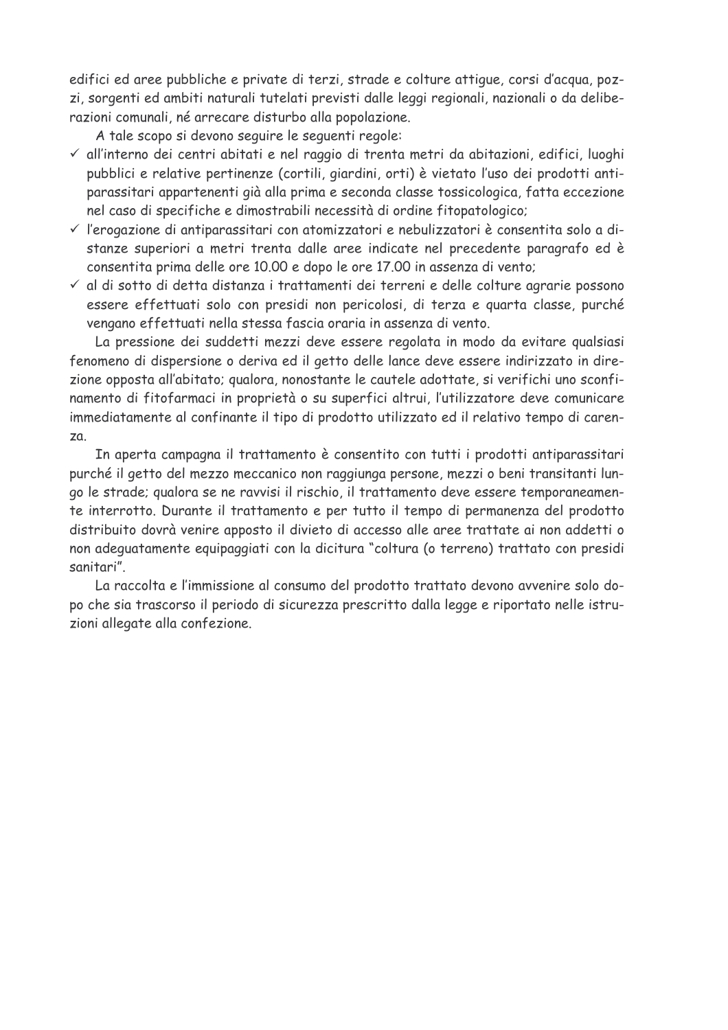edifici ed aree pubbliche e private di terzi, strade e colture attigue, corsi d'acqua, pozzi, sorgenti ed ambiti naturali tutelati previsti dalle leggi regionali, nazionali o da deliberazioni comunali, né arrecare disturbo alla popolazione.

A tale scopo si devono seguire le seguenti regole:

- ✓ all'interno dei centri abitati e nel raggio di trenta metri da abitazioni, edifici, luoghi pubblici e relative pertinenze (cortili, giardini, orti) è vietato l'uso dei prodotti antiparassitari appartenenti già alla prima e seconda classe tossicologica, fatta eccezione nel caso di specifiche e dimostrabili necessità di ordine fitopatologico;
- ✓ l'erogazione di antiparassitari con atomizzatori e nebulizzatori è consentita solo a distanze superiori a metri trenta dalle aree indicate nel precedente paragrafo ed è consentita prima delle ore 10.00 e dopo le ore 17.00 in assenza di vento;
- ✓ al di sotto di detta distanza i trattamenti dei terreni e delle colture agrarie possono essere effettuati solo con presidi non pericolosi, di terza e quarta classe, purché vengano effettuati nella stessa fascia oraria in assenza di vento.

La pressione dei suddetti mezzi deve essere regolata in modo da evitare qualsiasi fenomeno di dispersione o deriva ed il getto delle lance deve essere indirizzato in direzione opposta all'abitato; qualora, nonostante le cautele adottate, si verifichi uno sconfinamento di fitofarmaci in proprietà o su superfici altrui, l'utilizzatore deve comunicare immediatamente al confinante il tipo di prodotto utilizzato ed il relativo tempo di carenza.

In aperta campagna il trattamento è consentito con tutti i prodotti antiparassitari purché il getto del mezzo meccanico non raggiunga persone, mezzi o beni transitanti lungo le strade; qualora se ne ravvisi il rischio, il trattamento deve essere temporaneamente interrotto. Durante il trattamento e per tutto il tempo di permanenza del prodotto distribuito dovrà venire apposto il divieto di accesso alle aree trattate ai non addetti o non adeguatamente equipaggiati con la dicitura "coltura (o terreno) trattato con presidi sanitari".

La raccolta e l'immissione al consumo del prodotto trattato devono avvenire solo dopo che sia trascorso il periodo di sicurezza prescritto dalla legge e riportato nelle istruzioni allegate alla confezione.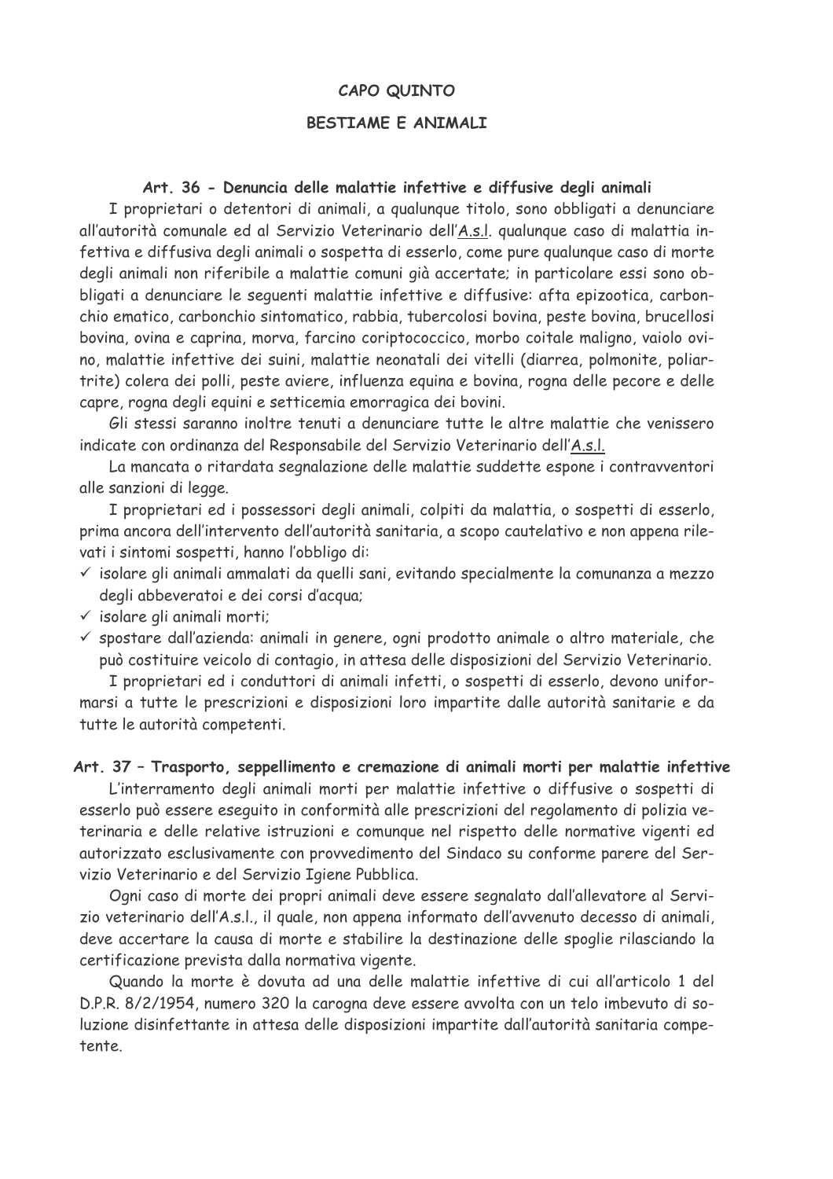## CAPO QUINTO

## BESTIAME E ANIMALI

### Art. 36 - Denuncia delle malattie infettive e diffusive degli animali

I proprietari o detentori di animali, a qualunque titolo, sono obbligati a denunciare all'autorità comunale ed al Servizio Veterinario dell'A.s.l. qualunque caso di malattia infettiva e diffusiva degli animali o sospetta di esserlo, come pure qualunque caso di morte degli animali non riferibile a malattie comuni già accertate; in particolare essi sono obbligati a denunciare le seguenti malattie infettive e diffusive: afta epizootica, carbonchio ematico, carbonchio sintomatico, rabbia, tubercolosi bovina, peste bovina, brucellosi bovina, ovina e caprina, morva, farcino coriptococcico, morbo coitale maligno, vaiolo ovino, malattie infettive dei suini, malattie neonatali dei vitelli (diarrea, polmonite, poliartrite) colera dei polli, peste aviere, influenza equina e bovina, rogna delle pecore e delle capre, rogna degli equini e setticemia emorragica dei bovini.

Gli stessi saranno inoltre tenuti a denunciare tutte le altre malattie che venissero indicate con ordinanza del Responsabile del Servizio Veterinario dell'A.s.l.

La mancata o ritardata segnalazione delle malattie suddette espone i contravventori alle sanzioni di legge.

I proprietari ed i possessori degli animali, colpiti da malattia, o sospetti di esserlo, prima ancora dell'intervento dell'autorità sanitaria, a scopo cautelativo e non appena rilevati i sintomi sospetti, hanno l'obbligo di:

- ✓ isolare gli animali ammalati da quelli sani, evitando specialmente la comunanza a mezzo degli abbeveratoi e dei corsi d'acqua;
- ✓ isolare gli animali morti;
- ✓ spostare dall'azienda: animali in genere, ogni prodotto animale o altro materiale, che può costituire veicolo di contagio, in attesa delle disposizioni del Servizio Veterinario.

I proprietari ed i conduttori di animali infetti, o sospetti di esserlo, devono uniformarsi a tutte le prescrizioni e disposizioni loro impartite dalle autorità sanitarie e da tutte le autorità competenti.

### Art. 37 – Trasporto, seppellimento e cremazione di animali morti per malattie infettive

L'interramento degli animali morti per malattie infettive o diffusive o sospetti di esserlo può essere eseguito in conformità alle prescrizioni del regolamento di polizia veterinaria e delle relative istruzioni e comunque nel rispetto delle normative vigenti ed autorizzato esclusivamente con provvedimento del Sindaco su conforme parere del Servizio Veterinario e del Servizio Igiene Pubblica.

Ogni caso di morte dei propri animali deve essere segnalato dall'allevatore al Servizio veterinario dell'A.s.l., il quale, non appena informato dell'avvenuto decesso di animali, deve accertare la causa di morte e stabilire la destinazione delle spoglie rilasciando la certificazione prevista dalla normativa vigente.

Quando la morte è dovuta ad una delle malattie infettive di cui all'articolo 1 del D.P.R. 8/2/1954, numero 320 la carogna deve essere avvolta con un telo imbevuto di soluzione disinfettante in attesa delle disposizioni impartite dall'autorità sanitaria competente.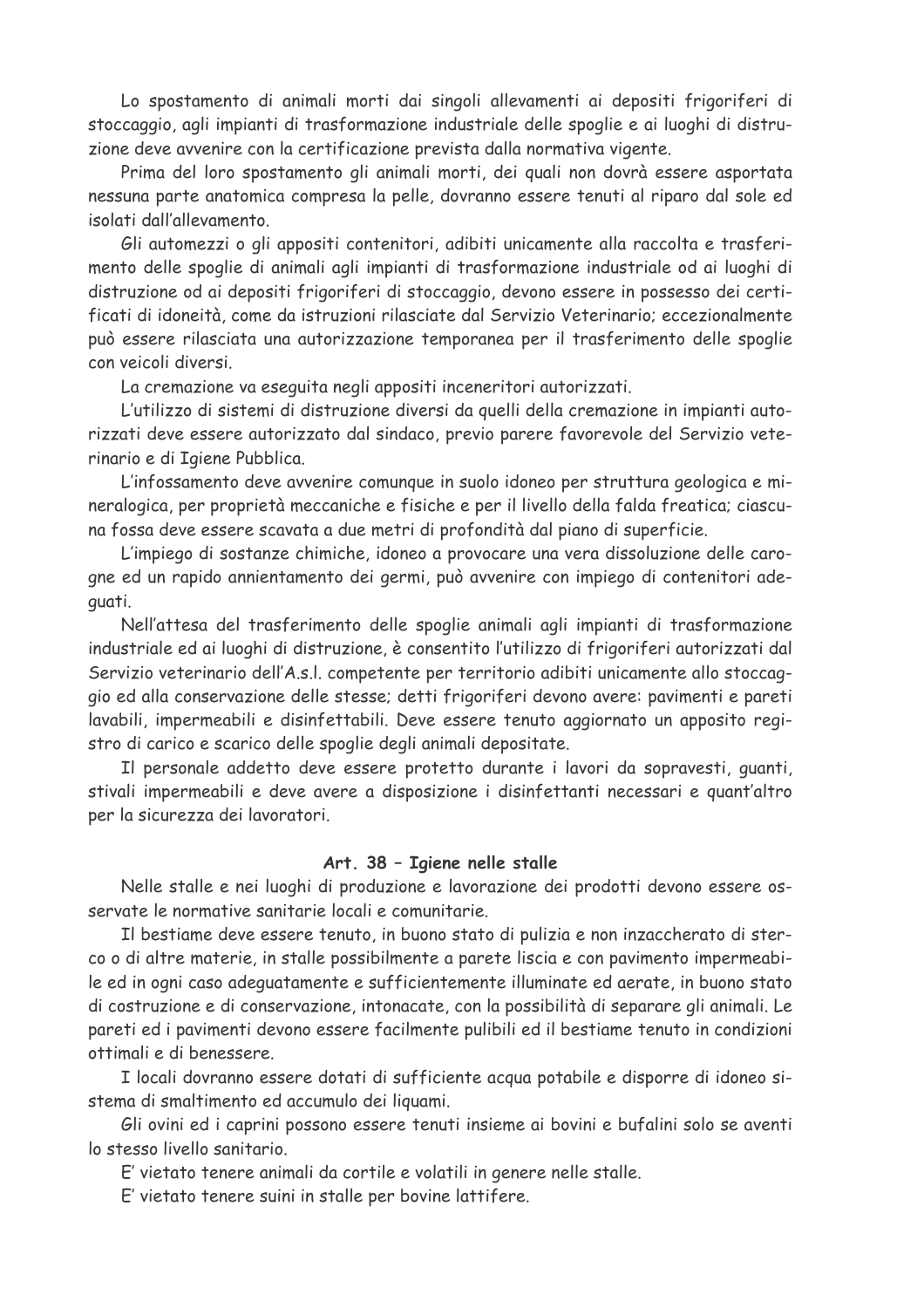Lo spostamento di animali morti dai singoli allevamenti ai depositi frigoriferi di stoccaggio, agli impianti di trasformazione industriale delle spoglie e ai luoghi di distruzione deve avvenire con la certificazione prevista dalla normativa vigente.

Prima del loro spostamento gli animali morti, dei quali non dovrà essere asportata nessuna parte anatomica compresa la pelle, dovranno essere tenuti al riparo dal sole ed isolati dall'allevamento.

Gli automezzi o gli appositi contenitori, adibiti unicamente alla raccolta e trasferimento delle spoglie di animali agli impianti di trasformazione industriale od ai luoghi di distruzione od ai depositi frigoriferi di stoccaggio, devono essere in possesso dei certificati di idoneità, come da istruzioni rilasciate dal Servizio Veterinario; eccezionalmente può essere rilasciata una autorizzazione temporanea per il trasferimento delle spoglie con veicoli diversi.

La cremazione va eseguita negli appositi inceneritori autorizzati.

L'utilizzo di sistemi di distruzione diversi da quelli della cremazione in impianti autorizzati deve essere autorizzato dal sindaco, previo parere favorevole del Servizio veterinario e di Igiene Pubblica.

L'infossamento deve avvenire comunque in suolo idoneo per struttura geologica e mineralogica, per proprietà meccaniche e fisiche e per il livello della falda freatica; ciascuna fossa deve essere scavata a due metri di profondità dal piano di superficie.

L'impiego di sostanze chimiche, idoneo a provocare una vera dissoluzione delle carogne ed un rapido annientamento dei germi, può avvenire con impiego di contenitori adeguati.

Nell'attesa del trasferimento delle spoglie animali agli impianti di trasformazione industriale ed ai luoghi di distruzione, è consentito l'utilizzo di frigoriferi autorizzati dal Servizio veterinario dell'A.s.l. competente per territorio adibiti unicamente allo stoccaggio ed alla conservazione delle stesse; detti frigoriferi devono avere: pavimenti e pareti lavabili, impermeabili e disinfettabili. Deve essere tenuto aggiornato un apposito registro di carico e scarico delle spoglie degli animali depositate.

Il personale addetto deve essere protetto durante i lavori da sopravesti, guanti, stivali impermeabili e deve avere a disposizione i disinfettanti necessari e quant'altro per la sicurezza dei lavoratori.

### Art. 38 – Igiene nelle stalle

Nelle stalle e nei luoghi di produzione e lavorazione dei prodotti devono essere osservate le normative sanitarie locali e comunitarie.

Il bestiame deve essere tenuto, in buono stato di pulizia e non inzaccherato di sterco o di altre materie, in stalle possibilmente a parete liscia e con pavimento impermeabile ed in ogni caso adeguatamente e sufficientemente illuminate ed aerate, in buono stato di costruzione e di conservazione, intonacate, con la possibilità di separare gli animali. Le pareti ed i pavimenti devono essere facilmente pulibili ed il bestiame tenuto in condizioni ottimali e di benessere.

I locali dovranno essere dotati di sufficiente acqua potabile e disporre di idoneo sistema di smaltimento ed accumulo dei liquami.

Gli ovini ed i caprini possono essere tenuti insieme ai bovini e bufalini solo se aventi lo stesso livello sanitario.

E' vietato tenere animali da cortile e volatili in genere nelle stalle.

E' vietato tenere suini in stalle per bovine lattifere.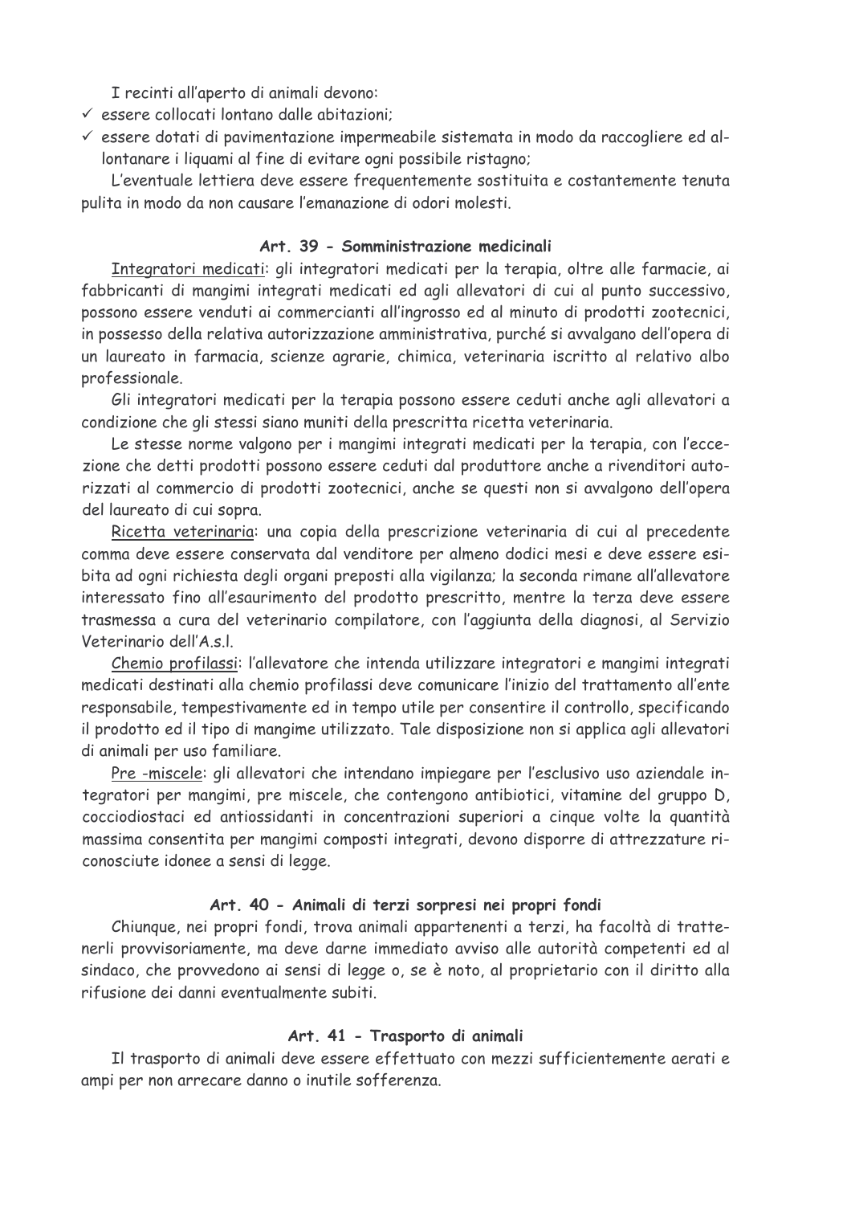I recinti all'aperto di animali devono:

- ✓ essere collocati lontano dalle abitazioni;
- ✓ essere dotati di pavimentazione impermeabile sistemata in modo da raccogliere ed allontanare i liquami al fine di evitare ogni possibile ristagno;

L'eventuale lettiera deve essere frequentemente sostituita e costantemente tenuta pulita in modo da non causare l'emanazione di odori molesti.

### Art. 39 - Somministrazione medicinali

Integratori medicati: gli integratori medicati per la terapia, oltre alle farmacie, ai fabbricanti di mangimi integrati medicati ed agli allevatori di cui al punto successivo, possono essere venduti ai commercianti all'ingrosso ed al minuto di prodotti zootecnici, in possesso della relativa autorizzazione amministrativa, purché si avvalgano dell'opera di un laureato in farmacia, scienze agrarie, chimica, veterinaria iscritto al relativo albo professionale.

Gli integratori medicati per la terapia possono essere ceduti anche agli allevatori a condizione che gli stessi siano muniti della prescritta ricetta veterinaria.

Le stesse norme valgono per i mangimi integrati medicati per la terapia, con l'eccezione che detti prodotti possono essere ceduti dal produttore anche a rivenditori autorizzati al commercio di prodotti zootecnici, anche se questi non si avvalgono dell'opera del laureato di cui sopra.

Ricetta veterinaria: una copia della prescrizione veterinaria di cui al precedente comma deve essere conservata dal venditore per almeno dodici mesi e deve essere esibita ad ogni richiesta degli organi preposti alla vigilanza; la seconda rimane all'allevatore interessato fino all'esaurimento del prodotto prescritto, mentre la terza deve essere trasmessa a cura del veterinario compilatore, con l'aggiunta della diagnosi, al Servizio Veterinario dell'A.s.l.

Chemio profilassi: l'allevatore che intenda utilizzare integratori e mangimi integrati medicati destinati alla chemio profilassi deve comunicare l'inizio del trattamento all'ente responsabile, tempestivamente ed in tempo utile per consentire il controllo, specificando il prodotto ed il tipo di mangime utilizzato. Tale disposizione non si applica agli allevatori di animali per uso familiare.

Pre -miscele: gli allevatori che intendano impiegare per l'esclusivo uso aziendale integratori per mangimi, pre miscele, che contengono antibiotici, vitamine del gruppo D, cocciodiostaci ed antiossidanti in concentrazioni superiori a cinque volte la quantità massima consentita per mangimi composti integrati, devono disporre di attrezzature riconosciute idonee a sensi di legge.

### Art. 40 - Animali di terzi sorpresi nei propri fondi

Chiunque, nei propri fondi, trova animali appartenenti a terzi, ha facoltà di trattenerli provvisoriamente, ma deve darne immediato avviso alle autorità competenti ed al sindaco, che provvedono ai sensi di legge o, se è noto, al proprietario con il diritto alla rifusione dei danni eventualmente subiti.

### Art. 41 - Trasporto di animali

Il trasporto di animali deve essere effettuato con mezzi sufficientemente aerati e ampi per non arrecare danno o inutile sofferenza.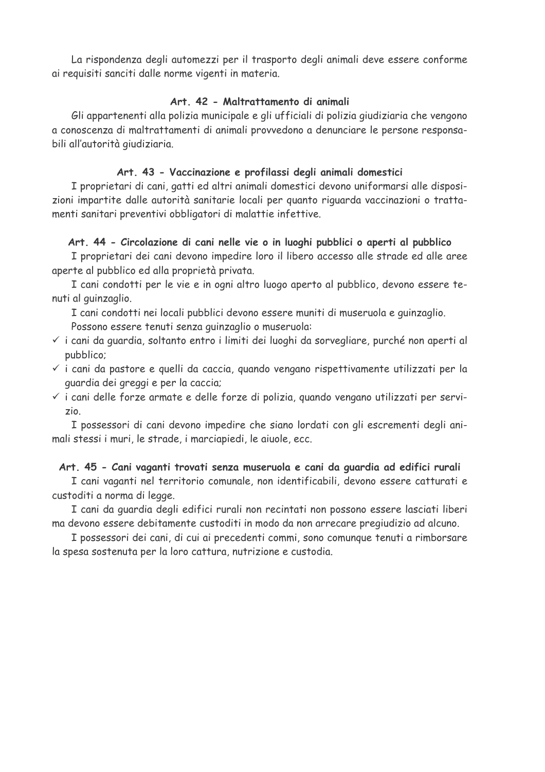La rispondenza degli automezzi per il trasporto degli animali deve essere conforme ai requisiti sanciti dalle norme vigenti in materia.

### Art. 42 - Maltrattamento di animali

Gli appartenenti alla polizia municipale e gli ufficiali di polizia giudiziaria che vengono a conoscenza di maltrattamenti di animali provvedono a denunciare le persone responsabili all'autorità giudiziaria.

### Art. 43 - Vaccinazione e profilassi degli animali domestici

I proprietari di cani, gatti ed altri animali domestici devono uniformarsi alle disposizioni impartite dalle autorità sanitarie locali per quanto riguarda vaccinazioni o trattamenti sanitari preventivi obbligatori di malattie infettive.

### Art. 44 - Circolazione di cani nelle vie o in luoghi pubblici o aperti al pubblico

I proprietari dei cani devono impedire loro il libero accesso alle strade ed alle aree aperte al pubblico ed alla proprietà privata.

I cani condotti per le vie e in ogni altro luogo aperto al pubblico, devono essere tenuti al guinzaglio.

I cani condotti nei locali pubblici devono essere muniti di museruola e guinzaglio.

Possono essere tenuti senza guinzaglio o museruola:

- ✓ i cani da guardia, soltanto entro i limiti dei luoghi da sorvegliare, purché non aperti al pubblico;
- ✓ i cani da pastore e quelli da caccia, quando vengano rispettivamente utilizzati per la guardia dei greggi e per la caccia;
- ✓ i cani delle forze armate e delle forze di polizia, quando vengano utilizzati per servizio.

I possessori di cani devono impedire che siano lordati con gli escrementi degli animali stessi i muri, le strade, i marciapiedi, le aiuole, ecc.

### Art. 45 - Cani vaganti trovati senza museruola e cani da guardia ad edifici rurali

I cani vaganti nel territorio comunale, non identificabili, devono essere catturati e custoditi a norma di legge.

I cani da guardia degli edifici rurali non recintati non possono essere lasciati liberi ma devono essere debitamente custoditi in modo da non arrecare pregiudizio ad alcuno.

I possessori dei cani, di cui ai precedenti commi, sono comunque tenuti a rimborsare la spesa sostenuta per la loro cattura, nutrizione e custodia.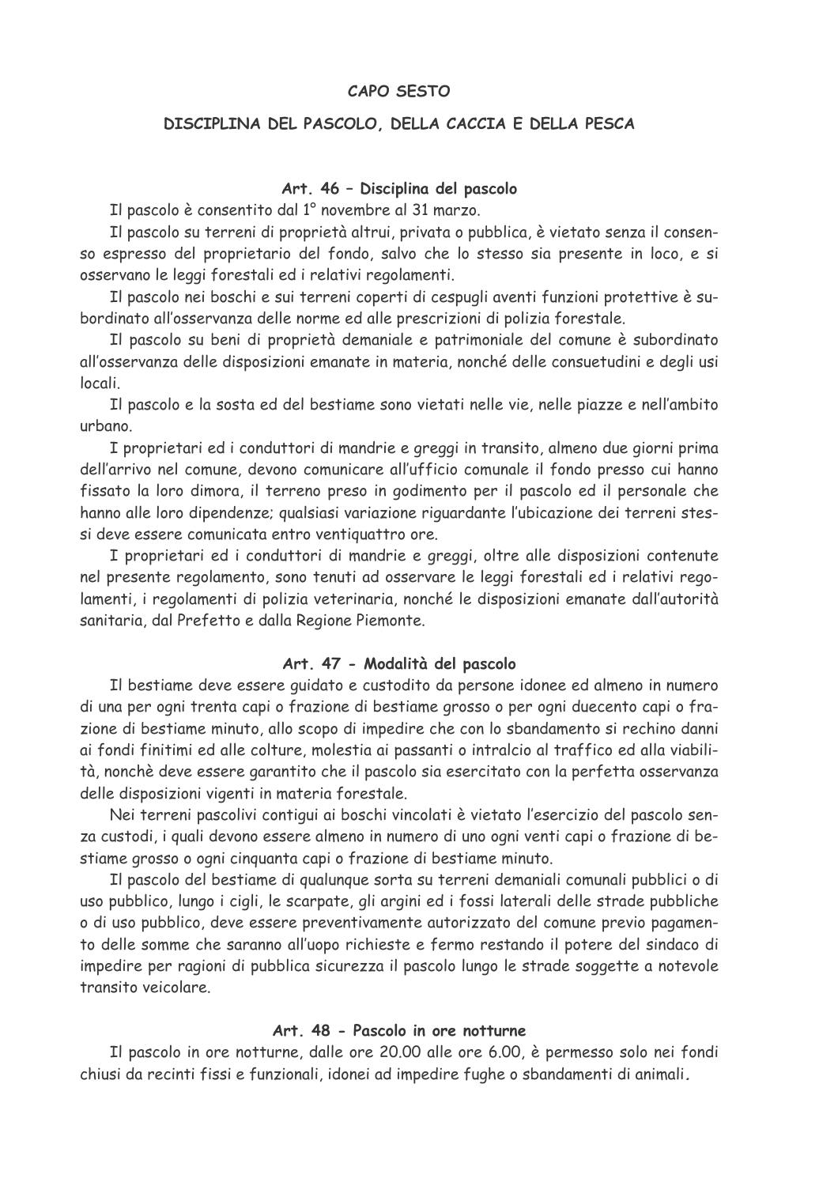## CAPO SESTO

## DISCIPLINA DEL PASCOLO, DELLA CACCIA E DELLA PESCA

### Art. 46 – Disciplina del pascolo

Il pascolo è consentito dal 1° novembre al 31 marzo.

Il pascolo su terreni di proprietà altrui, privata o pubblica, è vietato senza il consenso espresso del proprietario del fondo, salvo che lo stesso sia presente in loco, e si osservano le leggi forestali ed i relativi regolamenti.

Il pascolo nei boschi e sui terreni coperti di cespugli aventi funzioni protettive è subordinato all'osservanza delle norme ed alle prescrizioni di polizia forestale.

Il pascolo su beni di proprietà demaniale e patrimoniale del comune è subordinato all'osservanza delle disposizioni emanate in materia, nonché delle consuetudini e degli usi locali.

Il pascolo e la sosta ed del bestiame sono vietati nelle vie, nelle piazze e nell'ambito urbano.

I proprietari ed i conduttori di mandrie e greggi in transito, almeno due giorni prima dell'arrivo nel comune, devono comunicare all'ufficio comunale il fondo presso cui hanno fissato la loro dimora, il terreno preso in godimento per il pascolo ed il personale che hanno alle loro dipendenze; qualsiasi variazione riguardante l'ubicazione dei terreni stessi deve essere comunicata entro ventiquattro ore.

I proprietari ed i conduttori di mandrie e greggi, oltre alle disposizioni contenute nel presente regolamento, sono tenuti ad osservare le leggi forestali ed i relativi regolamenti, i regolamenti di polizia veterinaria, nonché le disposizioni emanate dall'autorità sanitaria, dal Prefetto e dalla Regione Piemonte.

### Art. 47 - Modalità del pascolo

Il bestiame deve essere guidato e custodito da persone idonee ed almeno in numero di una per ogni trenta capi o frazione di bestiame grosso o per ogni duecento capi o frazione di bestiame minuto, allo scopo di impedire che con lo sbandamento si rechino danni ai fondi finitimi ed alle colture, molestia ai passanti o intralcio al traffico ed alla viabilità, nonchè deve essere garantito che il pascolo sia esercitato con la perfetta osservanza delle disposizioni vigenti in materia forestale.

Nei terreni pascolivi contigui ai boschi vincolati è vietato l'esercizio del pascolo senza custodi, i quali devono essere almeno in numero di uno ogni venti capi o frazione di bestiame grosso o ogni cinquanta capi o frazione di bestiame minuto.

Il pascolo del bestiame di qualunque sorta su terreni demaniali comunali pubblici o di uso pubblico, lungo i cigli, le scarpate, gli argini ed i fossi laterali delle strade pubbliche o di uso pubblico, deve essere preventivamente autorizzato del comune previo pagamento delle somme che saranno all'uopo richieste e fermo restando il potere del sindaco di impedire per ragioni di pubblica sicurezza il pascolo lungo le strade soggette a notevole transito veicolare.

### Art. 48 - Pascolo in ore notturne

Il pascolo in ore notturne, dalle ore 20.00 alle ore 6.00, è permesso solo nei fondi chiusi da recinti fissi e funzionali, idonei ad impedire fughe o sbandamenti di animali.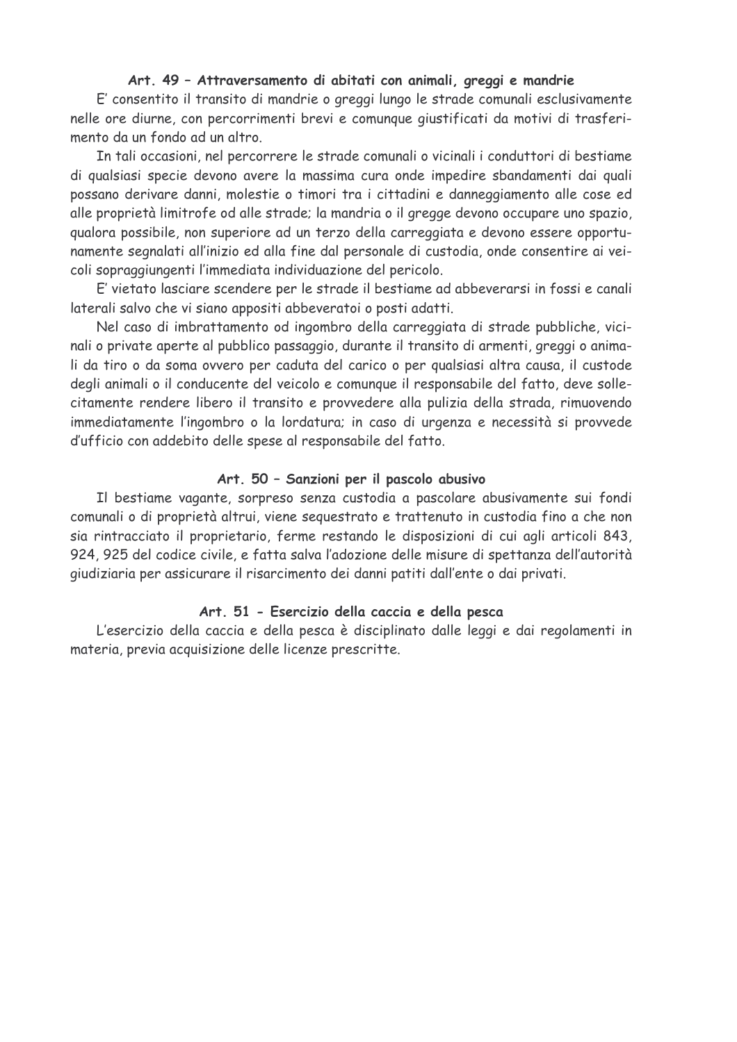### Art. 49 – Attraversamento di abitati con animali, greggi e mandrie

E' consentito il transito di mandrie o greggi lungo le strade comunali esclusivamente nelle ore diurne, con percorrimenti brevi e comunque giustificati da motivi di trasferimento da un fondo ad un altro.

In tali occasioni, nel percorrere le strade comunali o vicinali i conduttori di bestiame di qualsiasi specie devono avere la massima cura onde impedire sbandamenti dai quali possano derivare danni, molestie o timori tra i cittadini e danneggiamento alle cose ed alle proprietà limitrofe od alle strade; la mandria o il gregge devono occupare uno spazio, qualora possibile, non superiore ad un terzo della carreggiata e devono essere opportunamente segnalati all'inizio ed alla fine dal personale di custodia, onde consentire ai veicoli sopraggiungenti l'immediata individuazione del pericolo.

E' vietato lasciare scendere per le strade il bestiame ad abbeverarsi in fossi e canali laterali salvo che vi siano appositi abbeveratoi o posti adatti.

Nel caso di imbrattamento od ingombro della carreggiata di strade pubbliche, vicinali o private aperte al pubblico passaggio, durante il transito di armenti, greggi o animali da tiro o da soma ovvero per caduta del carico o per qualsiasi altra causa, il custode degli animali o il conducente del veicolo e comunque il responsabile del fatto, deve sollecitamente rendere libero il transito e provvedere alla pulizia della strada, rimuovendo immediatamente l'ingombro o la lordatura; in caso di urgenza e necessità si provvede d'ufficio con addebito delle spese al responsabile del fatto.

### Art. 50 – Sanzioni per il pascolo abusivo

Il bestiame vagante, sorpreso senza custodia a pascolare abusivamente sui fondi comunali o di proprietà altrui, viene sequestrato e trattenuto in custodia fino a che non sia rintracciato il proprietario, ferme restando le disposizioni di cui agli articoli 843, 924, 925 del codice civile, e fatta salva l'adozione delle misure di spettanza dell'autorità giudiziaria per assicurare il risarcimento dei danni patiti dall'ente o dai privati.

### Art. 51 - Esercizio della caccia e della pesca

L'esercizio della caccia e della pesca è disciplinato dalle leggi e dai regolamenti in materia, previa acquisizione delle licenze prescritte.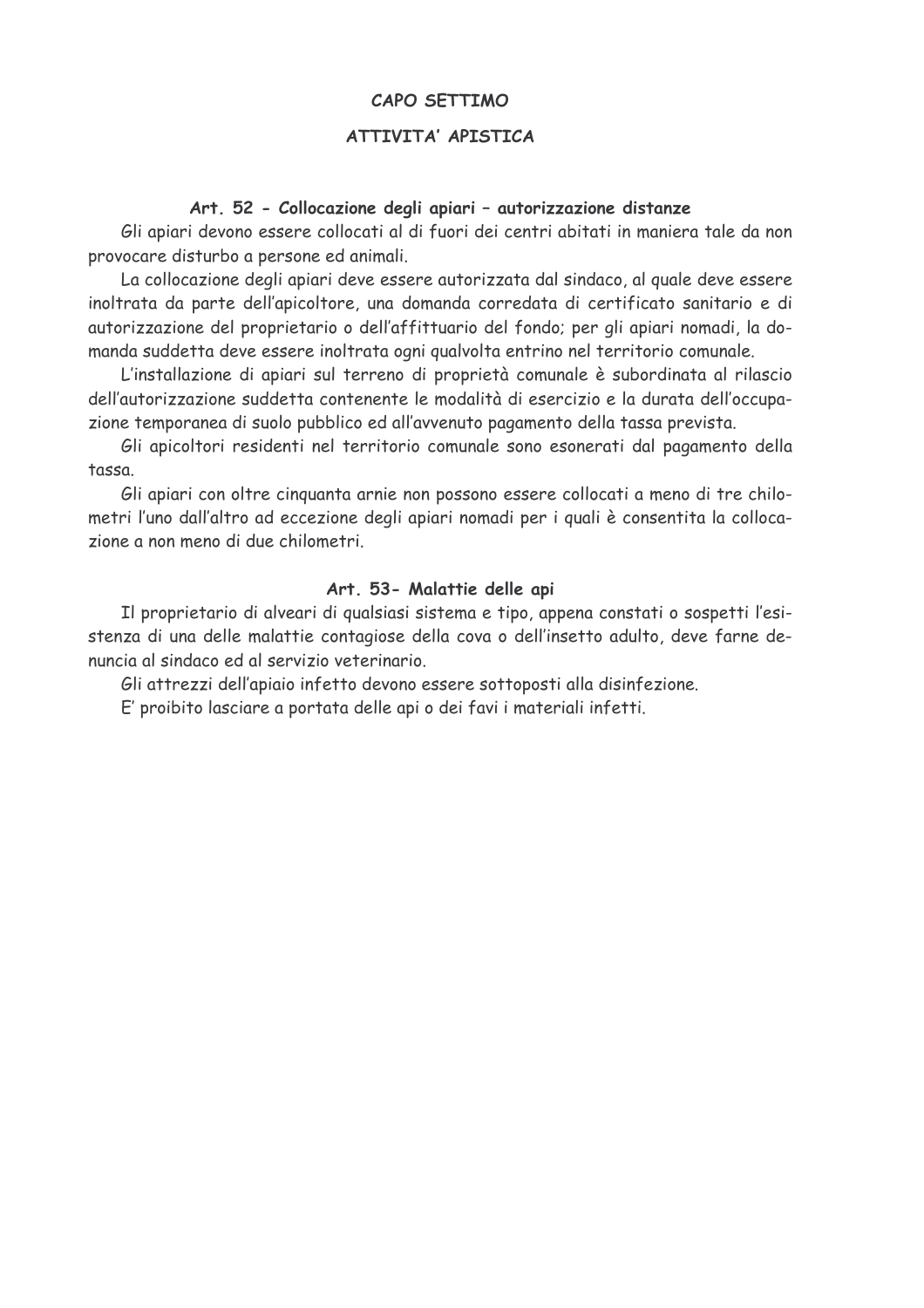# CAPO SETTIMO

# ATTIVITA' APISTICA

### Art. 52 - Collocazione degli apiari – autorizzazione distanze

Gli apiari devono essere collocati al di fuori dei centri abitati in maniera tale da non provocare disturbo a persone ed animali.

La collocazione degli apiari deve essere autorizzata dal sindaco, al quale deve essere inoltrata da parte dell'apicoltore, una domanda corredata di certificato sanitario e di autorizzazione del proprietario o dell'affittuario del fondo; per gli apiari nomadi, la domanda suddetta deve essere inoltrata ogni qualvolta entrino nel territorio comunale.

L'installazione di apiari sul terreno di proprietà comunale è subordinata al rilascio dell'autorizzazione suddetta contenente le modalità di esercizio e la durata dell'occupazione temporanea di suolo pubblico ed all'avvenuto pagamento della tassa prevista.

Gli apicoltori residenti nel territorio comunale sono esonerati dal pagamento della tassa.

Gli apiari con oltre cinquanta arnie non possono essere collocati a meno di tre chilometri l'uno dall'altro ad eccezione degli apiari nomadi per i quali è consentita la collocazione a non meno di due chilometri.

### Art. 53- Malattie delle api

Il proprietario di alveari di qualsiasi sistema e tipo, appena constati o sospetti l'esistenza di una delle malattie contagiose della cova o dell'insetto adulto, deve farne denuncia al sindaco ed al servizio veterinario.

Gli attrezzi dell'apiaio infetto devono essere sottoposti alla disinfezione.

E' proibito lasciare a portata delle api o dei favi i materiali infetti.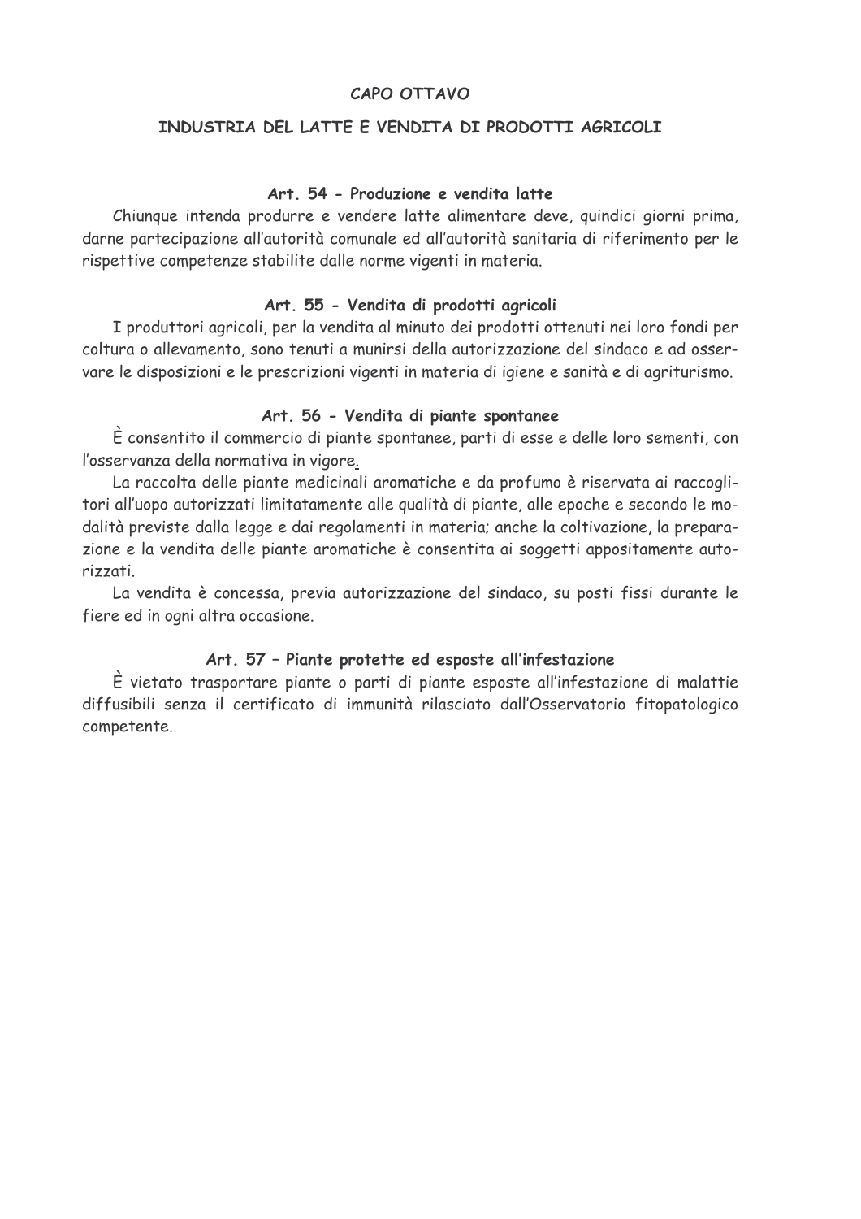## CAPO OTTAVO

## INDUSTRIA DEL LATTE E VENDITA DI PRODOTTI AGRICOLI

### Art. 54 - Produzione e vendita latte

Chiunque intenda produrre e vendere latte alimentare deve, quindici giorni prima, darne partecipazione all'autorità comunale ed all'autorità sanitaria di riferimento per le rispettive competenze stabilite dalle norme vigenti in materia.

### Art. 55 - Vendita di prodotti agricoli

I produttori agricoli, per la vendita al minuto dei prodotti ottenuti nei loro fondi per coltura o allevamento, sono tenuti a munirsi della autorizzazione del sindaco e ad osservare le disposizioni e le prescrizioni vigenti in materia di igiene e sanità e di agriturismo.

### Art. 56 - Vendita di piante spontanee

È consentito il commercio di piante spontanee, parti di esse e delle loro sementi, con l'osservanza della normativa in vigore.

La raccolta delle piante medicinali aromatiche e da profumo è riservata ai raccoglitori all'uopo autorizzati limitatamente alle qualità di piante, alle epoche e secondo le modalità previste dalla legge e dai regolamenti in materia; anche la coltivazione, la preparazione e la vendita delle piante aromatiche è consentita ai soggetti appositamente autorizzati.

La vendita è concessa, previa autorizzazione del sindaco, su posti fissi durante le fiere ed in ogni altra occasione.

### Art. 57 – Piante protette ed esposte all'infestazione

È vietato trasportare piante o parti di piante esposte all'infestazione di malattie diffusibili senza il certificato di immunità rilasciato dall'Osservatorio fitopatologico competente.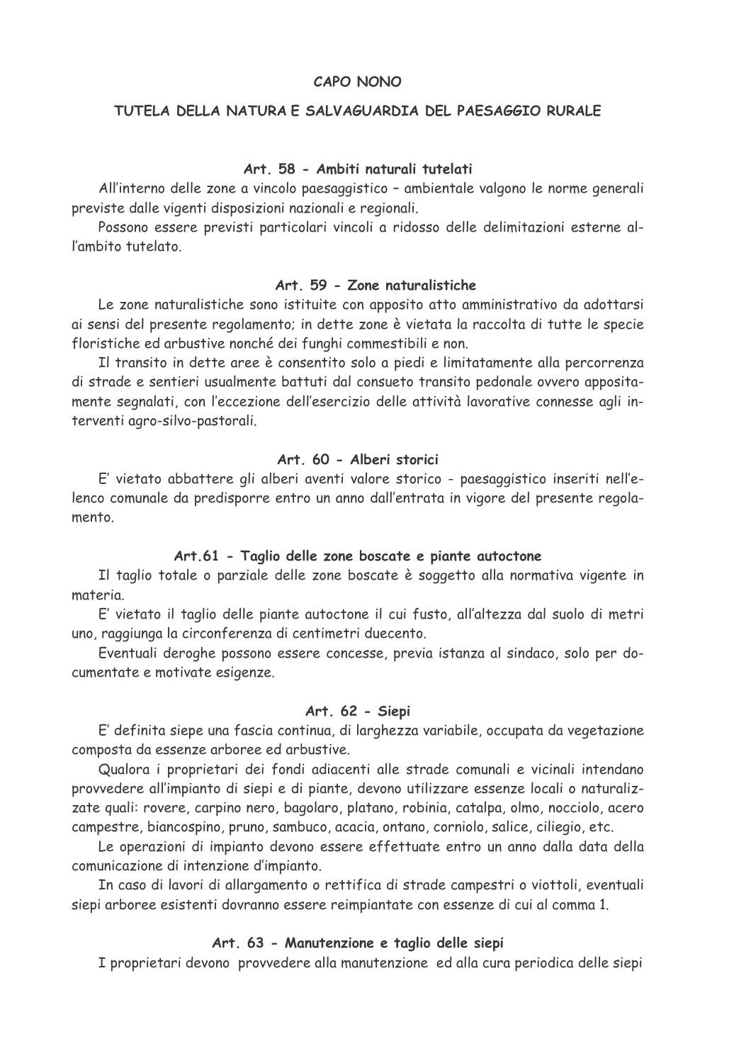## CAPO NONO

## TUTELA DELLA NATURA E SALVAGUARDIA DEL PAESAGGIO RURALE

### Art. 58 - Ambiti naturali tutelati

All'interno delle zone a vincolo paesaggistico – ambientale valgono le norme generali previste dalle vigenti disposizioni nazionali e regionali.

Possono essere previsti particolari vincoli a ridosso delle delimitazioni esterne all'ambito tutelato.

### Art. 59 - Zone naturalistiche

Le zone naturalistiche sono istituite con apposito atto amministrativo da adottarsi ai sensi del presente regolamento; in dette zone è vietata la raccolta di tutte le specie floristiche ed arbustive nonché dei funghi commestibili e non.

Il transito in dette aree è consentito solo a piedi e limitatamente alla percorrenza di strade e sentieri usualmente battuti dal consueto transito pedonale ovvero appositamente segnalati, con l'eccezione dell'esercizio delle attività lavorative connesse agli interventi agro-silvo-pastorali.

### Art. 60 - Alberi storici

E' vietato abbattere gli alberi aventi valore storico - paesaggistico inseriti nell'elenco comunale da predisporre entro un anno dall'entrata in vigore del presente regolamento.

### Art.61 - Taglio delle zone boscate e piante autoctone

Il taglio totale o parziale delle zone boscate è soggetto alla normativa vigente in materia.

E' vietato il taglio delle piante autoctone il cui fusto, all'altezza dal suolo di metri uno, raggiunga la circonferenza di centimetri duecento.

Eventuali deroghe possono essere concesse, previa istanza al sindaco, solo per documentate e motivate esigenze.

### Art. 62 - Siepi

E' definita siepe una fascia continua, di larghezza variabile, occupata da vegetazione composta da essenze arboree ed arbustive.

Qualora i proprietari dei fondi adiacenti alle strade comunali e vicinali intendano provvedere all'impianto di siepi e di piante, devono utilizzare essenze locali o naturalizzate quali: rovere, carpino nero, bagolaro, platano, robinia, catalpa, olmo, nocciolo, acero campestre, biancospino, pruno, sambuco, acacia, ontano, corniolo, salice, ciliegio, etc.

Le operazioni di impianto devono essere effettuate entro un anno dalla data della comunicazione di intenzione d'impianto.

In caso di lavori di allargamento o rettifica di strade campestri o viottoli, eventuali siepi arboree esistenti dovranno essere reimpiantate con essenze di cui al comma 1.

### Art. 63 - Manutenzione e taglio delle siepi

I proprietari devono provvedere alla manutenzione ed alla cura periodica delle siepi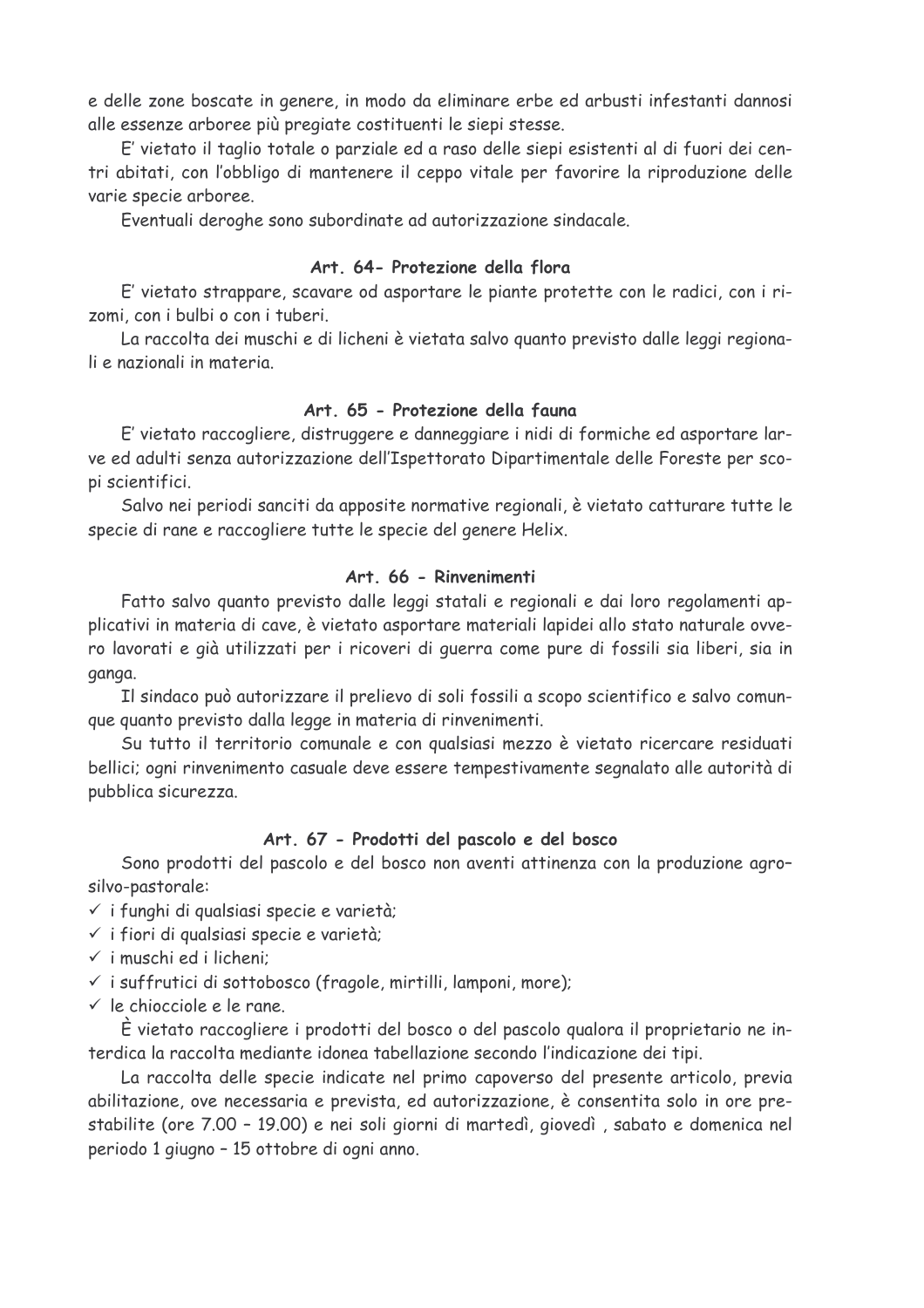e delle zone boscate in genere, in modo da eliminare erbe ed arbusti infestanti dannosi alle essenze arboree più pregiate costituenti le siepi stesse.

E' vietato il taglio totale o parziale ed a raso delle siepi esistenti al di fuori dei centri abitati, con l'obbligo di mantenere il ceppo vitale per favorire la riproduzione delle varie specie arboree.

Eventuali deroghe sono subordinate ad autorizzazione sindacale.

### Art. 64- Protezione della flora

E' vietato strappare, scavare od asportare le piante protette con le radici, con i rizomi, con i bulbi o con i tuberi.

La raccolta dei muschi e di licheni è vietata salvo quanto previsto dalle leggi regionali e nazionali in materia.

### Art. 65 - Protezione della fauna

E' vietato raccogliere, distruggere e danneggiare i nidi di formiche ed asportare larve ed adulti senza autorizzazione dell'Ispettorato Dipartimentale delle Foreste per scopi scientifici.

Salvo nei periodi sanciti da apposite normative regionali, è vietato catturare tutte le specie di rane e raccogliere tutte le specie del genere Helix.

### Art. 66 - Rinvenimenti

Fatto salvo quanto previsto dalle leggi statali e regionali e dai loro regolamenti applicativi in materia di cave, è vietato asportare materiali lapidei allo stato naturale ovvero lavorati e già utilizzati per i ricoveri di guerra come pure di fossili sia liberi, sia in ganga.

Il sindaco può autorizzare il prelievo di soli fossili a scopo scientifico e salvo comunque quanto previsto dalla legge in materia di rinvenimenti.

Su tutto il territorio comunale e con qualsiasi mezzo è vietato ricercare residuati bellici; ogni rinvenimento casuale deve essere tempestivamente segnalato alle autorità di pubblica sicurezza.

### Art. 67 - Prodotti del pascolo e del bosco

Sono prodotti del pascolo e del bosco non aventi attinenza con la produzione agro-silvo-pastorale:

- ✓ i funghi di qualsiasi specie e varietà;
- ✓ i fiori di qualsiasi specie e varietà;
- ✓ i muschi ed i licheni;
- ✓ i suffrutici di sottobosco (fragole, mirtilli, lamponi, more);
- ✓ le chiocciole e le rane.

È vietato raccogliere i prodotti del bosco o del pascolo qualora il proprietario ne interdica la raccolta mediante idonea tabellazione secondo l'indicazione dei tipi.

La raccolta delle specie indicate nel primo capoverso del presente articolo, previa abilitazione, ove necessaria e prevista, ed autorizzazione, è consentita solo in ore prestabilite (ore 7.00 – 19.00) e nei soli giorni di martedì, giovedì , sabato e domenica nel periodo 1 giugno – 15 ottobre di ogni anno.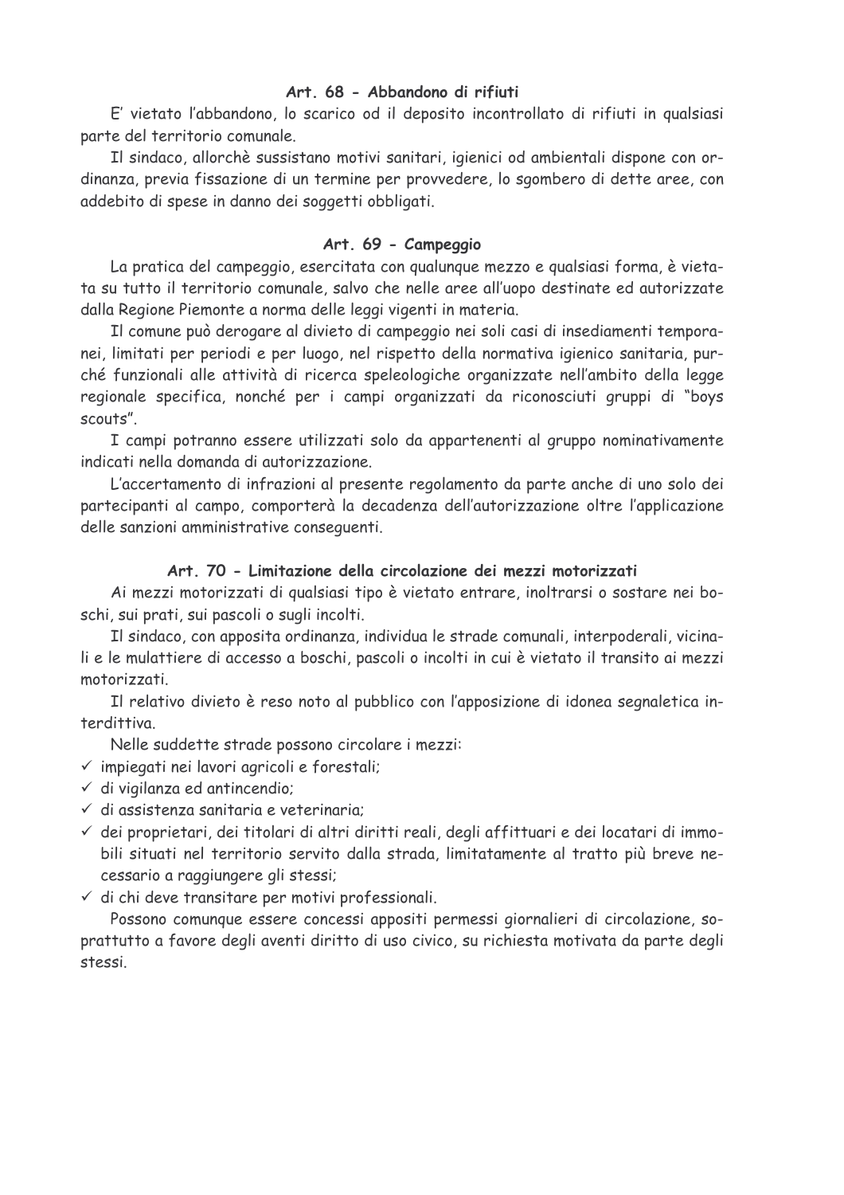### Art. 68 - Abbandono di rifiuti

E' vietato l'abbandono, lo scarico od il deposito incontrollato di rifiuti in qualsiasi parte del territorio comunale.

Il sindaco, allorchè sussistano motivi sanitari, igienici od ambientali dispone con ordinanza, previa fissazione di un termine per provvedere, lo sgombero di dette aree, con addebito di spese in danno dei soggetti obbligati.

### Art. 69 - Campeggio

La pratica del campeggio, esercitata con qualunque mezzo e qualsiasi forma, è vietata su tutto il territorio comunale, salvo che nelle aree all'uopo destinate ed autorizzate dalla Regione Piemonte a norma delle leggi vigenti in materia.

Il comune può derogare al divieto di campeggio nei soli casi di insediamenti temporanei, limitati per periodi e per luogo, nel rispetto della normativa igienico sanitaria, purché funzionali alle attività di ricerca speleologiche organizzate nell'ambito della legge regionale specifica, nonché per i campi organizzati da riconosciuti gruppi di "boys scouts".

I campi potranno essere utilizzati solo da appartenenti al gruppo nominativamente indicati nella domanda di autorizzazione.

L'accertamento di infrazioni al presente regolamento da parte anche di uno solo dei partecipanti al campo, comporterà la decadenza dell'autorizzazione oltre l'applicazione delle sanzioni amministrative conseguenti.

### Art. 70 - Limitazione della circolazione dei mezzi motorizzati

Ai mezzi motorizzati di qualsiasi tipo è vietato entrare, inoltrarsi o sostare nei boschi, sui prati, sui pascoli o sugli incolti.

Il sindaco, con apposita ordinanza, individua le strade comunali, interpoderali, vicinali e le mulattiere di accesso a boschi, pascoli o incolti in cui è vietato il transito ai mezzi motorizzati.

Il relativo divieto è reso noto al pubblico con l'apposizione di idonea segnaletica interdittiva.

Nelle suddette strade possono circolare i mezzi:

- ✓ impiegati nei lavori agricoli e forestali;
- ✓ di vigilanza ed antincendio;
- ✓ di assistenza sanitaria e veterinaria;
- ✓ dei proprietari, dei titolari di altri diritti reali, degli affittuari e dei locatari di immobili situati nel territorio servito dalla strada, limitatamente al tratto più breve necessario a raggiungere gli stessi;
- ✓ di chi deve transitare per motivi professionali.

Possono comunque essere concessi appositi permessi giornalieri di circolazione, soprattutto a favore degli aventi diritto di uso civico, su richiesta motivata da parte degli stessi.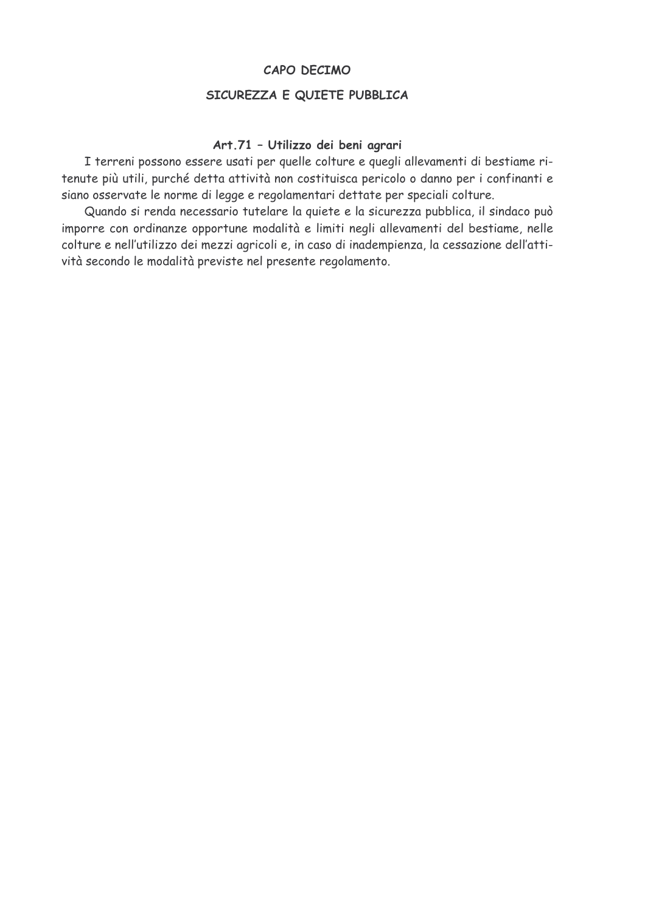## CAPO DECIMO

## SICUREZZA E QUIETE PUBBLICA

### Art.71 – Utilizzo dei beni agrari

I terreni possono essere usati per quelle colture e quegli allevamenti di bestiame ritenute più utili, purché detta attività non costituisca pericolo o danno per i confinanti e siano osservate le norme di legge e regolamentari dettate per speciali colture.

Quando si renda necessario tutelare la quiete e la sicurezza pubblica, il sindaco può imporre con ordinanze opportune modalità e limiti negli allevamenti del bestiame, nelle colture e nell'utilizzo dei mezzi agricoli e, in caso di inadempienza, la cessazione dell'attività secondo le modalità previste nel presente regolamento.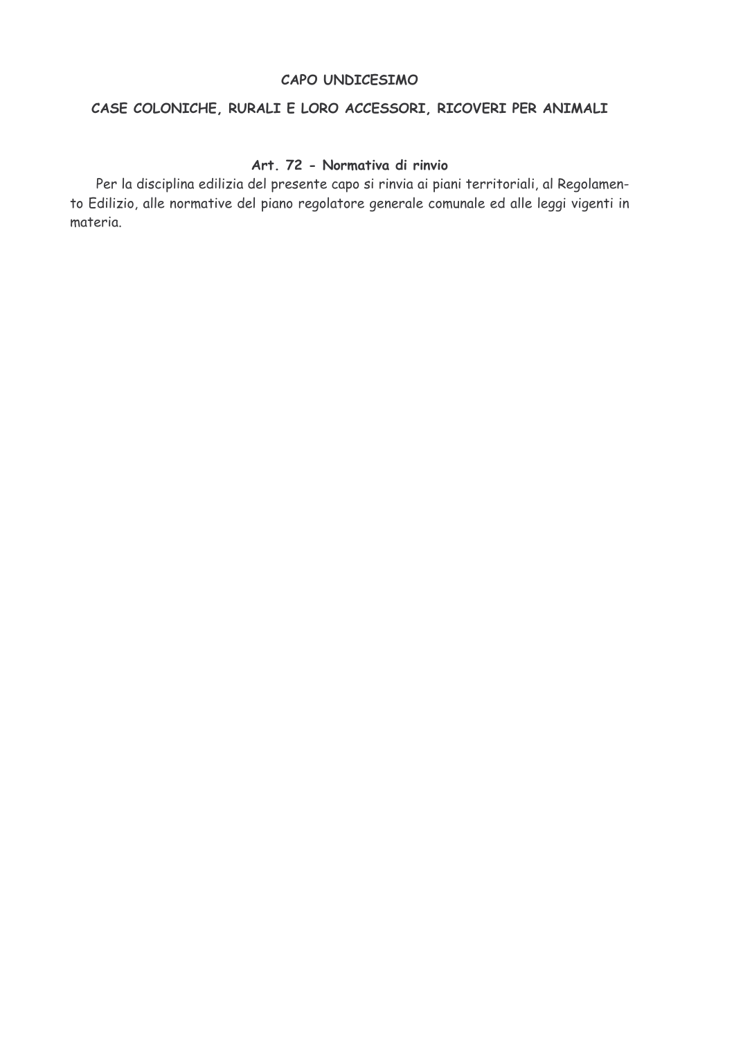## CAPO UNDICESIMO

## CASE COLONICHE, RURALI E LORO ACCESSORI, RICOVERI PER ANIMALI

### Art. 72 - Normativa di rinvio

Per la disciplina edilizia del presente capo si rinvia ai piani territoriali, al Regolamento Edilizio, alle normative del piano regolatore generale comunale ed alle leggi vigenti in materia.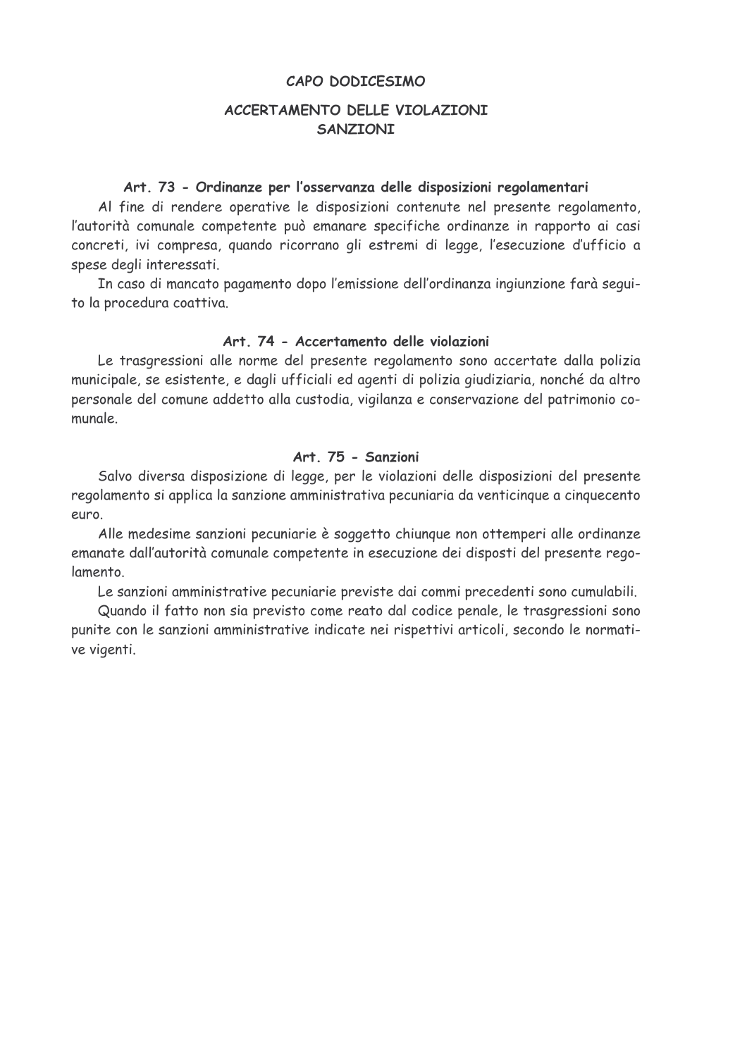## CAPO DODICESIMO

## ACCERTAMENTO DELLE VIOLAZIONI SANZIONI

### Art. 73 - Ordinanze per l'osservanza delle disposizioni regolamentari

Al fine di rendere operative le disposizioni contenute nel presente regolamento, l'autorità comunale competente può emanare specifiche ordinanze in rapporto ai casi concreti, ivi compresa, quando ricorrano gli estremi di legge, l'esecuzione d'ufficio a spese degli interessati.

In caso di mancato pagamento dopo l'emissione dell'ordinanza ingiunzione farà seguito la procedura coattiva.

### Art. 74 - Accertamento delle violazioni

Le trasgressioni alle norme del presente regolamento sono accertate dalla polizia municipale, se esistente, e dagli ufficiali ed agenti di polizia giudiziaria, nonché da altro personale del comune addetto alla custodia, vigilanza e conservazione del patrimonio comunale.

### Art. 75 - Sanzioni

Salvo diversa disposizione di legge, per le violazioni delle disposizioni del presente regolamento si applica la sanzione amministrativa pecuniaria da venticinque a cinquecento euro.

Alle medesime sanzioni pecuniarie è soggetto chiunque non ottemperi alle ordinanze emanate dall'autorità comunale competente in esecuzione dei disposti del presente regolamento.

Le sanzioni amministrative pecuniarie previste dai commi precedenti sono cumulabili.

Quando il fatto non sia previsto come reato dal codice penale, le trasgressioni sono punite con le sanzioni amministrative indicate nei rispettivi articoli, secondo le normative vigenti.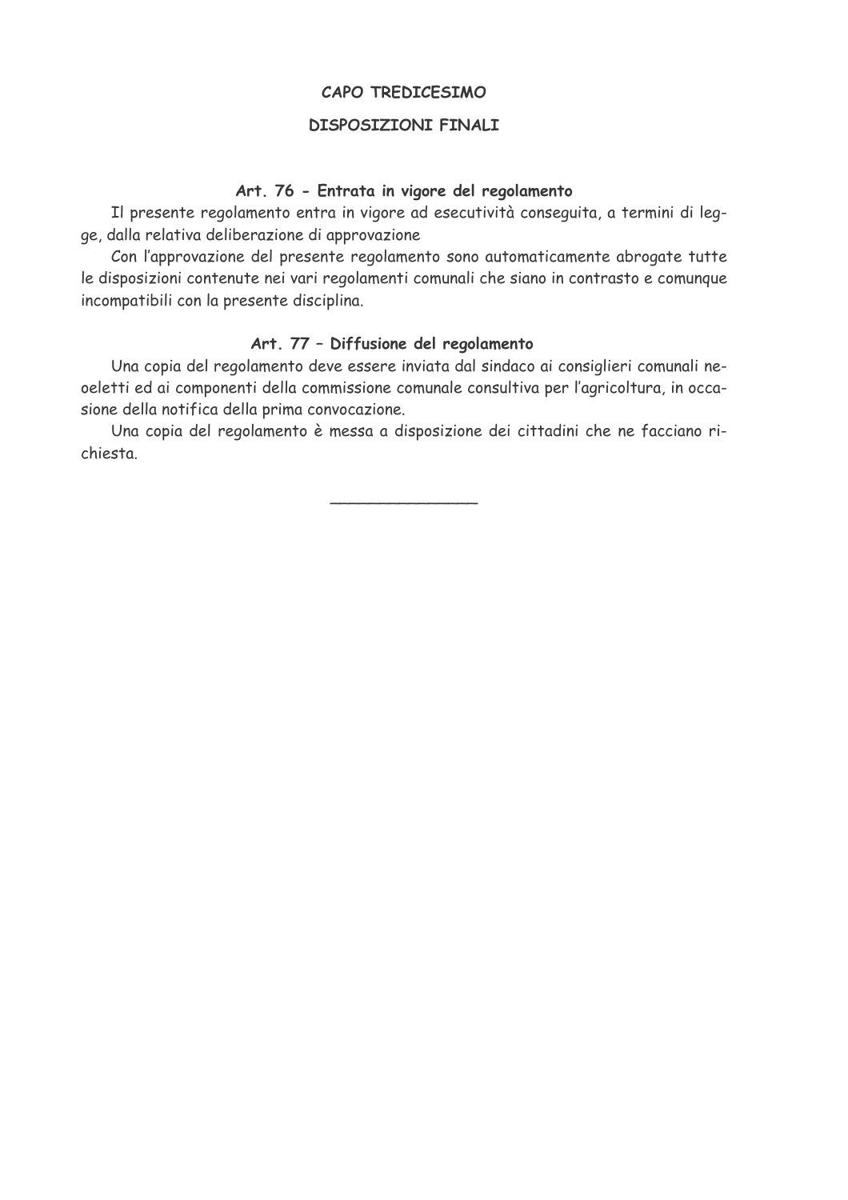## CAPO TREDICESIMO

## DISPOSIZIONI FINALI

### Art. 76 - Entrata in vigore del regolamento

Il presente regolamento entra in vigore ad esecutività conseguita, a termini di legge, dalla relativa deliberazione di approvazione

Con l'approvazione del presente regolamento sono automaticamente abrogate tutte le disposizioni contenute nei vari regolamenti comunali che siano in contrasto e comunque incompatibili con la presente disciplina.

### Art. 77 – Diffusione del regolamento

Una copia del regolamento deve essere inviata dal sindaco ai consiglieri comunali neoeletti ed ai componenti della commissione comunale consultiva per l'agricoltura, in occasione della notifica della prima convocazione.

Una copia del regolamento è messa a disposizione dei cittadini che ne facciano richiesta.

---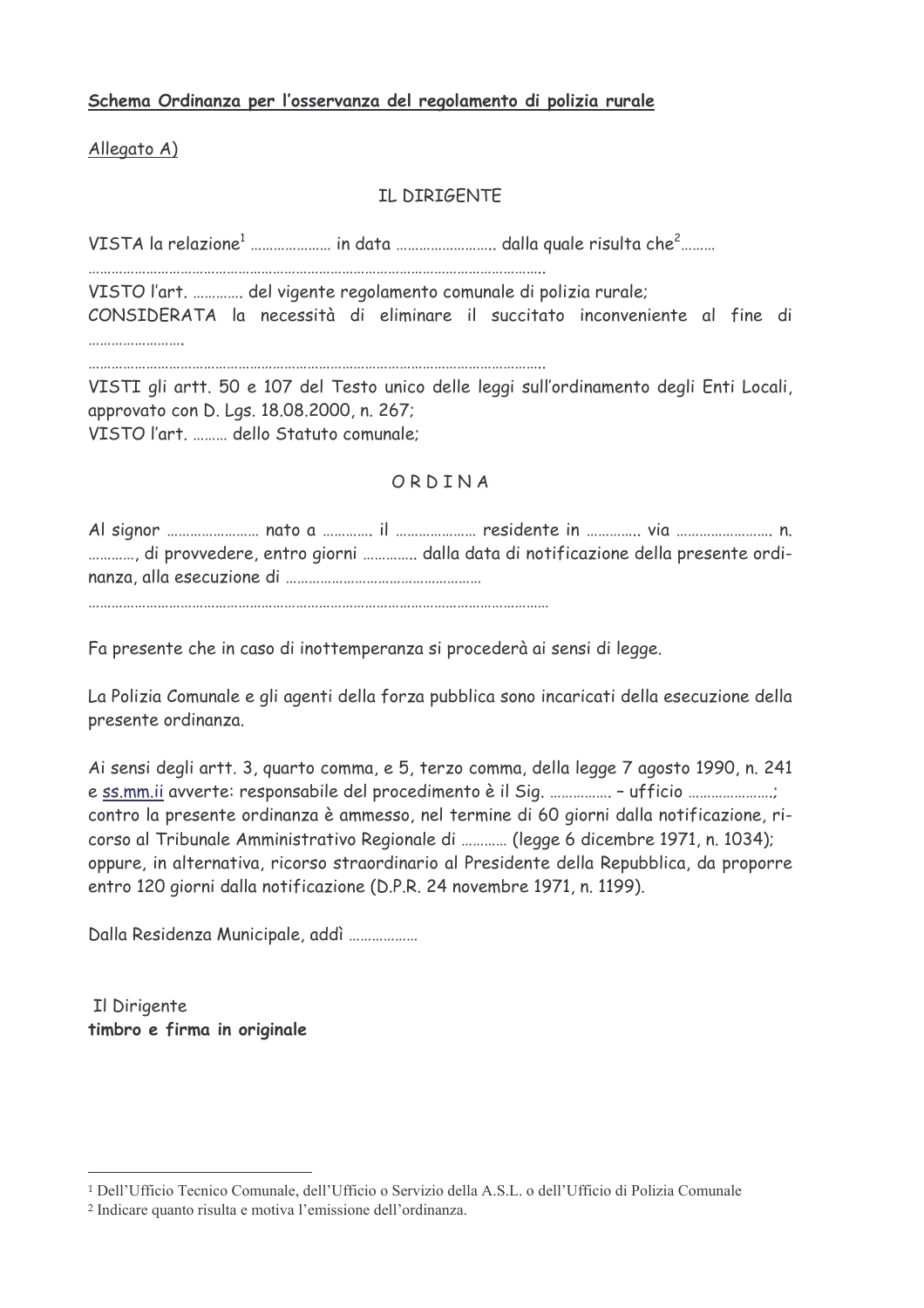Schema Ordinanza per l'osservanza del regolamento di polizia rurale

Allegato A)

IL DIRIGENTE

VISTA la relazione[1] ………………… in data ……………………. dalla quale risulta che[2]………
…………………………………………………………………………………………………….

VISTO l'art. …………. del vigente regolamento comunale di polizia rurale;
CONSIDERATA la necessità di eliminare il succitato inconveniente al fine di …………………….
…………………………………………………………………………………………………….

VISTI gli artt. 50 e 107 del Testo unico delle leggi sull'ordinamento degli Enti Locali, approvato con D. Lgs. 18.08.2000, n. 267;
VISTO l'art. ……… dello Statuto comunale;

O R D I N A

Al signor …………………… nato a …………. il ………………… residente in ………….. via ……………………. n. …………, di provvedere, entro giorni ………….. dalla data di notificazione della presente ordinanza, alla esecuzione di ……………………………………………
…………………………………………………………………………………………………….

Fa presente che in caso di inottemperanza si procederà ai sensi di legge.

La Polizia Comunale e gli agenti della forza pubblica sono incaricati della esecuzione della presente ordinanza.

Ai sensi degli artt. 3, quarto comma, e 5, terzo comma, della legge 7 agosto 1990, n. 241 e ss.mm.ii avverte: responsabile del procedimento è il Sig. ……………. – ufficio ………………….; contro la presente ordinanza è ammesso, nel termine di 60 giorni dalla notificazione, ricorso al Tribunale Amministrativo Regionale di ………… (legge 6 dicembre 1971, n. 1034); oppure, in alternativa, ricorso straordinario al Presidente della Repubblica, da proporre entro 120 giorni dalla notificazione (D.P.R. 24 novembre 1971, n. 1199).

Dalla Residenza Municipale, addì ………………

Il Dirigente
**timbro e firma in originale**

---

[1] Dell'Ufficio Tecnico Comunale, dell'Ufficio o Servizio della A.S.L. o dell'Ufficio di Polizia Comunale

[2] Indicare quanto risulta e motiva l'emissione dell'ordinanza.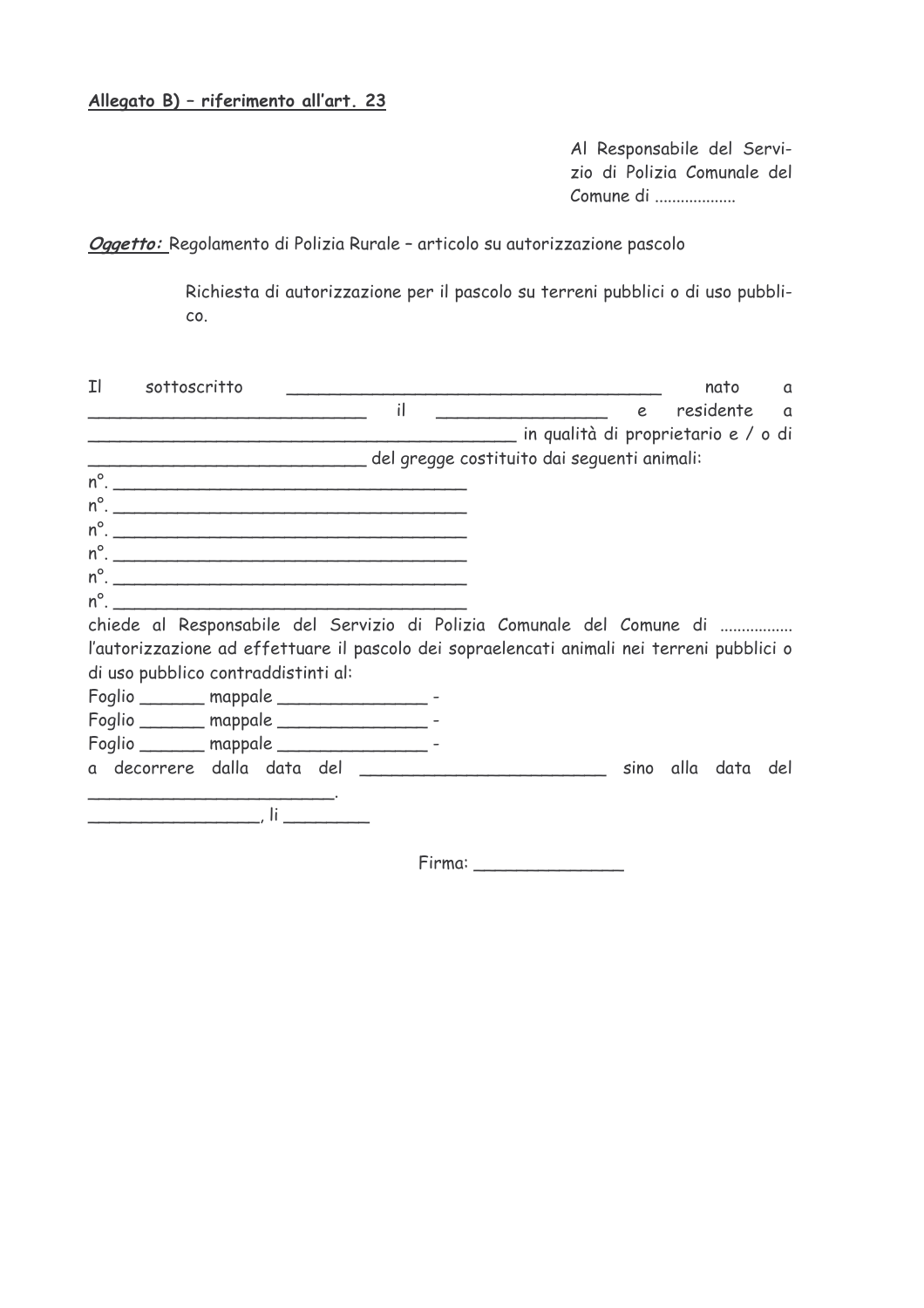<u>**Allegato B) – riferimento all'art. 23**</u>

Al Responsabile del Servizio di Polizia Comunale del Comune di ..................

***<u>Oggetto:</u>*** Regolamento di Polizia Rurale – articolo su autorizzazione pascolo

Richiesta di autorizzazione per il pascolo su terreni pubblici o di uso pubblico.

Il sottoscritto ______________________________________ nato a ___________________________ il _________________ e residente a ___________________________________________ in qualità di proprietario e / o di ___________________________ del gregge costituito dai seguenti animali:

n°. ___________________________________

n°. ___________________________________

n°. ___________________________________

n°. ___________________________________

n°. ___________________________________

n°. ___________________________________

chiede al Responsabile del Servizio di Polizia Comunale del Comune di ................ l'autorizzazione ad effettuare il pascolo dei sopraelencati animali nei terreni pubblici o di uso pubblico contraddistinti al:

Foglio ______ mappale ______________ -

Foglio ______ mappale ______________ -

Foglio ______ mappale ______________ -

a decorrere dalla data del ________________________ sino alla data del _________________________.

________________, li ________

Firma: ______________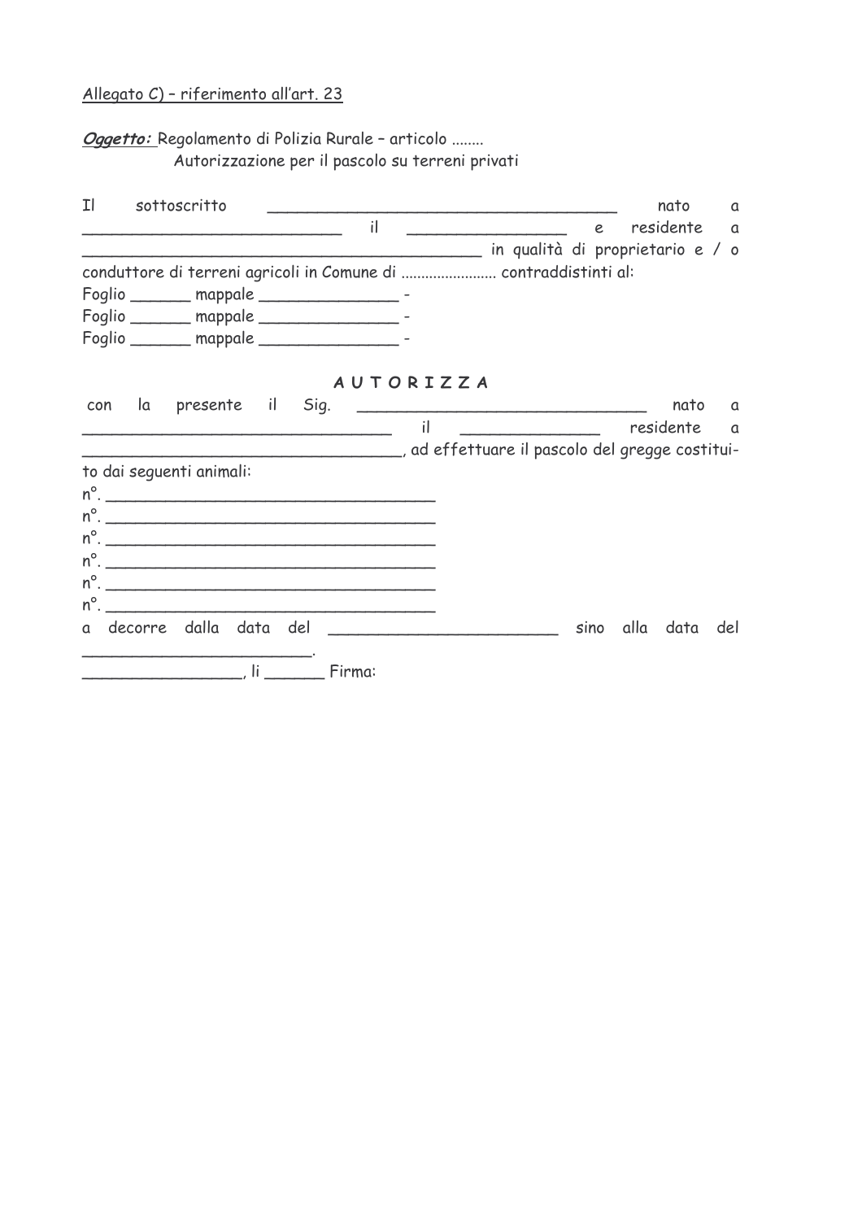Allegato C) – riferimento all'art. 23

***Oggetto:*** Regolamento di Polizia Rurale – articolo ........
Autorizzazione per il pascolo su terreni privati

Il sottoscritto ____________________________________ nato a __________________________ il ________________ e residente a _________________________________________ in qualità di proprietario e / o conduttore di terreni agricoli in Comune di ........................ contraddistinti al:

Foglio ______ mappale ______________ -
Foglio ______ mappale ______________ -
Foglio ______ mappale ______________ -

A U T O R I Z Z A

con la presente il Sig. ______________________________ nato a _______________________________ il ______________ residente a _________________________________, ad effettuare il pascolo del gregge costituito dai seguenti animali:

n°. ___________________________________
n°. ___________________________________
n°. ___________________________________
n°. ___________________________________
n°. ___________________________________
n°. ___________________________________

a decorre dalla data del _______________________ sino alla data del _______________________.

________________, li ______ Firma: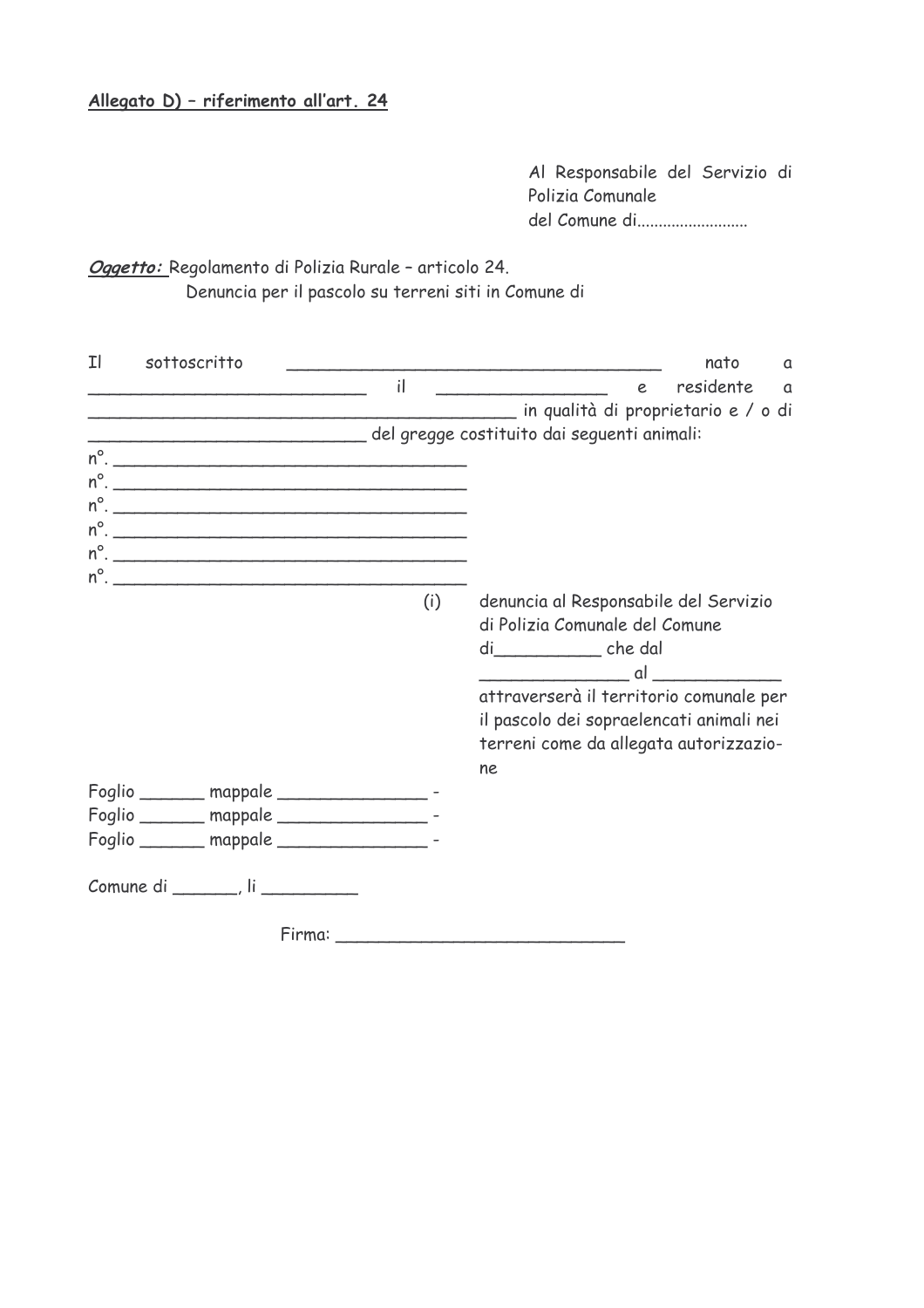Allegato D) – riferimento all'art. 24

Al Responsabile del Servizio di Polizia Comunale
del Comune di..........................

***Oggetto:*** Regolamento di Polizia Rurale – articolo 24.
Denuncia per il pascolo su terreni siti in Comune di

Il sottoscritto ______________________________________ nato a ____________________________ il _________________ e residente a ___________________________________________ in qualità di proprietario e / o di ___________________________ del gregge costituito dai seguenti animali:

n°. ____________________________________
n°. ____________________________________
n°. ____________________________________
n°. ____________________________________
n°. ____________________________________
n°. ____________________________________

(i) denuncia al Responsabile del Servizio di Polizia Comunale del Comune di__________ che dal ______________ al ____________ attraverserà il territorio comunale per il pascolo dei sopraelencati animali nei terreni come da allegata autorizzazione

Foglio ______ mappale ______________ -
Foglio ______ mappale ______________ -
Foglio ______ mappale ______________ -

Comune di ______, li _________

Firma: ___________________________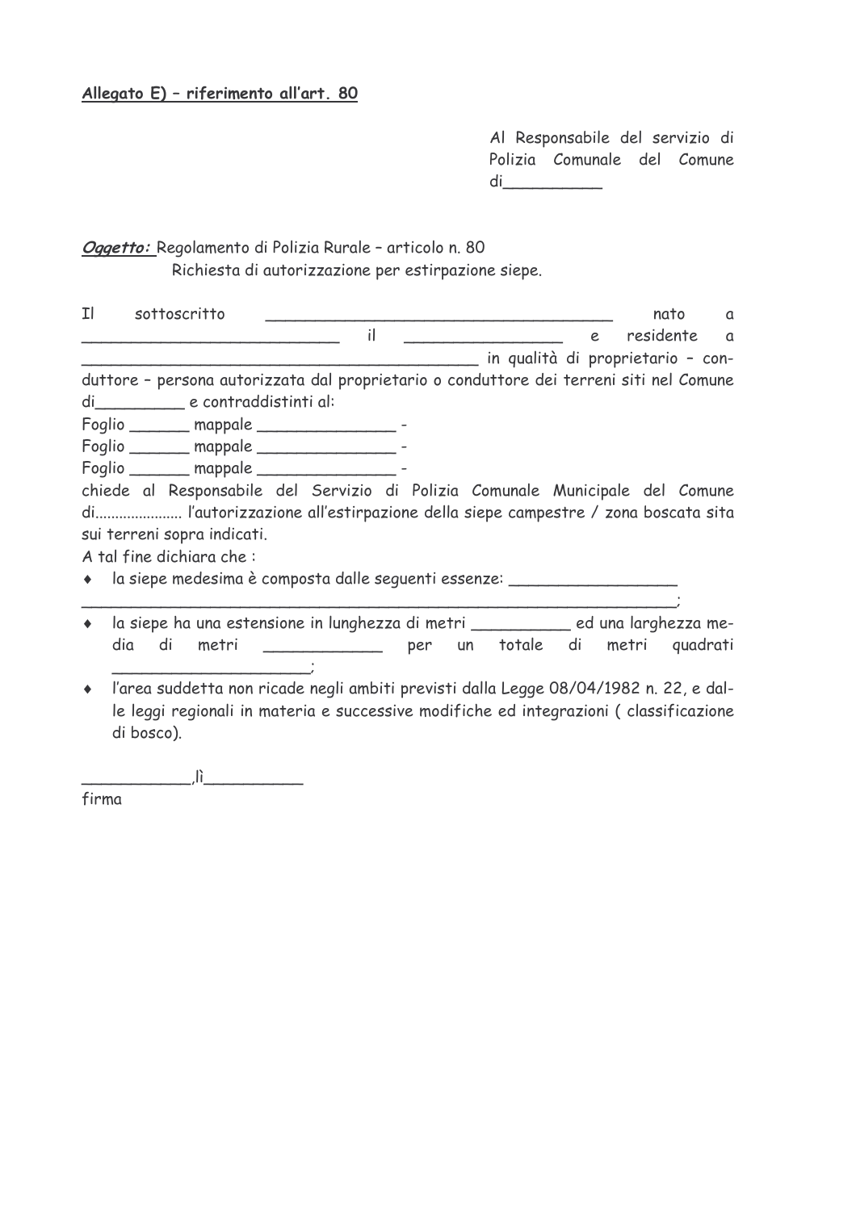<u>**Allegato E) – riferimento all'art. 80**</u>

Al Responsabile del servizio di Polizia Comunale del Comune di__________

***Oggetto:*** Regolamento di Polizia Rurale – articolo n. 80
Richiesta di autorizzazione per estirpazione siepe.

Il sottoscritto _____________________________________ nato a ____________________________ il _________________ e residente a __________________________________________ in qualità di proprietario – conduttore – persona autorizzata dal proprietario o conduttore dei terreni siti nel Comune di_________ e contraddistinti al:

Foglio ______ mappale ______________ -
Foglio ______ mappale ______________ -
Foglio ______ mappale ______________ -

chiede al Responsabile del Servizio di Polizia Comunale Municipale del Comune di...................... l'autorizzazione all'estirpazione della siepe campestre / zona boscata sita sui terreni sopra indicati.

A tal fine dichiara che :

- la siepe medesima è composta dalle seguenti essenze: _________________ _________________________________________________________________;
- la siepe ha una estensione in lunghezza di metri __________ ed una larghezza media di metri ____________ per un totale di metri quadrati ____________________;
- l'area suddetta non ricade negli ambiti previsti dalla Legge 08/04/1982 n. 22, e dalle leggi regionali in materia e successive modifiche ed integrazioni ( classificazione di bosco).

___________,lì__________
firma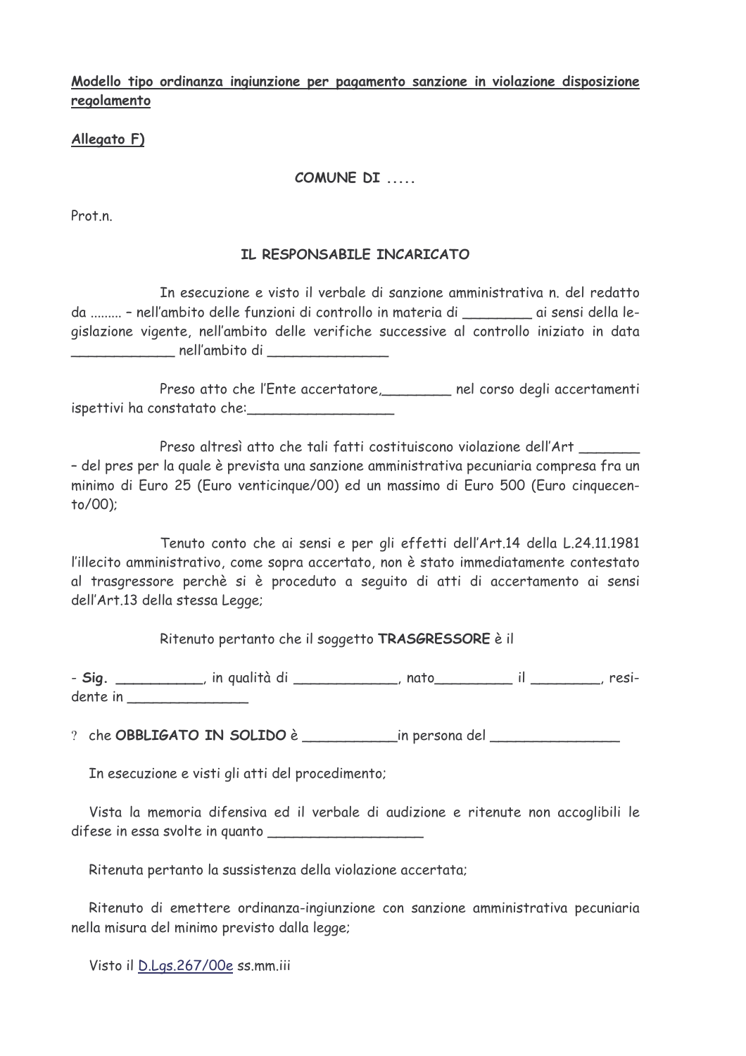**Modello tipo ordinanza ingiunzione per pagamento sanzione in violazione disposizione regolamento**

**Allegato F)**

**COMUNE DI .....**

Prot.n.

**IL RESPONSABILE INCARICATO**

In esecuzione e visto il verbale di sanzione amministrativa n. del redatto da ......... – nell'ambito delle funzioni di controllo in materia di ________ ai sensi della legislazione vigente, nell'ambito delle verifiche successive al controllo iniziato in data ____________ nell'ambito di ______________

Preso atto che l'Ente accertatore,________ nel corso degli accertamenti ispettivi ha constatato che:_________________

Preso altresì atto che tali fatti costituiscono violazione dell'Art _______ – del pres per la quale è prevista una sanzione amministrativa pecuniaria compresa fra un minimo di Euro 25 (Euro venticinque/00) ed un massimo di Euro 500 (Euro cinquecento/00);

Tenuto conto che ai sensi e per gli effetti dell'Art.14 della L.24.11.1981 l'illecito amministrativo, come sopra accertato, non è stato immediatamente contestato al trasgressore perchè si è proceduto a seguito di atti di accertamento ai sensi dell'Art.13 della stessa Legge;

Ritenuto pertanto che il soggetto **TRASGRESSORE** è il

- **Sig.** __________, in qualità di ____________, nato_________ il ________, residente in ______________

? che **OBBLIGATO IN SOLIDO** è ___________in persona del _______________

In esecuzione e visti gli atti del procedimento;

Vista la memoria difensiva ed il verbale di audizione e ritenute non accoglibili le difese in essa svolte in quanto __________________

Ritenuta pertanto la sussistenza della violazione accertata;

Ritenuto di emettere ordinanza-ingiunzione con sanzione amministrativa pecuniaria nella misura del minimo previsto dalla legge;

Visto il D.Lgs.267/00e ss.mm.iii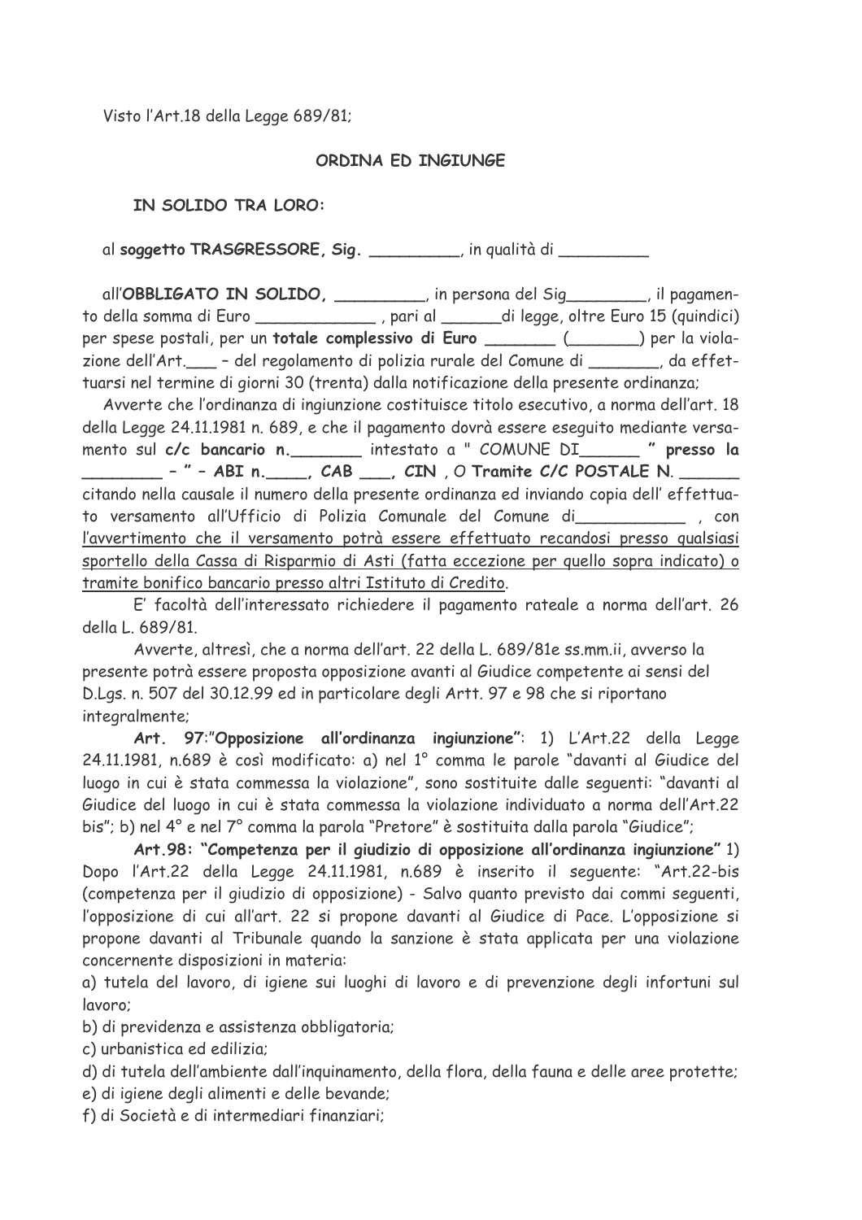Visto l'Art.18 della Legge 689/81;

**ORDINA ED INGIUNGE**

**IN SOLIDO TRA LORO:**

al **soggetto TRASGRESSORE, Sig.** _________, in qualità di _________

all'**OBBLIGATO IN SOLIDO,** _________, in persona del Sig________, il pagamento della somma di Euro ____________ , pari al ______di legge, oltre Euro 15 (quindici) per spese postali, per un **totale complessivo di Euro** _______ (_______) per la violazione dell'Art.___ – del regolamento di polizia rurale del Comune di _______, da effettuarsi nel termine di giorni 30 (trenta) dalla notificazione della presente ordinanza;

Avverte che l'ordinanza di ingiunzione costituisce titolo esecutivo, a norma dell'art. 18 della Legge 24.11.1981 n. 689, e che il pagamento dovrà essere eseguito mediante versamento sul **c/c bancario n.**_______ intestato a " COMUNE DI______ " **presso la** ________ **– " – ABI n.____, CAB ___, CIN , O Tramite C/C POSTALE N.** ______ citando nella causale il numero della presente ordinanza ed inviando copia dell' effettuato versamento all'Ufficio di Polizia Comunale del Comune di___________ , con <u>l'avvertimento che il versamento potrà essere effettuato recandosi presso qualsiasi sportello della Cassa di Risparmio di Asti (fatta eccezione per quello sopra indicato) o tramite bonifico bancario presso altri Istituto di Credito</u>.

E' facoltà dell'interessato richiedere il pagamento rateale a norma dell'art. 26 della L. 689/81.

Avverte, altresì, che a norma dell'art. 22 della L. 689/81e ss.mm.ii, avverso la presente potrà essere proposta opposizione avanti al Giudice competente ai sensi del D.Lgs. n. 507 del 30.12.99 ed in particolare degli Artt. 97 e 98 che si riportano integralmente;

**Art. 97**:"**Opposizione all'ordinanza ingiunzione**": 1) L'Art.22 della Legge 24.11.1981, n.689 è così modificato: a) nel 1° comma le parole "davanti al Giudice del luogo in cui è stata commessa la violazione", sono sostituite dalle seguenti: "davanti al Giudice del luogo in cui è stata commessa la violazione individuato a norma dell'Art.22 bis"; b) nel 4° e nel 7° comma la parola "Pretore" è sostituita dalla parola "Giudice";

**Art.98: "Competenza per il giudizio di opposizione all'ordinanza ingiunzione"** 1) Dopo l'Art.22 della Legge 24.11.1981, n.689 è inserito il seguente: "Art.22-bis (competenza per il giudizio di opposizione) - Salvo quanto previsto dai commi seguenti, l'opposizione di cui all'art. 22 si propone davanti al Giudice di Pace. L'opposizione si propone davanti al Tribunale quando la sanzione è stata applicata per una violazione concernente disposizioni in materia:

a) tutela del lavoro, di igiene sui luoghi di lavoro e di prevenzione degli infortuni sul lavoro;

b) di previdenza e assistenza obbligatoria;

c) urbanistica ed edilizia;

d) di tutela dell'ambiente dall'inquinamento, della flora, della fauna e delle aree protette;

e) di igiene degli alimenti e delle bevande;

f) di Società e di intermediari finanziari;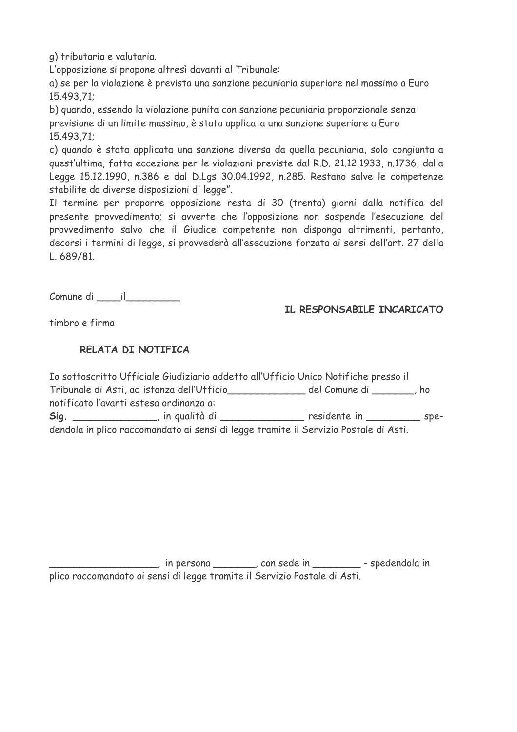g) tributaria e valutaria.

L'opposizione si propone altresì davanti al Tribunale:

a) se per la violazione è prevista una sanzione pecuniaria superiore nel massimo a Euro 15.493,71;

b) quando, essendo la violazione punita con sanzione pecuniaria proporzionale senza previsione di un limite massimo, è stata applicata una sanzione superiore a Euro 15.493,71;

c) quando è stata applicata una sanzione diversa da quella pecuniaria, solo congiunta a quest'ultima, fatta eccezione per le violazioni previste dal R.D. 21.12.1933, n.1736, dalla Legge 15.12.1990, n.386 e dal D.Lgs 30.04.1992, n.285. Restano salve le competenze stabilite da diverse disposizioni di legge".

Il termine per proporre opposizione resta di 30 (trenta) giorni dalla notifica del presente provvedimento; si avverte che l'opposizione non sospende l'esecuzione del provvedimento salvo che il Giudice competente non disponga altrimenti, pertanto, decorsi i termini di legge, si provvederà all'esecuzione forzata ai sensi dell'art. 27 della L. 689/81.

Comune di ____il_________

**IL RESPONSABILE INCARICATO**

timbro e firma

**RELATA DI NOTIFICA**

Io sottoscritto Ufficiale Giudiziario addetto all'Ufficio Unico Notifiche presso il Tribunale di Asti, ad istanza dell'Ufficio_____________ del Comune di _______, ho notificato l'avanti estesa ordinanza a:

**Sig.** ______________, in qualità di ______________ residente in _________ spedendola in plico raccomandato ai sensi di legge tramite il Servizio Postale di Asti.

__________________, in persona _______, con sede in ________ - spedendola in plico raccomandato ai sensi di legge tramite il Servizio Postale di Asti.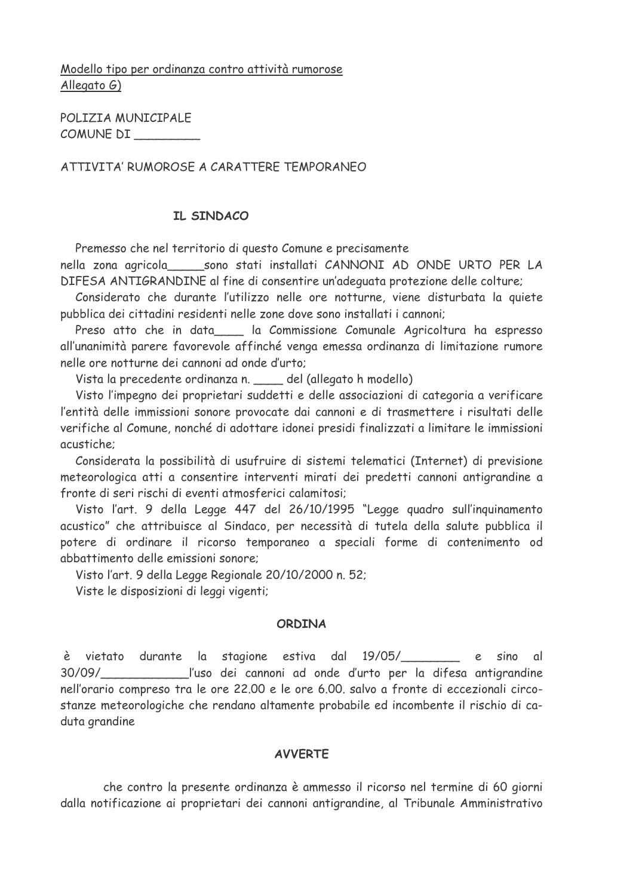Modello tipo per ordinanza contro attività rumorose
Allegato G)

POLIZIA MUNICIPALE
COMUNE DI _________

ATTIVITA' RUMOROSE A CARATTERE TEMPORANEO

## IL SINDACO

Premesso che nel territorio di questo Comune e precisamente nella zona agricola_____sono stati installati CANNONI AD ONDE URTO PER LA DIFESA ANTIGRANDINE al fine di consentire un'adeguata protezione delle colture;

Considerato che durante l'utilizzo nelle ore notturne, viene disturbata la quiete pubblica dei cittadini residenti nelle zone dove sono installati i cannoni;

Preso atto che in data____ la Commissione Comunale Agricoltura ha espresso all'unanimità parere favorevole affinché venga emessa ordinanza di limitazione rumore nelle ore notturne dei cannoni ad onde d'urto;

Vista la precedente ordinanza n. ____ del (allegato h modello)

Visto l'impegno dei proprietari suddetti e delle associazioni di categoria a verificare l'entità delle immissioni sonore provocate dai cannoni e di trasmettere i risultati delle verifiche al Comune, nonché di adottare idonei presidi finalizzati a limitare le immissioni acustiche;

Considerata la possibilità di usufruire di sistemi telematici (Internet) di previsione meteorologica atti a consentire interventi mirati dei predetti cannoni antigrandine a fronte di seri rischi di eventi atmosferici calamitosi;

Visto l'art. 9 della Legge 447 del 26/10/1995 "Legge quadro sull'inquinamento acustico" che attribuisce al Sindaco, per necessità di tutela della salute pubblica il potere di ordinare il ricorso temporaneo a speciali forme di contenimento od abbattimento delle emissioni sonore;

Visto l'art. 9 della Legge Regionale 20/10/2000 n. 52;

Viste le disposizioni di leggi vigenti;

## ORDINA

è vietato durante la stagione estiva dal 19/05/________ e sino al 30/09/____________l'uso dei cannoni ad onde d'urto per la difesa antigrandine nell'orario compreso tra le ore 22.00 e le ore 6.00. salvo a fronte di eccezionali circostanze meteorologiche che rendano altamente probabile ed incombente il rischio di caduta grandine

## AVVERTE

che contro la presente ordinanza è ammesso il ricorso nel termine di 60 giorni dalla notificazione ai proprietari dei cannoni antigrandine, al Tribunale Amministrativo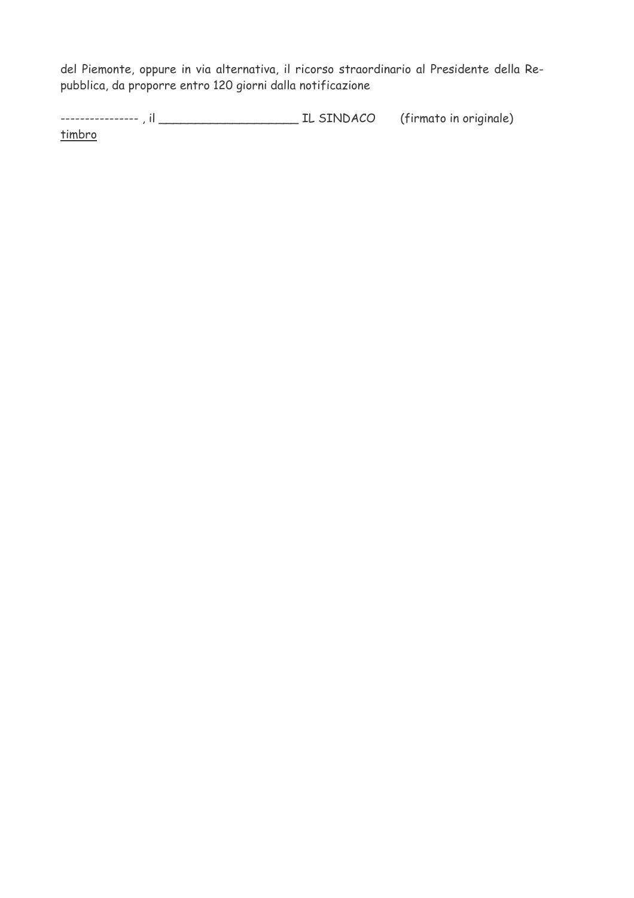del Piemonte, oppure in via alternativa, il ricorso straordinario al Presidente della Repubblica, da proporre entro 120 giorni dalla notificazione

---------------- , il ____________________ IL SINDACO (firmato in originale)

timbro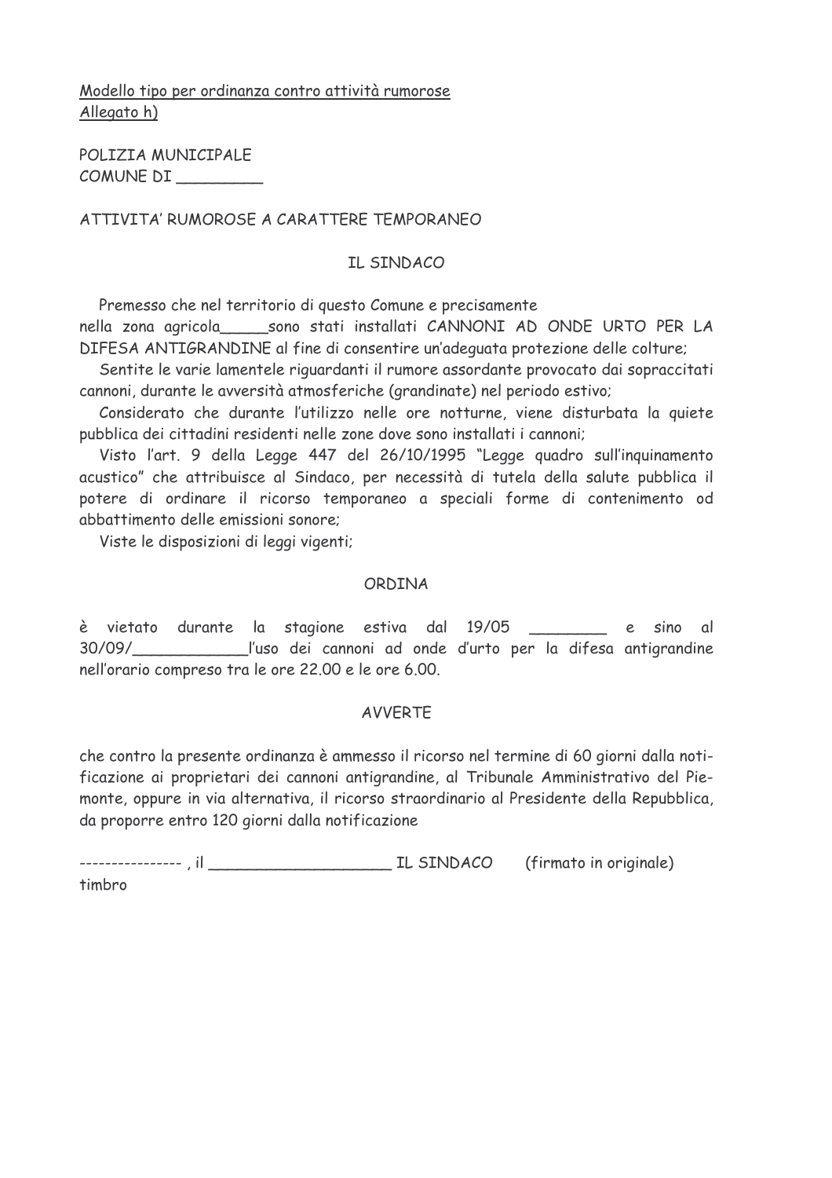Modello tipo per ordinanza contro attività rumorose
Allegato h)

POLIZIA MUNICIPALE
COMUNE DI _________

ATTIVITA' RUMOROSE A CARATTERE TEMPORANEO

IL SINDACO

Premesso che nel territorio di questo Comune e precisamente nella zona agricola_____sono stati installati CANNONI AD ONDE URTO PER LA DIFESA ANTIGRANDINE al fine di consentire un'adeguata protezione delle colture;

Sentite le varie lamentele riguardanti il rumore assordante provocato dai sopraccitati cannoni, durante le avversità atmosferiche (grandinate) nel periodo estivo;

Considerato che durante l'utilizzo nelle ore notturne, viene disturbata la quiete pubblica dei cittadini residenti nelle zone dove sono installati i cannoni;

Visto l'art. 9 della Legge 447 del 26/10/1995 "Legge quadro sull'inquinamento acustico" che attribuisce al Sindaco, per necessità di tutela della salute pubblica il potere di ordinare il ricorso temporaneo a speciali forme di contenimento od abbattimento delle emissioni sonore;

Viste le disposizioni di leggi vigenti;

ORDINA

è vietato durante la stagione estiva dal 19/05 ________ e sino al 30/09/____________l'uso dei cannoni ad onde d'urto per la difesa antigrandine nell'orario compreso tra le ore 22.00 e le ore 6.00.

AVVERTE

che contro la presente ordinanza è ammesso il ricorso nel termine di 60 giorni dalla notificazione ai proprietari dei cannoni antigrandine, al Tribunale Amministrativo del Piemonte, oppure in via alternativa, il ricorso straordinario al Presidente della Repubblica, da proporre entro 120 giorni dalla notificazione

---------------- , il ___________________ IL SINDACO (firmato in originale)

timbro